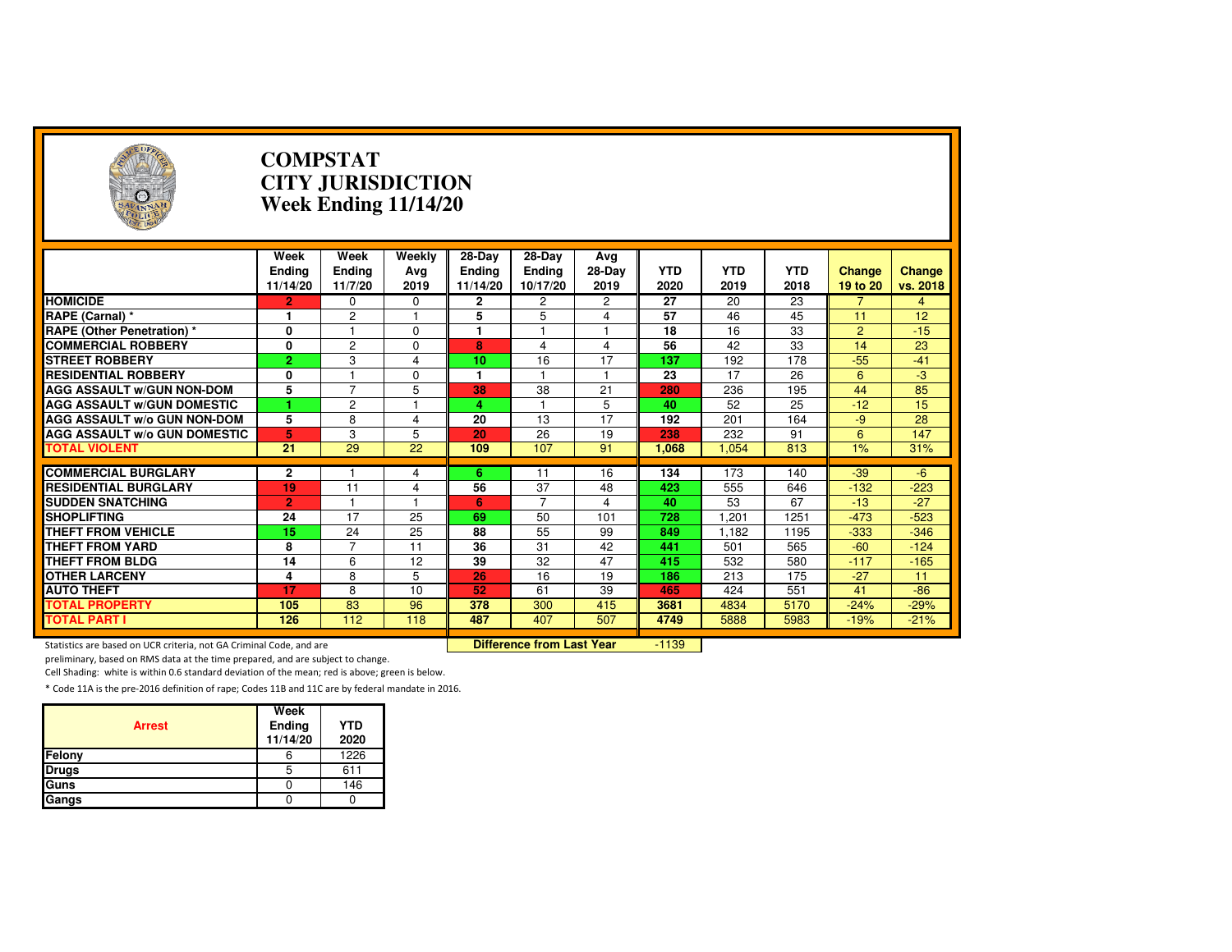# COMPSTAT
# CITY JURISDICTION
# Week Ending 11/14/20

| | Week Ending 11/14/20 | Week Ending 11/7/20 | Weekly Avg 2019 | 28-Day Ending 11/14/20 | 28-Day Ending 10/17/20 | Avg 28-Day 2019 | YTD 2020 | YTD 2019 | YTD 2018 | Change 19 to 20 | Change vs. 2018 |
|---|---|---|---|---|---|---|---|---|---|---|---|
| HOMICIDE | 2 | 0 | 0 | 2 | 2 | 2 | 27 | 20 | 23 | 7 | 4 |
| RAPE (Carnal) * | 1 | 2 | 1 | 5 | 5 | 4 | 57 | 46 | 45 | 11 | 12 |
| RAPE (Other Penetration) * | 0 | 1 | 0 | 1 | 1 | 1 | 18 | 16 | 33 | 2 | -15 |
| COMMERCIAL ROBBERY | 0 | 2 | 0 | 8 | 4 | 4 | 56 | 42 | 33 | 14 | 23 |
| STREET ROBBERY | 2 | 3 | 4 | 10 | 16 | 17 | 137 | 192 | 178 | -55 | -41 |
| RESIDENTIAL ROBBERY | 0 | 1 | 0 | 1 | 1 | 1 | 23 | 17 | 26 | 6 | -3 |
| AGG ASSAULT w/GUN NON-DOM | 5 | 7 | 5 | 38 | 38 | 21 | 280 | 236 | 195 | 44 | 85 |
| AGG ASSAULT w/GUN DOMESTIC | 1 | 2 | 1 | 4 | 1 | 5 | 40 | 52 | 25 | -12 | 15 |
| AGG ASSAULT w/o GUN NON-DOM | 5 | 8 | 4 | 20 | 13 | 17 | 192 | 201 | 164 | -9 | 28 |
| AGG ASSAULT w/o GUN DOMESTIC | 5 | 3 | 5 | 20 | 26 | 19 | 238 | 232 | 91 | 6 | 147 |
| TOTAL VIOLENT | 21 | 29 | 22 | 109 | 107 | 91 | 1,068 | 1,054 | 813 | 1% | 31% |
| COMMERCIAL BURGLARY | 2 | 1 | 4 | 6 | 11 | 16 | 134 | 173 | 140 | -39 | -6 |
| RESIDENTIAL BURGLARY | 19 | 11 | 4 | 56 | 37 | 48 | 423 | 555 | 646 | -132 | -223 |
| SUDDEN SNATCHING | 2 | 1 | 1 | 6 | 7 | 4 | 40 | 53 | 67 | -13 | -27 |
| SHOPLIFTING | 24 | 17 | 25 | 69 | 50 | 101 | 728 | 1,201 | 1251 | -473 | -523 |
| THEFT FROM VEHICLE | 15 | 24 | 25 | 88 | 55 | 99 | 849 | 1,182 | 1195 | -333 | -346 |
| THEFT FROM YARD | 8 | 7 | 11 | 36 | 31 | 42 | 441 | 501 | 565 | -60 | -124 |
| THEFT FROM BLDG | 14 | 6 | 12 | 39 | 32 | 47 | 415 | 532 | 580 | -117 | -165 |
| OTHER LARCENY | 4 | 8 | 5 | 26 | 16 | 19 | 186 | 213 | 175 | -27 | 11 |
| AUTO THEFT | 17 | 8 | 10 | 52 | 61 | 39 | 465 | 424 | 551 | 41 | -86 |
| TOTAL PROPERTY | 105 | 83 | 96 | 378 | 300 | 415 | 3681 | 4834 | 5170 | -24% | -29% |
| TOTAL PART I | 126 | 112 | 118 | 487 | 407 | 507 | 4749 | 5888 | 5983 | -19% | -21% |

**Difference from Last Year**: -1139

Statistics are based on UCR criteria, not GA Criminal Code, and are preliminary, based on RMS data at the time prepared, and are subject to change.

Cell Shading: white is within 0.6 standard deviation of the mean; red is above; green is below.

* Code 11A is the pre-2016 definition of rape; Codes 11B and 11C are by federal mandate in 2016.

| Arrest | Week Ending 11/14/20 | YTD 2020 |
|---|---|---|
| Felony | 6 | 1226 |
| Drugs | 5 | 611 |
| Guns | 0 | 146 |
| Gangs | 0 | 0 |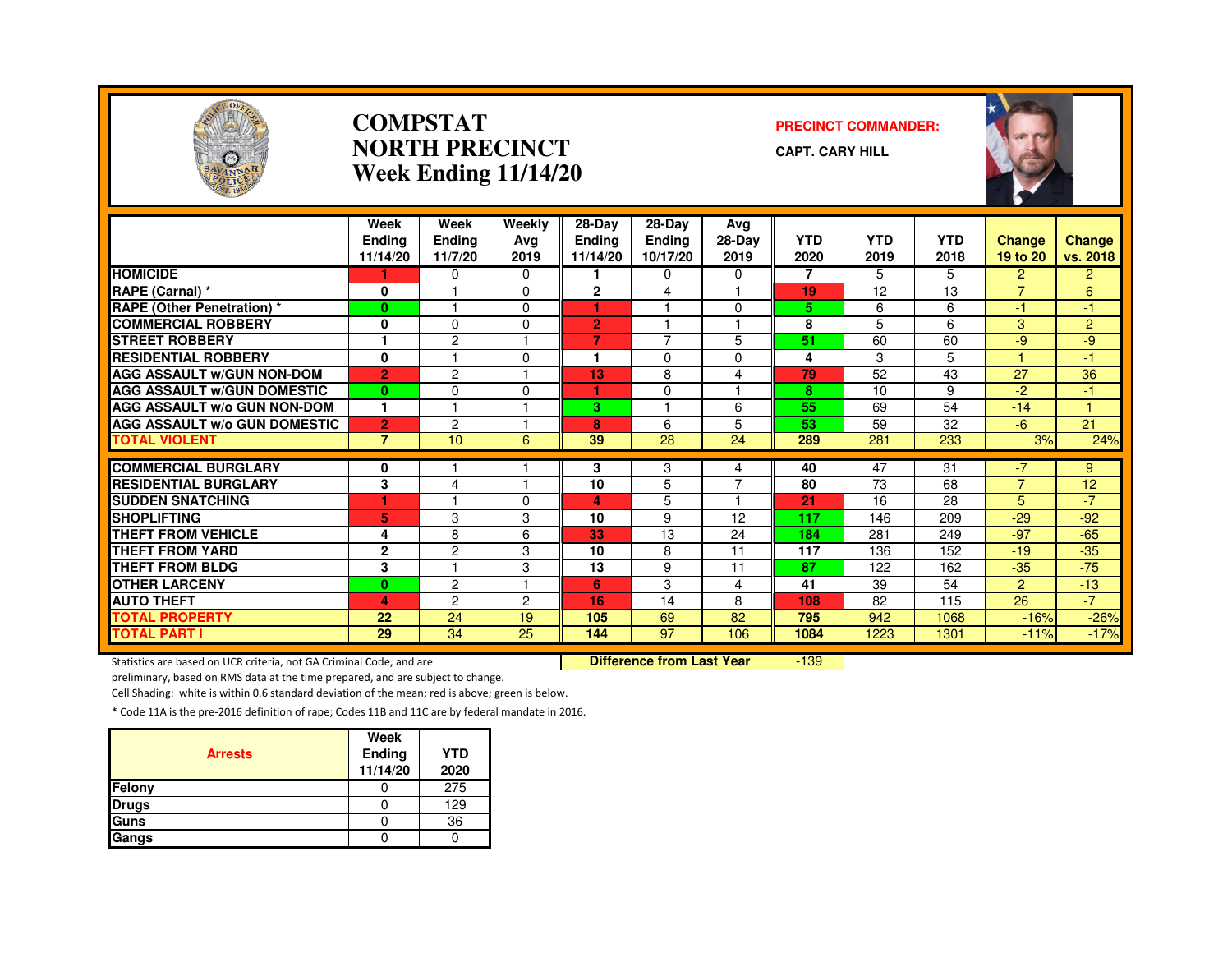# COMPSTAT
# NORTH PRECINCT
## Week Ending 11/14/20

**PRECINCT COMMANDER:**

**CAPT. CARY HILL**

| | Week Ending 11/14/20 | Week Ending 11/7/20 | Weekly Avg 2019 | 28-Day Ending 11/14/20 | 28-Day Ending 10/17/20 | Avg 28-Day 2019 | YTD 2020 | YTD 2019 | YTD 2018 | Change 19 to 20 | Change vs. 2018 |
|---|---|---|---|---|---|---|---|---|---|---|---|
| HOMICIDE | 1 | 0 | 0 | 1 | 0 | 0 | 7 | 5 | 5 | 2 | 2 |
| RAPE (Carnal) * | 0 | 1 | 0 | 2 | 4 | 1 | 19 | 12 | 13 | 7 | 6 |
| RAPE (Other Penetration) * | 0 | 1 | 0 | 1 | 1 | 0 | 5 | 6 | 6 | -1 | -1 |
| COMMERCIAL ROBBERY | 0 | 0 | 0 | 2 | 1 | 1 | 8 | 5 | 6 | 3 | 2 |
| STREET ROBBERY | 1 | 2 | 1 | 7 | 7 | 5 | 51 | 60 | 60 | -9 | -9 |
| RESIDENTIAL ROBBERY | 0 | 1 | 0 | 1 | 0 | 0 | 4 | 3 | 5 | 1 | -1 |
| AGG ASSAULT w/GUN NON-DOM | 2 | 2 | 1 | 13 | 8 | 4 | 79 | 52 | 43 | 27 | 36 |
| AGG ASSAULT w/GUN DOMESTIC | 0 | 0 | 0 | 1 | 0 | 1 | 8 | 10 | 9 | -2 | -1 |
| AGG ASSAULT w/o GUN NON-DOM | 1 | 1 | 1 | 3 | 1 | 6 | 55 | 69 | 54 | -14 | 1 |
| AGG ASSAULT w/o GUN DOMESTIC | 2 | 2 | 1 | 8 | 6 | 5 | 53 | 59 | 32 | -6 | 21 |
| TOTAL VIOLENT | 7 | 10 | 6 | 39 | 28 | 24 | 289 | 281 | 233 | 3% | 24% |
| COMMERCIAL BURGLARY | 0 | 1 | 1 | 3 | 3 | 4 | 40 | 47 | 31 | -7 | 9 |
| RESIDENTIAL BURGLARY | 3 | 4 | 1 | 10 | 5 | 7 | 80 | 73 | 68 | 7 | 12 |
| SUDDEN SNATCHING | 1 | 1 | 0 | 4 | 5 | 1 | 21 | 16 | 28 | 5 | -7 |
| SHOPLIFTING | 5 | 3 | 3 | 10 | 9 | 12 | 117 | 146 | 209 | -29 | -92 |
| THEFT FROM VEHICLE | 4 | 8 | 6 | 33 | 13 | 24 | 184 | 281 | 249 | -97 | -65 |
| THEFT FROM YARD | 2 | 2 | 3 | 10 | 8 | 11 | 117 | 136 | 152 | -19 | -35 |
| THEFT FROM BLDG | 3 | 1 | 3 | 13 | 9 | 11 | 87 | 122 | 162 | -35 | -75 |
| OTHER LARCENY | 0 | 2 | 1 | 6 | 3 | 4 | 41 | 39 | 54 | 2 | -13 |
| AUTO THEFT | 4 | 2 | 2 | 16 | 14 | 8 | 108 | 82 | 115 | 26 | -7 |
| TOTAL PROPERTY | 22 | 24 | 19 | 105 | 69 | 82 | 795 | 942 | 1068 | -16% | -26% |
| TOTAL PART I | 29 | 34 | 25 | 144 | 97 | 106 | 1084 | 1223 | 1301 | -11% | -17% |

**Difference from Last Year** -139

Statistics are based on UCR criteria, not GA Criminal Code, and are preliminary, based on RMS data at the time prepared, and are subject to change.

Cell Shading: white is within 0.6 standard deviation of the mean; red is above; green is below.

* Code 11A is the pre-2016 definition of rape; Codes 11B and 11C are by federal mandate in 2016.

| Arrests | Week Ending 11/14/20 | YTD 2020 |
|---|---|---|
| Felony | 0 | 275 |
| Drugs | 0 | 129 |
| Guns | 0 | 36 |
| Gangs | 0 | 0 |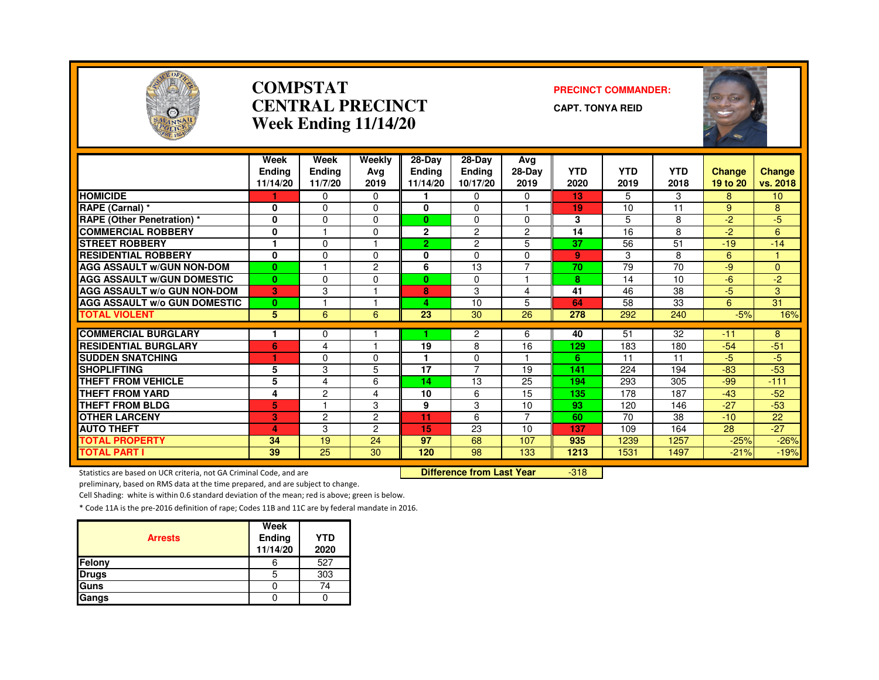# COMPSTAT
# CENTRAL PRECINCT
# Week Ending 11/14/20

**PRECINCT COMMANDER:**

**CAPT. TONYA REID**

| | Week Ending 11/14/20 | Week Ending 11/7/20 | Weekly Avg 2019 | 28-Day Ending 11/14/20 | 28-Day Ending 10/17/20 | Avg 28-Day 2019 | YTD 2020 | YTD 2019 | YTD 2018 | Change 19 to 20 | Change vs. 2018 |
|---|---|---|---|---|---|---|---|---|---|---|---|
| HOMICIDE | 1 | 0 | 0 | 1 | 0 | 0 | 13 | 5 | 3 | 8 | 10 |
| RAPE (Carnal) * | 0 | 0 | 0 | 0 | 0 | 1 | 19 | 10 | 11 | 9 | 8 |
| RAPE (Other Penetration) * | 0 | 0 | 0 | 0 | 0 | 0 | 3 | 5 | 8 | -2 | -5 |
| COMMERCIAL ROBBERY | 0 | 1 | 0 | 2 | 2 | 2 | 14 | 16 | 8 | -2 | 6 |
| STREET ROBBERY | 1 | 0 | 1 | 2 | 2 | 5 | 37 | 56 | 51 | -19 | -14 |
| RESIDENTIAL ROBBERY | 0 | 0 | 0 | 0 | 0 | 0 | 9 | 3 | 8 | 6 | 1 |
| AGG ASSAULT w/GUN NON-DOM | 0 | 1 | 2 | 6 | 13 | 7 | 70 | 79 | 70 | -9 | 0 |
| AGG ASSAULT w/GUN DOMESTIC | 0 | 0 | 0 | 0 | 0 | 1 | 8 | 14 | 10 | -6 | -2 |
| AGG ASSAULT w/o GUN NON-DOM | 3 | 3 | 1 | 8 | 3 | 4 | 41 | 46 | 38 | -5 | 3 |
| AGG ASSAULT w/o GUN DOMESTIC | 0 | 1 | 1 | 4 | 10 | 5 | 64 | 58 | 33 | 6 | 31 |
| TOTAL VIOLENT | 5 | 6 | 6 | 23 | 30 | 26 | 278 | 292 | 240 | -5% | 16% |
| COMMERCIAL BURGLARY | 1 | 0 | 1 | 1 | 2 | 6 | 40 | 51 | 32 | -11 | 8 |
| RESIDENTIAL BURGLARY | 6 | 4 | 1 | 19 | 8 | 16 | 129 | 183 | 180 | -54 | -51 |
| SUDDEN SNATCHING | 1 | 0 | 0 | 1 | 0 | 1 | 6 | 11 | 11 | -5 | -5 |
| SHOPLIFTING | 5 | 3 | 5 | 17 | 7 | 19 | 141 | 224 | 194 | -83 | -53 |
| THEFT FROM VEHICLE | 5 | 4 | 6 | 14 | 13 | 25 | 194 | 293 | 305 | -99 | -111 |
| THEFT FROM YARD | 4 | 2 | 4 | 10 | 6 | 15 | 135 | 178 | 187 | -43 | -52 |
| THEFT FROM BLDG | 5 | 1 | 3 | 9 | 3 | 10 | 93 | 120 | 146 | -27 | -53 |
| OTHER LARCENY | 3 | 2 | 2 | 11 | 6 | 7 | 60 | 70 | 38 | -10 | 22 |
| AUTO THEFT | 4 | 3 | 2 | 15 | 23 | 10 | 137 | 109 | 164 | 28 | -27 |
| TOTAL PROPERTY | 34 | 19 | 24 | 97 | 68 | 107 | 935 | 1239 | 1257 | -25% | -26% |
| TOTAL PART I | 39 | 25 | 30 | 120 | 98 | 133 | 1213 | 1531 | 1497 | -21% | -19% |

**Difference from Last Year** -318

Statistics are based on UCR criteria, not GA Criminal Code, and are preliminary, based on RMS data at the time prepared, and are subject to change.

Cell Shading: white is within 0.6 standard deviation of the mean; red is above; green is below.

* Code 11A is the pre-2016 definition of rape; Codes 11B and 11C are by federal mandate in 2016.

| Arrests | Week Ending 11/14/20 | YTD 2020 |
|---|---|---|
| Felony | 6 | 527 |
| Drugs | 5 | 303 |
| Guns | 0 | 74 |
| Gangs | 0 | 0 |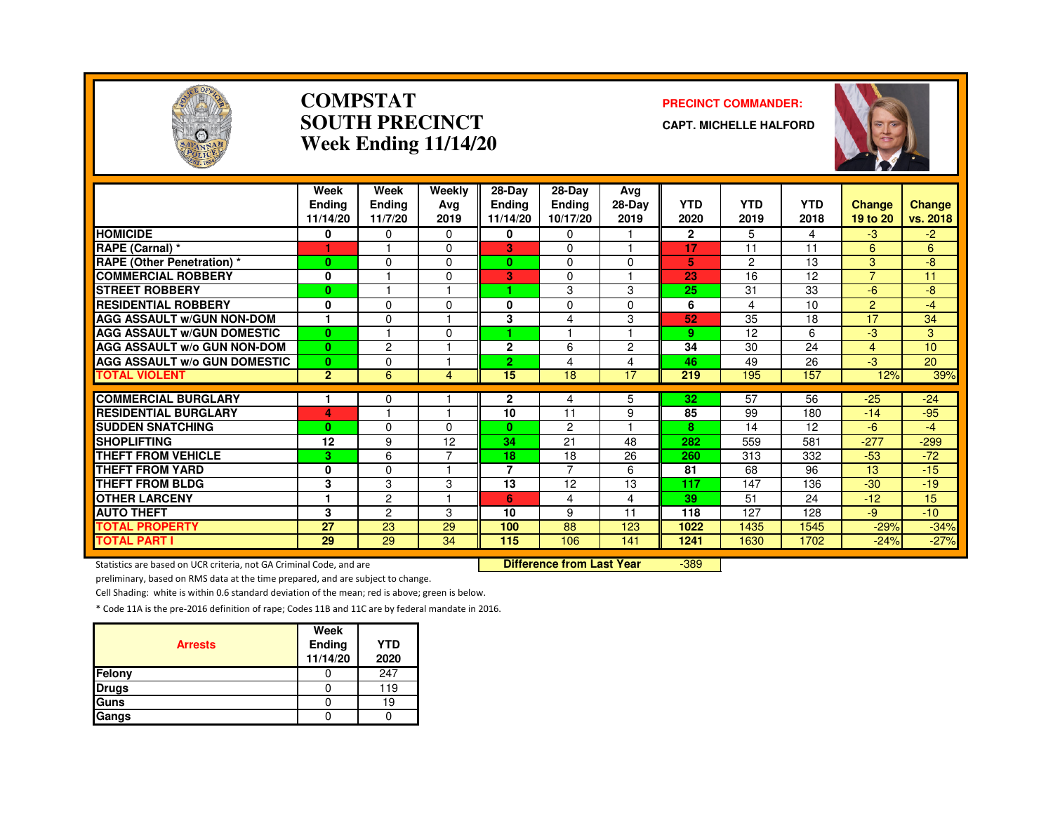# COMPSTAT
# SOUTH PRECINCT
# Week Ending 11/14/20

**PRECINCT COMMANDER:**

**CAPT. MICHELLE HALFORD**

| | Week Ending 11/14/20 | Week Ending 11/7/20 | Weekly Avg 2019 | 28-Day Ending 11/14/20 | 28-Day Ending 10/17/20 | Avg 28-Day 2019 | YTD 2020 | YTD 2019 | YTD 2018 | Change 19 to 20 | Change vs. 2018 |
|---|---|---|---|---|---|---|---|---|---|---|---|
| **HOMICIDE** | 0 | 0 | 0 | 0 | 0 | 1 | 2 | 5 | 4 | -3 | -2 |
| **RAPE (Carnal) *** | 1 | 1 | 0 | 3 | 0 | 1 | 17 | 11 | 11 | 6 | 6 |
| **RAPE (Other Penetration) *** | 0 | 0 | 0 | 0 | 0 | 0 | 5 | 2 | 13 | 3 | -8 |
| **COMMERCIAL ROBBERY** | 0 | 1 | 0 | 3 | 0 | 1 | 23 | 16 | 12 | 7 | 11 |
| **STREET ROBBERY** | 0 | 1 | 1 | 1 | 3 | 3 | 25 | 31 | 33 | -6 | -8 |
| **RESIDENTIAL ROBBERY** | 0 | 0 | 0 | 0 | 0 | 0 | 6 | 4 | 10 | 2 | -4 |
| **AGG ASSAULT w/GUN NON-DOM** | 1 | 0 | 1 | 3 | 4 | 3 | 52 | 35 | 18 | 17 | 34 |
| **AGG ASSAULT w/GUN DOMESTIC** | 0 | 1 | 0 | 1 | 1 | 1 | 9 | 12 | 6 | -3 | 3 |
| **AGG ASSAULT w/o GUN NON-DOM** | 0 | 2 | 1 | 2 | 6 | 2 | 34 | 30 | 24 | 4 | 10 |
| **AGG ASSAULT w/o GUN DOMESTIC** | 0 | 0 | 1 | 2 | 4 | 4 | 46 | 49 | 26 | -3 | 20 |
| **TOTAL VIOLENT** | 2 | 6 | 4 | 15 | 18 | 17 | 219 | 195 | 157 | 12% | 39% |
| **COMMERCIAL BURGLARY** | 1 | 0 | 1 | 2 | 4 | 5 | 32 | 57 | 56 | -25 | -24 |
| **RESIDENTIAL BURGLARY** | 4 | 1 | 1 | 10 | 11 | 9 | 85 | 99 | 180 | -14 | -95 |
| **SUDDEN SNATCHING** | 0 | 0 | 0 | 0 | 2 | 1 | 8 | 14 | 12 | -6 | -4 |
| **SHOPLIFTING** | 12 | 9 | 12 | 34 | 21 | 48 | 282 | 559 | 581 | -277 | -299 |
| **THEFT FROM VEHICLE** | 3 | 6 | 7 | 18 | 18 | 26 | 260 | 313 | 332 | -53 | -72 |
| **THEFT FROM YARD** | 0 | 0 | 1 | 7 | 7 | 6 | 81 | 68 | 96 | 13 | -15 |
| **THEFT FROM BLDG** | 3 | 3 | 3 | 13 | 12 | 13 | 117 | 147 | 136 | -30 | -19 |
| **OTHER LARCENY** | 1 | 2 | 1 | 6 | 4 | 4 | 39 | 51 | 24 | -12 | 15 |
| **AUTO THEFT** | 3 | 2 | 3 | 10 | 9 | 11 | 118 | 127 | 128 | -9 | -10 |
| **TOTAL PROPERTY** | 27 | 23 | 29 | 100 | 88 | 123 | 1022 | 1435 | 1545 | -29% | -34% |
| **TOTAL PART I** | 29 | 29 | 34 | 115 | 106 | 141 | 1241 | 1630 | 1702 | -24% | -27% |

**Difference from Last Year** -389

Statistics are based on UCR criteria, not GA Criminal Code, and are preliminary, based on RMS data at the time prepared, and are subject to change.

Cell Shading: white is within 0.6 standard deviation of the mean; red is above; green is below.

* Code 11A is the pre-2016 definition of rape; Codes 11B and 11C are by federal mandate in 2016.

| Arrests | Week Ending 11/14/20 | YTD 2020 |
|---|---|---|
| Felony | 0 | 247 |
| Drugs | 0 | 119 |
| Guns | 0 | 19 |
| Gangs | 0 | 0 |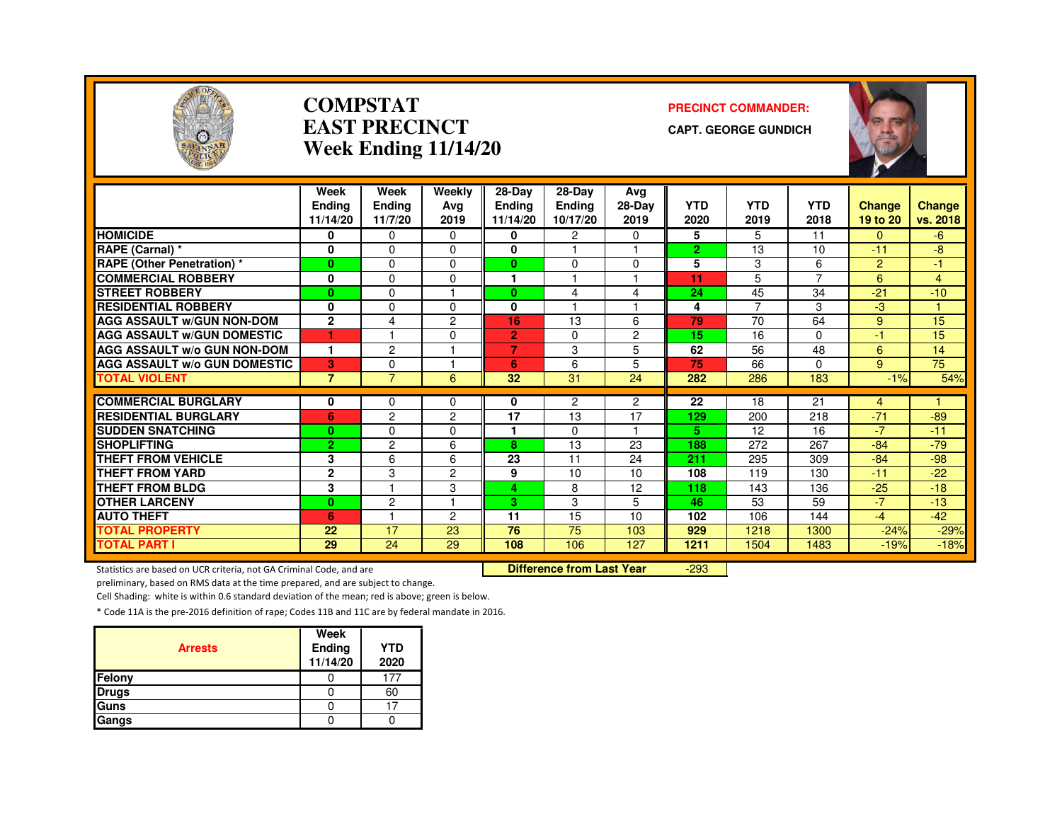# COMPSTAT
# EAST PRECINCT
# Week Ending 11/14/20

**PRECINCT COMMANDER:**

**CAPT. GEORGE GUNDICH**

| | Week Ending 11/14/20 | Week Ending 11/7/20 | Weekly Avg 2019 | 28-Day Ending 11/14/20 | 28-Day Ending 10/17/20 | Avg 28-Day 2019 | YTD 2020 | YTD 2019 | YTD 2018 | Change 19 to 20 | Change vs. 2018 |
|---|---|---|---|---|---|---|---|---|---|---|---|
| HOMICIDE | 0 | 0 | 0 | 0 | 2 | 0 | 5 | 5 | 11 | 0 | -6 |
| RAPE (Carnal) * | 0 | 0 | 0 | 0 | 1 | 1 | 2 | 13 | 10 | -11 | -8 |
| RAPE (Other Penetration) * | 0 | 0 | 0 | 0 | 0 | 0 | 5 | 3 | 6 | 2 | -1 |
| COMMERCIAL ROBBERY | 0 | 0 | 0 | 1 | 1 | 1 | 11 | 5 | 7 | 6 | 4 |
| STREET ROBBERY | 0 | 0 | 1 | 0 | 4 | 4 | 24 | 45 | 34 | -21 | -10 |
| RESIDENTIAL ROBBERY | 0 | 0 | 0 | 0 | 1 | 1 | 4 | 7 | 3 | -3 | 1 |
| AGG ASSAULT w/GUN NON-DOM | 2 | 4 | 2 | 16 | 13 | 6 | 79 | 70 | 64 | 9 | 15 |
| AGG ASSAULT w/GUN DOMESTIC | 1 | 1 | 0 | 2 | 0 | 2 | 15 | 16 | 0 | -1 | 15 |
| AGG ASSAULT w/o GUN NON-DOM | 1 | 2 | 1 | 7 | 3 | 5 | 62 | 56 | 48 | 6 | 14 |
| AGG ASSAULT w/o GUN DOMESTIC | 3 | 0 | 1 | 6 | 6 | 5 | 75 | 66 | 0 | 9 | 75 |
| TOTAL VIOLENT | 7 | 7 | 6 | 32 | 31 | 24 | 282 | 286 | 183 | -1% | 54% |
| COMMERCIAL BURGLARY | 0 | 0 | 0 | 0 | 2 | 2 | 22 | 18 | 21 | 4 | 1 |
| RESIDENTIAL BURGLARY | 6 | 2 | 2 | 17 | 13 | 17 | 129 | 200 | 218 | -71 | -89 |
| SUDDEN SNATCHING | 0 | 0 | 0 | 1 | 0 | 1 | 5 | 12 | 16 | -7 | -11 |
| SHOPLIFTING | 2 | 2 | 6 | 8 | 13 | 23 | 188 | 272 | 267 | -84 | -79 |
| THEFT FROM VEHICLE | 3 | 6 | 6 | 23 | 11 | 24 | 211 | 295 | 309 | -84 | -98 |
| THEFT FROM YARD | 2 | 3 | 2 | 9 | 10 | 10 | 108 | 119 | 130 | -11 | -22 |
| THEFT FROM BLDG | 3 | 1 | 3 | 4 | 8 | 12 | 118 | 143 | 136 | -25 | -18 |
| OTHER LARCENY | 0 | 2 | 1 | 3 | 3 | 5 | 46 | 53 | 59 | -7 | -13 |
| AUTO THEFT | 6 | 1 | 2 | 11 | 15 | 10 | 102 | 106 | 144 | -4 | -42 |
| TOTAL PROPERTY | 22 | 17 | 23 | 76 | 75 | 103 | 929 | 1218 | 1300 | -24% | -29% |
| TOTAL PART I | 29 | 24 | 29 | 108 | 106 | 127 | 1211 | 1504 | 1483 | -19% | -18% |

**Difference from Last Year** -293

Statistics are based on UCR criteria, not GA Criminal Code, and are preliminary, based on RMS data at the time prepared, and are subject to change.

Cell Shading: white is within 0.6 standard deviation of the mean; red is above; green is below.

* Code 11A is the pre-2016 definition of rape; Codes 11B and 11C are by federal mandate in 2016.

| Arrests | Week Ending 11/14/20 | YTD 2020 |
|---|---|---|
| Felony | 0 | 177 |
| Drugs | 0 | 60 |
| Guns | 0 | 17 |
| Gangs | 0 | 0 |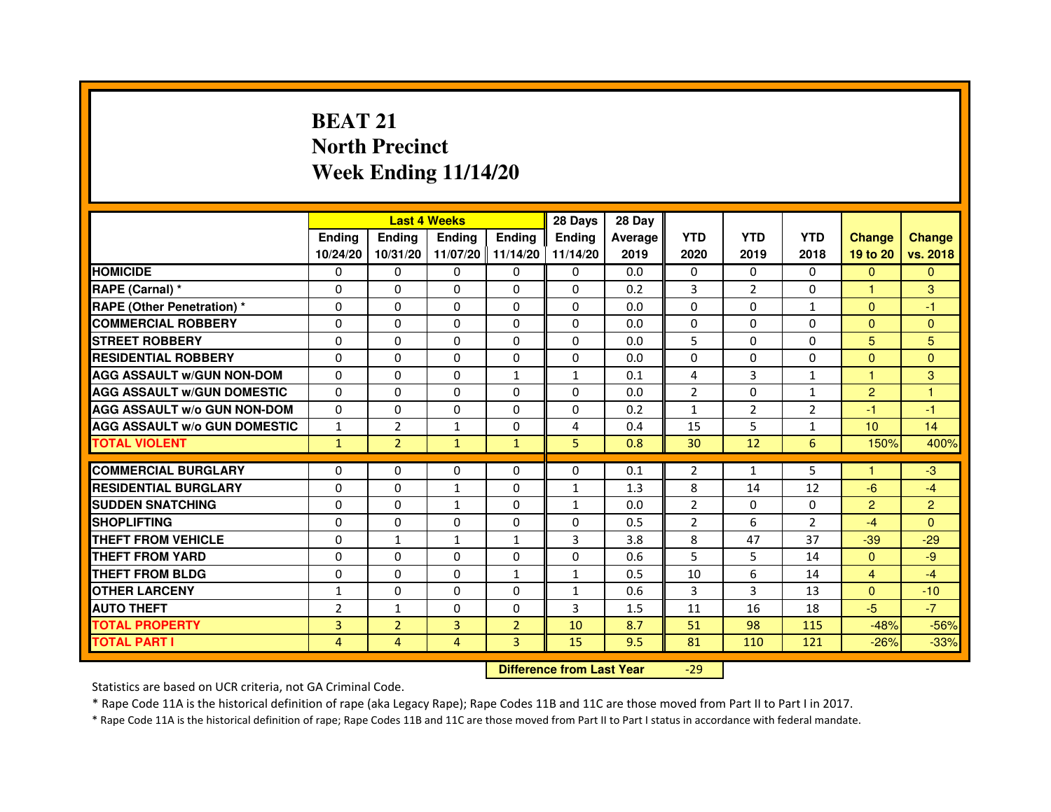# BEAT 21
# North Precinct
# Week Ending 11/14/20

| | Last 4 Weeks | | | | 28 Days | 28 Day | | | | | |
|---|---|---|---|---|---|---|---|---|---|---|---|
| | Ending 10/24/20 | Ending 10/31/20 | Ending 11/07/20 | Ending 11/14/20 | Ending 11/14/20 | Average 2019 | YTD 2020 | YTD 2019 | YTD 2018 | Change 19 to 20 | Change vs. 2018 |
| HOMICIDE | 0 | 0 | 0 | 0 | 0 | 0.0 | 0 | 0 | 0 | 0 | 0 |
| RAPE (Carnal) * | 0 | 0 | 0 | 0 | 0 | 0.2 | 3 | 2 | 0 | 1 | 3 |
| RAPE (Other Penetration) * | 0 | 0 | 0 | 0 | 0 | 0.0 | 0 | 0 | 1 | 0 | -1 |
| COMMERCIAL ROBBERY | 0 | 0 | 0 | 0 | 0 | 0.0 | 0 | 0 | 0 | 0 | 0 |
| STREET ROBBERY | 0 | 0 | 0 | 0 | 0 | 0.0 | 5 | 0 | 0 | 5 | 5 |
| RESIDENTIAL ROBBERY | 0 | 0 | 0 | 0 | 0 | 0.0 | 0 | 0 | 0 | 0 | 0 |
| AGG ASSAULT w/GUN NON-DOM | 0 | 0 | 0 | 1 | 1 | 0.1 | 4 | 3 | 1 | 1 | 3 |
| AGG ASSAULT w/GUN DOMESTIC | 0 | 0 | 0 | 0 | 0 | 0.0 | 2 | 0 | 1 | 2 | 1 |
| AGG ASSAULT w/o GUN NON-DOM | 0 | 0 | 0 | 0 | 0 | 0.2 | 1 | 2 | 2 | -1 | -1 |
| AGG ASSAULT w/o GUN DOMESTIC | 1 | 2 | 1 | 0 | 4 | 0.4 | 15 | 5 | 1 | 10 | 14 |
| TOTAL VIOLENT | 1 | 2 | 1 | 1 | 5 | 0.8 | 30 | 12 | 6 | 150% | 400% |
| COMMERCIAL BURGLARY | 0 | 0 | 0 | 0 | 0 | 0.1 | 2 | 1 | 5 | 1 | -3 |
| RESIDENTIAL BURGLARY | 0 | 0 | 1 | 0 | 1 | 1.3 | 8 | 14 | 12 | -6 | -4 |
| SUDDEN SNATCHING | 0 | 0 | 1 | 0 | 1 | 0.0 | 2 | 0 | 0 | 2 | 2 |
| SHOPLIFTING | 0 | 0 | 0 | 0 | 0 | 0.5 | 2 | 6 | 2 | -4 | 0 |
| THEFT FROM VEHICLE | 0 | 1 | 1 | 1 | 3 | 3.8 | 8 | 47 | 37 | -39 | -29 |
| THEFT FROM YARD | 0 | 0 | 0 | 0 | 0 | 0.6 | 5 | 5 | 14 | 0 | -9 |
| THEFT FROM BLDG | 0 | 0 | 0 | 1 | 1 | 0.5 | 10 | 6 | 14 | 4 | -4 |
| OTHER LARCENY | 1 | 0 | 0 | 0 | 1 | 0.6 | 3 | 3 | 13 | 0 | -10 |
| AUTO THEFT | 2 | 1 | 0 | 0 | 3 | 1.5 | 11 | 16 | 18 | -5 | -7 |
| TOTAL PROPERTY | 3 | 2 | 3 | 2 | 10 | 8.7 | 51 | 98 | 115 | -48% | -56% |
| TOTAL PART I | 4 | 4 | 4 | 3 | 15 | 9.5 | 81 | 110 | 121 | -26% | -33% |

**Difference from Last Year** -29

Statistics are based on UCR criteria, not GA Criminal Code.

* Rape Code 11A is the historical definition of rape (aka Legacy Rape); Rape Codes 11B and 11C are those moved from Part II to Part I in 2017.

* Rape Code 11A is the historical definition of rape; Rape Codes 11B and 11C are those moved from Part II to Part I status in accordance with federal mandate.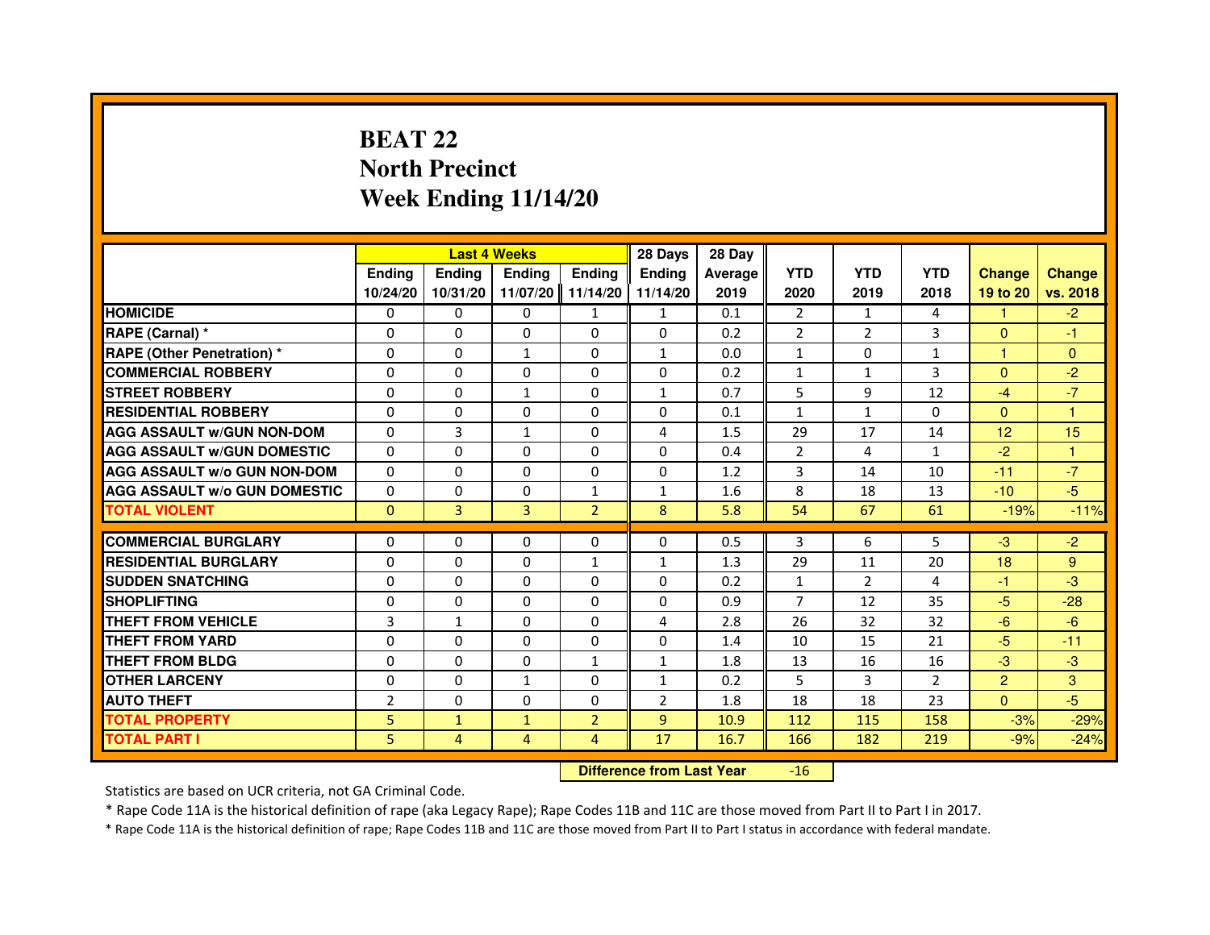# BEAT 22
## North Precinct
## Week Ending 11/14/20

| | Last 4 Weeks | | | | 28 Days | 28 Day | | | | | |
|---|---|---|---|---|---|---|---|---|---|---|---|
| | Ending 10/24/20 | Ending 10/31/20 | Ending 11/07/20 | Ending 11/14/20 | Ending 11/14/20 | Average 2019 | YTD 2020 | YTD 2019 | YTD 2018 | Change 19 to 20 | Change vs. 2018 |
| HOMICIDE | 0 | 0 | 0 | 1 | 1 | 0.1 | 2 | 1 | 4 | 1 | -2 |
| RAPE (Carnal) * | 0 | 0 | 0 | 0 | 0 | 0.2 | 2 | 2 | 3 | 0 | -1 |
| RAPE (Other Penetration) * | 0 | 0 | 1 | 0 | 1 | 0.0 | 1 | 0 | 1 | 1 | 0 |
| COMMERCIAL ROBBERY | 0 | 0 | 0 | 0 | 0 | 0.2 | 1 | 1 | 3 | 0 | -2 |
| STREET ROBBERY | 0 | 0 | 1 | 0 | 1 | 0.7 | 5 | 9 | 12 | -4 | -7 |
| RESIDENTIAL ROBBERY | 0 | 0 | 0 | 0 | 0 | 0.1 | 1 | 1 | 0 | 0 | 1 |
| AGG ASSAULT w/GUN NON-DOM | 0 | 3 | 1 | 0 | 4 | 1.5 | 29 | 17 | 14 | 12 | 15 |
| AGG ASSAULT w/GUN DOMESTIC | 0 | 0 | 0 | 0 | 0 | 0.4 | 2 | 4 | 1 | -2 | 1 |
| AGG ASSAULT w/o GUN NON-DOM | 0 | 0 | 0 | 0 | 0 | 1.2 | 3 | 14 | 10 | -11 | -7 |
| AGG ASSAULT w/o GUN DOMESTIC | 0 | 0 | 0 | 1 | 1 | 1.6 | 8 | 18 | 13 | -10 | -5 |
| TOTAL VIOLENT | 0 | 3 | 3 | 2 | 8 | 5.8 | 54 | 67 | 61 | -19% | -11% |
| COMMERCIAL BURGLARY | 0 | 0 | 0 | 0 | 0 | 0.5 | 3 | 6 | 5 | -3 | -2 |
| RESIDENTIAL BURGLARY | 0 | 0 | 0 | 1 | 1 | 1.3 | 29 | 11 | 20 | 18 | 9 |
| SUDDEN SNATCHING | 0 | 0 | 0 | 0 | 0 | 0.2 | 1 | 2 | 4 | -1 | -3 |
| SHOPLIFTING | 0 | 0 | 0 | 0 | 0 | 0.9 | 7 | 12 | 35 | -5 | -28 |
| THEFT FROM VEHICLE | 3 | 1 | 0 | 0 | 4 | 2.8 | 26 | 32 | 32 | -6 | -6 |
| THEFT FROM YARD | 0 | 0 | 0 | 0 | 0 | 1.4 | 10 | 15 | 21 | -5 | -11 |
| THEFT FROM BLDG | 0 | 0 | 0 | 1 | 1 | 1.8 | 13 | 16 | 16 | -3 | -3 |
| OTHER LARCENY | 0 | 0 | 1 | 0 | 1 | 0.2 | 5 | 3 | 2 | 2 | 3 |
| AUTO THEFT | 2 | 0 | 0 | 0 | 2 | 1.8 | 18 | 18 | 23 | 0 | -5 |
| TOTAL PROPERTY | 5 | 1 | 1 | 2 | 9 | 10.9 | 112 | 115 | 158 | -3% | -29% |
| TOTAL PART I | 5 | 4 | 4 | 4 | 17 | 16.7 | 166 | 182 | 219 | -9% | -24% |

**Difference from Last Year** -16

Statistics are based on UCR criteria, not GA Criminal Code.

* Rape Code 11A is the historical definition of rape (aka Legacy Rape); Rape Codes 11B and 11C are those moved from Part II to Part I in 2017.

* Rape Code 11A is the historical definition of rape; Rape Codes 11B and 11C are those moved from Part II to Part I status in accordance with federal mandate.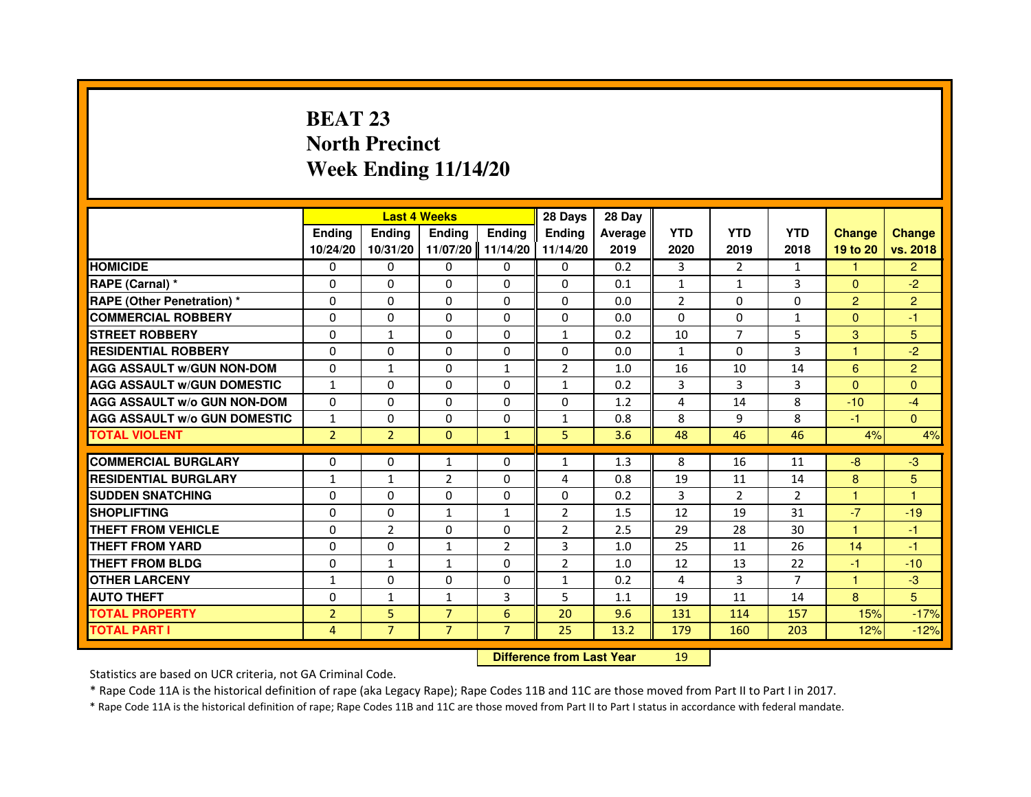# BEAT 23
# North Precinct
# Week Ending 11/14/20

| | Last 4 Weeks | | | | 28 Days | 28 Day | | | | | |
|---|---|---|---|---|---|---|---|---|---|---|---|
| | Ending 10/24/20 | Ending 10/31/20 | Ending 11/07/20 | Ending 11/14/20 | Ending 11/14/20 | Average 2019 | YTD 2020 | YTD 2019 | YTD 2018 | Change 19 to 20 | Change vs. 2018 |
| HOMICIDE | 0 | 0 | 0 | 0 | 0 | 0.2 | 3 | 2 | 1 | 1 | 2 |
| RAPE (Carnal) * | 0 | 0 | 0 | 0 | 0 | 0.1 | 1 | 1 | 3 | 0 | -2 |
| RAPE (Other Penetration) * | 0 | 0 | 0 | 0 | 0 | 0.0 | 2 | 0 | 0 | 2 | 2 |
| COMMERCIAL ROBBERY | 0 | 0 | 0 | 0 | 0 | 0.0 | 0 | 0 | 1 | 0 | -1 |
| STREET ROBBERY | 0 | 1 | 0 | 0 | 1 | 0.2 | 10 | 7 | 5 | 3 | 5 |
| RESIDENTIAL ROBBERY | 0 | 0 | 0 | 0 | 0 | 0.0 | 1 | 0 | 3 | 1 | -2 |
| AGG ASSAULT w/GUN NON-DOM | 0 | 1 | 0 | 1 | 2 | 1.0 | 16 | 10 | 14 | 6 | 2 |
| AGG ASSAULT w/GUN DOMESTIC | 1 | 0 | 0 | 0 | 1 | 0.2 | 3 | 3 | 3 | 0 | 0 |
| AGG ASSAULT w/o GUN NON-DOM | 0 | 0 | 0 | 0 | 0 | 1.2 | 4 | 14 | 8 | -10 | -4 |
| AGG ASSAULT w/o GUN DOMESTIC | 1 | 0 | 0 | 0 | 1 | 0.8 | 8 | 9 | 8 | -1 | 0 |
| TOTAL VIOLENT | 2 | 2 | 0 | 1 | 5 | 3.6 | 48 | 46 | 46 | 4% | 4% |
| COMMERCIAL BURGLARY | 0 | 0 | 1 | 0 | 1 | 1.3 | 8 | 16 | 11 | -8 | -3 |
| RESIDENTIAL BURGLARY | 1 | 1 | 2 | 0 | 4 | 0.8 | 19 | 11 | 14 | 8 | 5 |
| SUDDEN SNATCHING | 0 | 0 | 0 | 0 | 0 | 0.2 | 3 | 2 | 2 | 1 | 1 |
| SHOPLIFTING | 0 | 0 | 1 | 1 | 2 | 1.5 | 12 | 19 | 31 | -7 | -19 |
| THEFT FROM VEHICLE | 0 | 2 | 0 | 0 | 2 | 2.5 | 29 | 28 | 30 | 1 | -1 |
| THEFT FROM YARD | 0 | 0 | 1 | 2 | 3 | 1.0 | 25 | 11 | 26 | 14 | -1 |
| THEFT FROM BLDG | 0 | 1 | 1 | 0 | 2 | 1.0 | 12 | 13 | 22 | -1 | -10 |
| OTHER LARCENY | 1 | 0 | 0 | 0 | 1 | 0.2 | 4 | 3 | 7 | 1 | -3 |
| AUTO THEFT | 0 | 1 | 1 | 3 | 5 | 1.1 | 19 | 11 | 14 | 8 | 5 |
| TOTAL PROPERTY | 2 | 5 | 7 | 6 | 20 | 9.6 | 131 | 114 | 157 | 15% | -17% |
| TOTAL PART I | 4 | 7 | 7 | 7 | 25 | 13.2 | 179 | 160 | 203 | 12% | -12% |

**Difference from Last Year** 19

Statistics are based on UCR criteria, not GA Criminal Code.

* Rape Code 11A is the historical definition of rape (aka Legacy Rape); Rape Codes 11B and 11C are those moved from Part II to Part I in 2017.

* Rape Code 11A is the historical definition of rape; Rape Codes 11B and 11C are those moved from Part II to Part I status in accordance with federal mandate.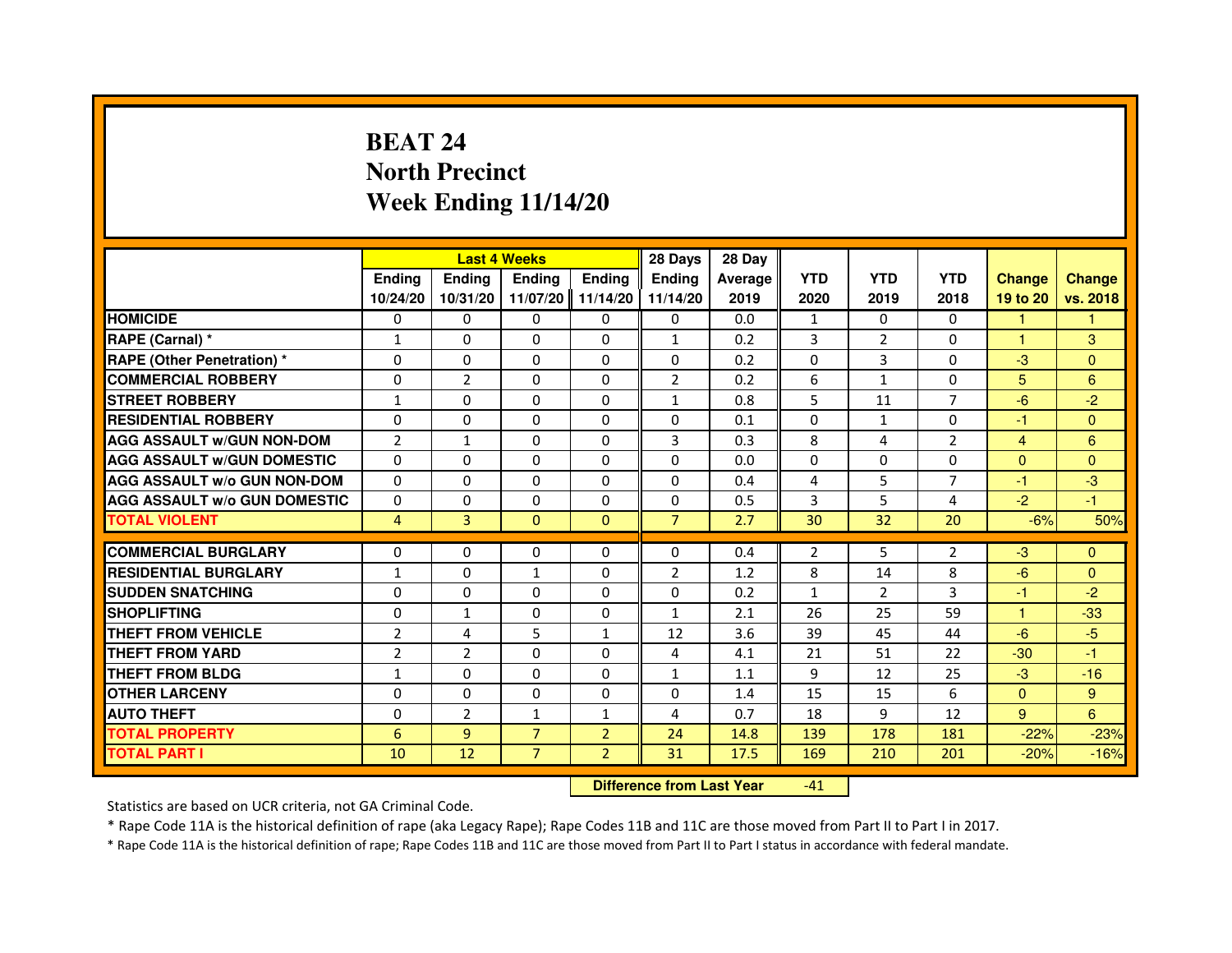# BEAT 24
## North Precinct
## Week Ending 11/14/20

| | Last 4 Weeks | | | | 28 Days | 28 Day | | | | | |
|---|---|---|---|---|---|---|---|---|---|---|---|
| | Ending 10/24/20 | Ending 10/31/20 | Ending 11/07/20 | Ending 11/14/20 | Ending 11/14/20 | Average 2019 | YTD 2020 | YTD 2019 | YTD 2018 | Change 19 to 20 | Change vs. 2018 |
| HOMICIDE | 0 | 0 | 0 | 0 | 0 | 0.0 | 1 | 0 | 0 | 1 | 1 |
| RAPE (Carnal) * | 1 | 0 | 0 | 0 | 1 | 0.2 | 3 | 2 | 0 | 1 | 3 |
| RAPE (Other Penetration) * | 0 | 0 | 0 | 0 | 0 | 0.2 | 0 | 3 | 0 | -3 | 0 |
| COMMERCIAL ROBBERY | 0 | 2 | 0 | 0 | 2 | 0.2 | 6 | 1 | 0 | 5 | 6 |
| STREET ROBBERY | 1 | 0 | 0 | 0 | 1 | 0.8 | 5 | 11 | 7 | -6 | -2 |
| RESIDENTIAL ROBBERY | 0 | 0 | 0 | 0 | 0 | 0.1 | 0 | 1 | 0 | -1 | 0 |
| AGG ASSAULT w/GUN NON-DOM | 2 | 1 | 0 | 0 | 3 | 0.3 | 8 | 4 | 2 | 4 | 6 |
| AGG ASSAULT w/GUN DOMESTIC | 0 | 0 | 0 | 0 | 0 | 0.0 | 0 | 0 | 0 | 0 | 0 |
| AGG ASSAULT w/o GUN NON-DOM | 0 | 0 | 0 | 0 | 0 | 0.4 | 4 | 5 | 7 | -1 | -3 |
| AGG ASSAULT w/o GUN DOMESTIC | 0 | 0 | 0 | 0 | 0 | 0.5 | 3 | 5 | 4 | -2 | -1 |
| TOTAL VIOLENT | 4 | 3 | 0 | 0 | 7 | 2.7 | 30 | 32 | 20 | -6% | 50% |
| COMMERCIAL BURGLARY | 0 | 0 | 0 | 0 | 0 | 0.4 | 2 | 5 | 2 | -3 | 0 |
| RESIDENTIAL BURGLARY | 1 | 0 | 1 | 0 | 2 | 1.2 | 8 | 14 | 8 | -6 | 0 |
| SUDDEN SNATCHING | 0 | 0 | 0 | 0 | 0 | 0.2 | 1 | 2 | 3 | -1 | -2 |
| SHOPLIFTING | 0 | 1 | 0 | 0 | 1 | 2.1 | 26 | 25 | 59 | 1 | -33 |
| THEFT FROM VEHICLE | 2 | 4 | 5 | 1 | 12 | 3.6 | 39 | 45 | 44 | -6 | -5 |
| THEFT FROM YARD | 2 | 2 | 0 | 0 | 4 | 4.1 | 21 | 51 | 22 | -30 | -1 |
| THEFT FROM BLDG | 1 | 0 | 0 | 0 | 1 | 1.1 | 9 | 12 | 25 | -3 | -16 |
| OTHER LARCENY | 0 | 0 | 0 | 0 | 0 | 1.4 | 15 | 15 | 6 | 0 | 9 |
| AUTO THEFT | 0 | 2 | 1 | 1 | 4 | 0.7 | 18 | 9 | 12 | 9 | 6 |
| TOTAL PROPERTY | 6 | 9 | 7 | 2 | 24 | 14.8 | 139 | 178 | 181 | -22% | -23% |
| TOTAL PART I | 10 | 12 | 7 | 2 | 31 | 17.5 | 169 | 210 | 201 | -20% | -16% |

**Difference from Last Year** -41

Statistics are based on UCR criteria, not GA Criminal Code.

* Rape Code 11A is the historical definition of rape (aka Legacy Rape); Rape Codes 11B and 11C are those moved from Part II to Part I in 2017.

* Rape Code 11A is the historical definition of rape; Rape Codes 11B and 11C are those moved from Part II to Part I status in accordance with federal mandate.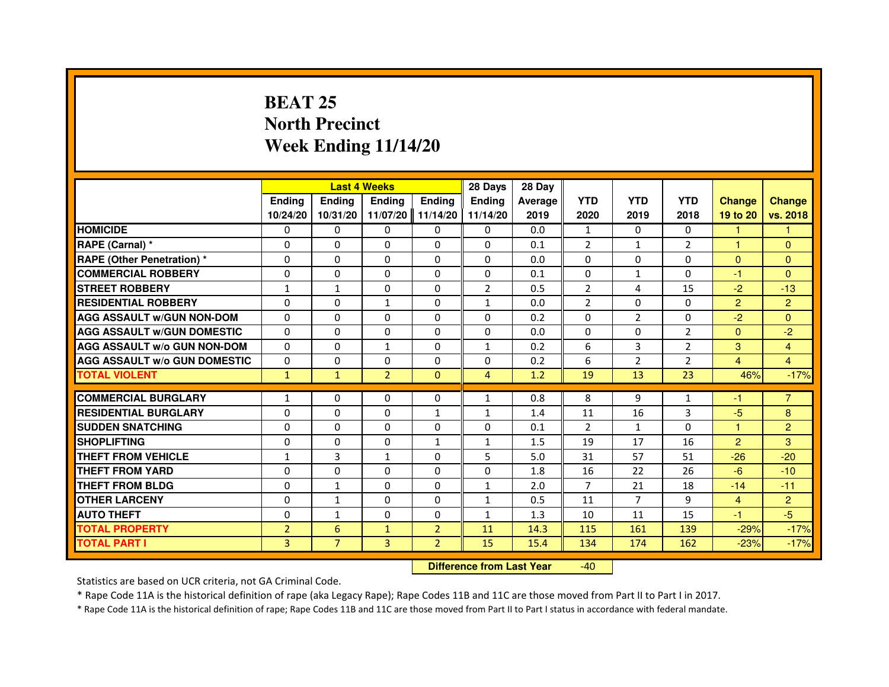# BEAT 25
# North Precinct
# Week Ending 11/14/20

| | Last 4 Weeks | | | | 28 Days | 28 Day | | | | | |
|---|---|---|---|---|---|---|---|---|---|---|---|
| | Ending 10/24/20 | Ending 10/31/20 | Ending 11/07/20 | Ending 11/14/20 | Ending 11/14/20 | Average 2019 | YTD 2020 | YTD 2019 | YTD 2018 | Change 19 to 20 | Change vs. 2018 |
| HOMICIDE | 0 | 0 | 0 | 0 | 0 | 0.0 | 1 | 0 | 0 | 1 | 1 |
| RAPE (Carnal) * | 0 | 0 | 0 | 0 | 0 | 0.1 | 2 | 1 | 2 | 1 | 0 |
| RAPE (Other Penetration) * | 0 | 0 | 0 | 0 | 0 | 0.0 | 0 | 0 | 0 | 0 | 0 |
| COMMERCIAL ROBBERY | 0 | 0 | 0 | 0 | 0 | 0.1 | 0 | 1 | 0 | -1 | 0 |
| STREET ROBBERY | 1 | 1 | 0 | 0 | 2 | 0.5 | 2 | 4 | 15 | -2 | -13 |
| RESIDENTIAL ROBBERY | 0 | 0 | 1 | 0 | 1 | 0.0 | 2 | 0 | 0 | 2 | 2 |
| AGG ASSAULT w/GUN NON-DOM | 0 | 0 | 0 | 0 | 0 | 0.2 | 0 | 2 | 0 | -2 | 0 |
| AGG ASSAULT w/GUN DOMESTIC | 0 | 0 | 0 | 0 | 0 | 0.0 | 0 | 0 | 2 | 0 | -2 |
| AGG ASSAULT w/o GUN NON-DOM | 0 | 0 | 1 | 0 | 1 | 0.2 | 6 | 3 | 2 | 3 | 4 |
| AGG ASSAULT w/o GUN DOMESTIC | 0 | 0 | 0 | 0 | 0 | 0.2 | 6 | 2 | 2 | 4 | 4 |
| TOTAL VIOLENT | 1 | 1 | 2 | 0 | 4 | 1.2 | 19 | 13 | 23 | 46% | -17% |
| COMMERCIAL BURGLARY | 1 | 0 | 0 | 0 | 1 | 0.8 | 8 | 9 | 1 | -1 | 7 |
| RESIDENTIAL BURGLARY | 0 | 0 | 0 | 1 | 1 | 1.4 | 11 | 16 | 3 | -5 | 8 |
| SUDDEN SNATCHING | 0 | 0 | 0 | 0 | 0 | 0.1 | 2 | 1 | 0 | 1 | 2 |
| SHOPLIFTING | 0 | 0 | 0 | 1 | 1 | 1.5 | 19 | 17 | 16 | 2 | 3 |
| THEFT FROM VEHICLE | 1 | 3 | 1 | 0 | 5 | 5.0 | 31 | 57 | 51 | -26 | -20 |
| THEFT FROM YARD | 0 | 0 | 0 | 0 | 0 | 1.8 | 16 | 22 | 26 | -6 | -10 |
| THEFT FROM BLDG | 0 | 1 | 0 | 0 | 1 | 2.0 | 7 | 21 | 18 | -14 | -11 |
| OTHER LARCENY | 0 | 1 | 0 | 0 | 1 | 0.5 | 11 | 7 | 9 | 4 | 2 |
| AUTO THEFT | 0 | 1 | 0 | 0 | 1 | 1.3 | 10 | 11 | 15 | -1 | -5 |
| TOTAL PROPERTY | 2 | 6 | 1 | 2 | 11 | 14.3 | 115 | 161 | 139 | -29% | -17% |
| TOTAL PART I | 3 | 7 | 3 | 2 | 15 | 15.4 | 134 | 174 | 162 | -23% | -17% |

**Difference from Last Year** -40

Statistics are based on UCR criteria, not GA Criminal Code.

* Rape Code 11A is the historical definition of rape (aka Legacy Rape); Rape Codes 11B and 11C are those moved from Part II to Part I in 2017.

* Rape Code 11A is the historical definition of rape; Rape Codes 11B and 11C are those moved from Part II to Part I status in accordance with federal mandate.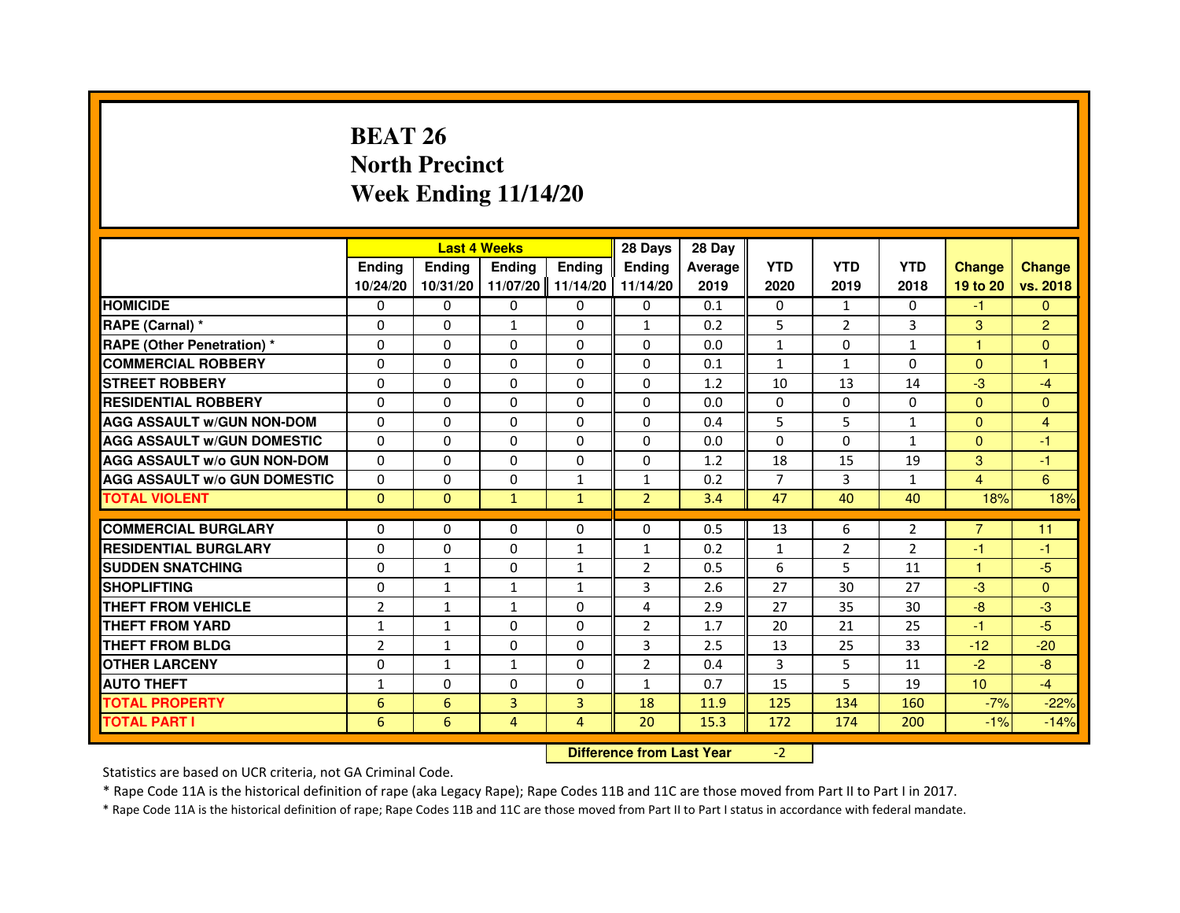# BEAT 26
# North Precinct
# Week Ending 11/14/20

| | Last 4 Weeks | | | | 28 Days | 28 Day | | | | | |
|---|---|---|---|---|---|---|---|---|---|---|---|
| | Ending 10/24/20 | Ending 10/31/20 | Ending 11/07/20 | Ending 11/14/20 | Ending 11/14/20 | Average 2019 | YTD 2020 | YTD 2019 | YTD 2018 | Change 19 to 20 | Change vs. 2018 |
| HOMICIDE | 0 | 0 | 0 | 0 | 0 | 0.1 | 0 | 1 | 0 | -1 | 0 |
| RAPE (Carnal) * | 0 | 0 | 1 | 0 | 1 | 0.2 | 5 | 2 | 3 | 3 | 2 |
| RAPE (Other Penetration) * | 0 | 0 | 0 | 0 | 0 | 0.0 | 1 | 0 | 1 | 1 | 0 |
| COMMERCIAL ROBBERY | 0 | 0 | 0 | 0 | 0 | 0.1 | 1 | 1 | 0 | 0 | 1 |
| STREET ROBBERY | 0 | 0 | 0 | 0 | 0 | 1.2 | 10 | 13 | 14 | -3 | -4 |
| RESIDENTIAL ROBBERY | 0 | 0 | 0 | 0 | 0 | 0.0 | 0 | 0 | 0 | 0 | 0 |
| AGG ASSAULT w/GUN NON-DOM | 0 | 0 | 0 | 0 | 0 | 0.4 | 5 | 5 | 1 | 0 | 4 |
| AGG ASSAULT w/GUN DOMESTIC | 0 | 0 | 0 | 0 | 0 | 0.0 | 0 | 0 | 1 | 0 | -1 |
| AGG ASSAULT w/o GUN NON-DOM | 0 | 0 | 0 | 0 | 0 | 1.2 | 18 | 15 | 19 | 3 | -1 |
| AGG ASSAULT w/o GUN DOMESTIC | 0 | 0 | 0 | 1 | 1 | 0.2 | 7 | 3 | 1 | 4 | 6 |
| TOTAL VIOLENT | 0 | 0 | 1 | 1 | 2 | 3.4 | 47 | 40 | 40 | 18% | 18% |
| COMMERCIAL BURGLARY | 0 | 0 | 0 | 0 | 0 | 0.5 | 13 | 6 | 2 | 7 | 11 |
| RESIDENTIAL BURGLARY | 0 | 0 | 0 | 1 | 1 | 0.2 | 1 | 2 | 2 | -1 | -1 |
| SUDDEN SNATCHING | 0 | 1 | 0 | 1 | 2 | 0.5 | 6 | 5 | 11 | 1 | -5 |
| SHOPLIFTING | 0 | 1 | 1 | 1 | 3 | 2.6 | 27 | 30 | 27 | -3 | 0 |
| THEFT FROM VEHICLE | 2 | 1 | 1 | 0 | 4 | 2.9 | 27 | 35 | 30 | -8 | -3 |
| THEFT FROM YARD | 1 | 1 | 0 | 0 | 2 | 1.7 | 20 | 21 | 25 | -1 | -5 |
| THEFT FROM BLDG | 2 | 1 | 0 | 0 | 3 | 2.5 | 13 | 25 | 33 | -12 | -20 |
| OTHER LARCENY | 0 | 1 | 1 | 0 | 2 | 0.4 | 3 | 5 | 11 | -2 | -8 |
| AUTO THEFT | 1 | 0 | 0 | 0 | 1 | 0.7 | 15 | 5 | 19 | 10 | -4 |
| TOTAL PROPERTY | 6 | 6 | 3 | 3 | 18 | 11.9 | 125 | 134 | 160 | -7% | -22% |
| TOTAL PART I | 6 | 6 | 4 | 4 | 20 | 15.3 | 172 | 174 | 200 | -1% | -14% |

**Difference from Last Year** -2

Statistics are based on UCR criteria, not GA Criminal Code.

* Rape Code 11A is the historical definition of rape (aka Legacy Rape); Rape Codes 11B and 11C are those moved from Part II to Part I in 2017.

* Rape Code 11A is the historical definition of rape; Rape Codes 11B and 11C are those moved from Part II to Part I status in accordance with federal mandate.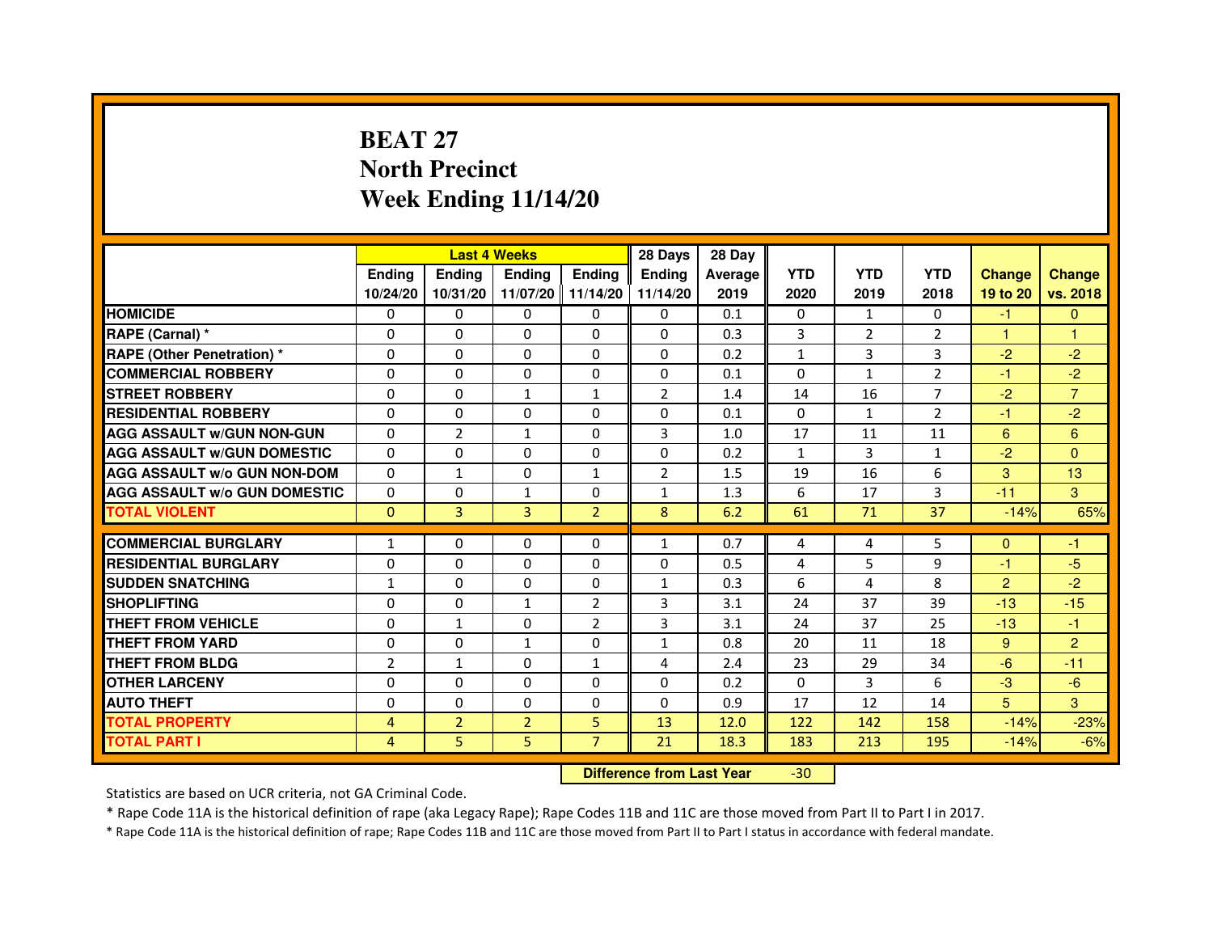# BEAT 27
# North Precinct
# Week Ending 11/14/20

| | Last 4 Weeks | | | | 28 Days | 28 Day | | | | | |
|---|---|---|---|---|---|---|---|---|---|---|---|
| | Ending 10/24/20 | Ending 10/31/20 | Ending 11/07/20 | Ending 11/14/20 | Ending 11/14/20 | Average 2019 | YTD 2020 | YTD 2019 | YTD 2018 | Change 19 to 20 | Change vs. 2018 |
| HOMICIDE | 0 | 0 | 0 | 0 | 0 | 0.1 | 0 | 1 | 0 | -1 | 0 |
| RAPE (Carnal) * | 0 | 0 | 0 | 0 | 0 | 0.3 | 3 | 2 | 2 | 1 | 1 |
| RAPE (Other Penetration) * | 0 | 0 | 0 | 0 | 0 | 0.2 | 1 | 3 | 3 | -2 | -2 |
| COMMERCIAL ROBBERY | 0 | 0 | 0 | 0 | 0 | 0.1 | 0 | 1 | 2 | -1 | -2 |
| STREET ROBBERY | 0 | 0 | 1 | 1 | 2 | 1.4 | 14 | 16 | 7 | -2 | 7 |
| RESIDENTIAL ROBBERY | 0 | 0 | 0 | 0 | 0 | 0.1 | 0 | 1 | 2 | -1 | -2 |
| AGG ASSAULT w/GUN NON-GUN | 0 | 2 | 1 | 0 | 3 | 1.0 | 17 | 11 | 11 | 6 | 6 |
| AGG ASSAULT w/GUN DOMESTIC | 0 | 0 | 0 | 0 | 0 | 0.2 | 1 | 3 | 1 | -2 | 0 |
| AGG ASSAULT w/o GUN NON-DOM | 0 | 1 | 0 | 1 | 2 | 1.5 | 19 | 16 | 6 | 3 | 13 |
| AGG ASSAULT w/o GUN DOMESTIC | 0 | 0 | 1 | 0 | 1 | 1.3 | 6 | 17 | 3 | -11 | 3 |
| TOTAL VIOLENT | 0 | 3 | 3 | 2 | 8 | 6.2 | 61 | 71 | 37 | -14% | 65% |
| COMMERCIAL BURGLARY | 1 | 0 | 0 | 0 | 1 | 0.7 | 4 | 4 | 5 | 0 | -1 |
| RESIDENTIAL BURGLARY | 0 | 0 | 0 | 0 | 0 | 0.5 | 4 | 5 | 9 | -1 | -5 |
| SUDDEN SNATCHING | 1 | 0 | 0 | 0 | 1 | 0.3 | 6 | 4 | 8 | 2 | -2 |
| SHOPLIFTING | 0 | 0 | 1 | 2 | 3 | 3.1 | 24 | 37 | 39 | -13 | -15 |
| THEFT FROM VEHICLE | 0 | 1 | 0 | 2 | 3 | 3.1 | 24 | 37 | 25 | -13 | -1 |
| THEFT FROM YARD | 0 | 0 | 1 | 0 | 1 | 0.8 | 20 | 11 | 18 | 9 | 2 |
| THEFT FROM BLDG | 2 | 1 | 0 | 1 | 4 | 2.4 | 23 | 29 | 34 | -6 | -11 |
| OTHER LARCENY | 0 | 0 | 0 | 0 | 0 | 0.2 | 0 | 3 | 6 | -3 | -6 |
| AUTO THEFT | 0 | 0 | 0 | 0 | 0 | 0.9 | 17 | 12 | 14 | 5 | 3 |
| TOTAL PROPERTY | 4 | 2 | 2 | 5 | 13 | 12.0 | 122 | 142 | 158 | -14% | -23% |
| TOTAL PART I | 4 | 5 | 5 | 7 | 21 | 18.3 | 183 | 213 | 195 | -14% | -6% |

**Difference from Last Year** -30

Statistics are based on UCR criteria, not GA Criminal Code.

* Rape Code 11A is the historical definition of rape (aka Legacy Rape); Rape Codes 11B and 11C are those moved from Part II to Part I in 2017.

* Rape Code 11A is the historical definition of rape; Rape Codes 11B and 11C are those moved from Part II to Part I status in accordance with federal mandate.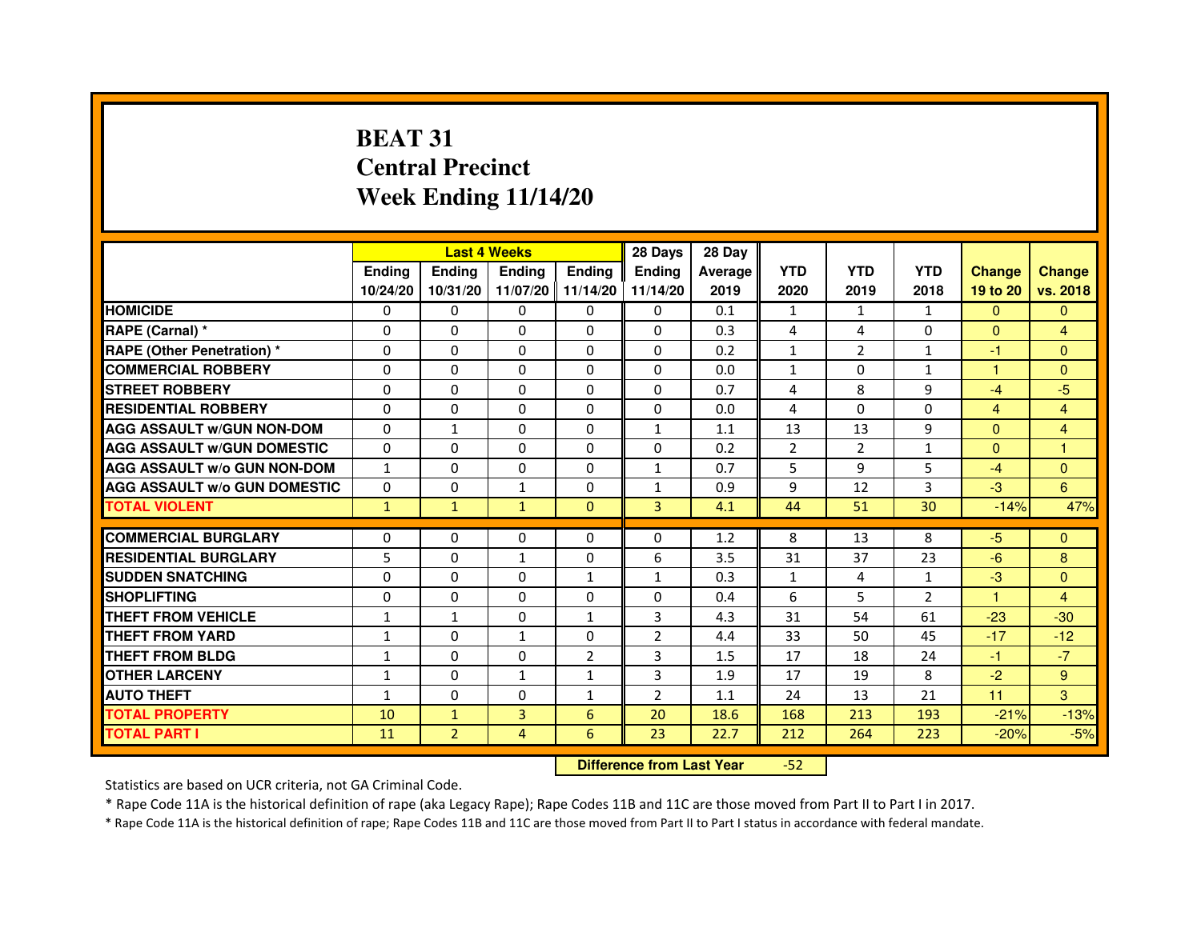# BEAT 31
# Central Precinct
# Week Ending 11/14/20

| | Last 4 Weeks | | | | 28 Days | 28 Day | | | | | |
|---|---|---|---|---|---|---|---|---|---|---|---|
| | Ending 10/24/20 | Ending 10/31/20 | Ending 11/07/20 | Ending 11/14/20 | Ending 11/14/20 | Average 2019 | YTD 2020 | YTD 2019 | YTD 2018 | Change 19 to 20 | Change vs. 2018 |
| **HOMICIDE** | 0 | 0 | 0 | 0 | 0 | 0.1 | 1 | 1 | 1 | 0 | 0 |
| **RAPE (Carnal) *** | 0 | 0 | 0 | 0 | 0 | 0.3 | 4 | 4 | 0 | 0 | 4 |
| **RAPE (Other Penetration) *** | 0 | 0 | 0 | 0 | 0 | 0.2 | 1 | 2 | 1 | -1 | 0 |
| **COMMERCIAL ROBBERY** | 0 | 0 | 0 | 0 | 0 | 0.0 | 1 | 0 | 1 | 1 | 0 |
| **STREET ROBBERY** | 0 | 0 | 0 | 0 | 0 | 0.7 | 4 | 8 | 9 | -4 | -5 |
| **RESIDENTIAL ROBBERY** | 0 | 0 | 0 | 0 | 0 | 0.0 | 4 | 0 | 0 | 4 | 4 |
| **AGG ASSAULT w/GUN NON-DOM** | 0 | 1 | 0 | 0 | 1 | 1.1 | 13 | 13 | 9 | 0 | 4 |
| **AGG ASSAULT w/GUN DOMESTIC** | 0 | 0 | 0 | 0 | 0 | 0.2 | 2 | 2 | 1 | 0 | 1 |
| **AGG ASSAULT w/o GUN NON-DOM** | 1 | 0 | 0 | 0 | 1 | 0.7 | 5 | 9 | 5 | -4 | 0 |
| **AGG ASSAULT w/o GUN DOMESTIC** | 0 | 0 | 1 | 0 | 1 | 0.9 | 9 | 12 | 3 | -3 | 6 |
| **TOTAL VIOLENT** | 1 | 1 | 1 | 0 | 3 | 4.1 | 44 | 51 | 30 | -14% | 47% |
| **COMMERCIAL BURGLARY** | 0 | 0 | 0 | 0 | 0 | 1.2 | 8 | 13 | 8 | -5 | 0 |
| **RESIDENTIAL BURGLARY** | 5 | 0 | 1 | 0 | 6 | 3.5 | 31 | 37 | 23 | -6 | 8 |
| **SUDDEN SNATCHING** | 0 | 0 | 0 | 1 | 1 | 0.3 | 1 | 4 | 1 | -3 | 0 |
| **SHOPLIFTING** | 0 | 0 | 0 | 0 | 0 | 0.4 | 6 | 5 | 2 | 1 | 4 |
| **THEFT FROM VEHICLE** | 1 | 1 | 0 | 1 | 3 | 4.3 | 31 | 54 | 61 | -23 | -30 |
| **THEFT FROM YARD** | 1 | 0 | 1 | 0 | 2 | 4.4 | 33 | 50 | 45 | -17 | -12 |
| **THEFT FROM BLDG** | 1 | 0 | 0 | 2 | 3 | 1.5 | 17 | 18 | 24 | -1 | -7 |
| **OTHER LARCENY** | 1 | 0 | 1 | 1 | 3 | 1.9 | 17 | 19 | 8 | -2 | 9 |
| **AUTO THEFT** | 1 | 0 | 0 | 1 | 2 | 1.1 | 24 | 13 | 21 | 11 | 3 |
| **TOTAL PROPERTY** | 10 | 1 | 3 | 6 | 20 | 18.6 | 168 | 213 | 193 | -21% | -13% |
| **TOTAL PART I** | 11 | 2 | 4 | 6 | 23 | 22.7 | 212 | 264 | 223 | -20% | -5% |

| **Difference from Last Year** | -52 |
|---|---|

Statistics are based on UCR criteria, not GA Criminal Code.

* Rape Code 11A is the historical definition of rape (aka Legacy Rape); Rape Codes 11B and 11C are those moved from Part II to Part I in 2017.

* Rape Code 11A is the historical definition of rape; Rape Codes 11B and 11C are those moved from Part II to Part I status in accordance with federal mandate.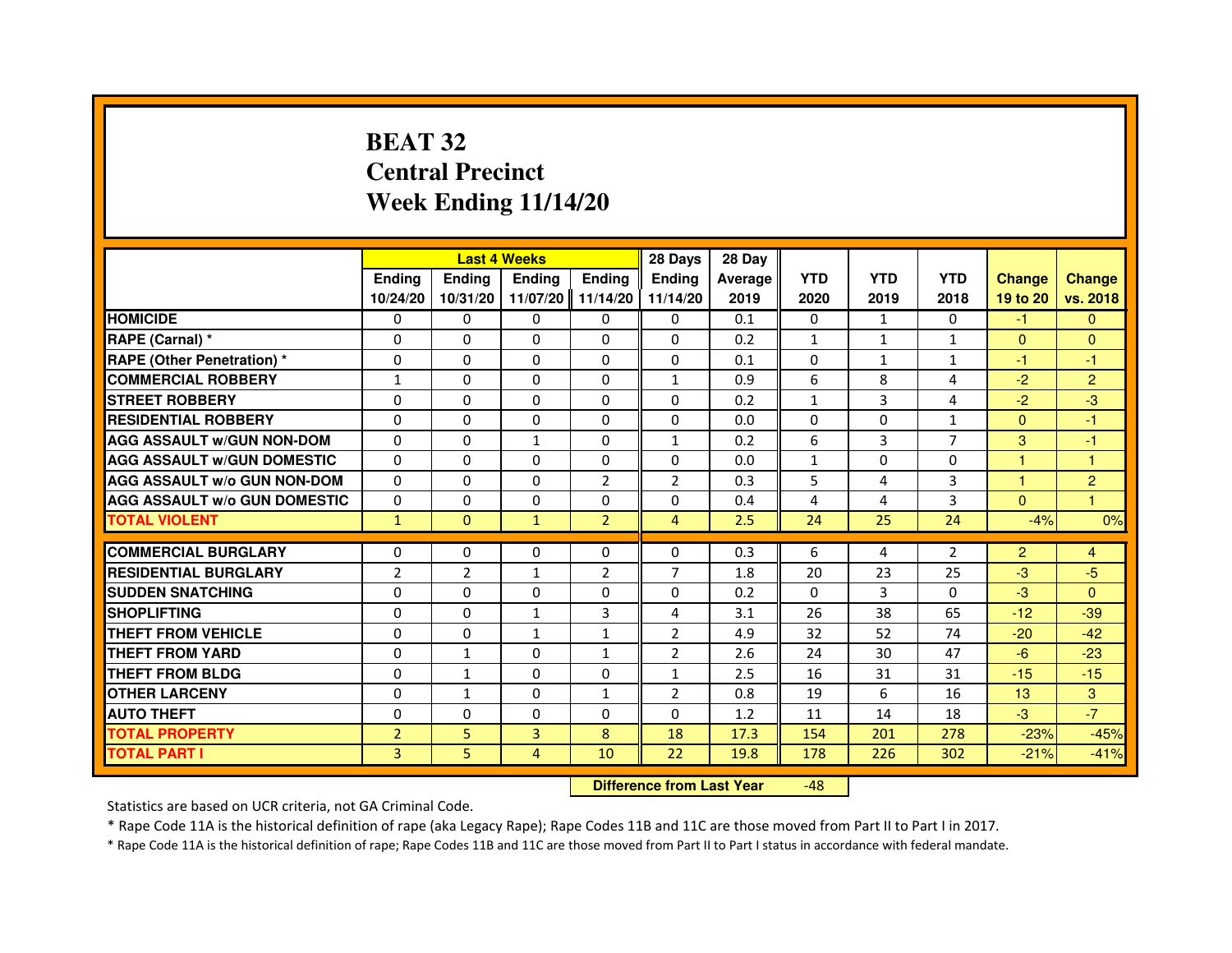# BEAT 32
## Central Precinct
## Week Ending 11/14/20

| | Last 4 Weeks | | | | 28 Days | 28 Day | | | | | |
|---|---|---|---|---|---|---|---|---|---|---|---|
| | Ending 10/24/20 | Ending 10/31/20 | Ending 11/07/20 | Ending 11/14/20 | Ending 11/14/20 | Average 2019 | YTD 2020 | YTD 2019 | YTD 2018 | Change 19 to 20 | Change vs. 2018 |
| HOMICIDE | 0 | 0 | 0 | 0 | 0 | 0.1 | 0 | 1 | 0 | -1 | 0 |
| RAPE (Carnal) * | 0 | 0 | 0 | 0 | 0 | 0.2 | 1 | 1 | 1 | 0 | 0 |
| RAPE (Other Penetration) * | 0 | 0 | 0 | 0 | 0 | 0.1 | 0 | 1 | 1 | -1 | -1 |
| COMMERCIAL ROBBERY | 1 | 0 | 0 | 0 | 1 | 0.9 | 6 | 8 | 4 | -2 | 2 |
| STREET ROBBERY | 0 | 0 | 0 | 0 | 0 | 0.2 | 1 | 3 | 4 | -2 | -3 |
| RESIDENTIAL ROBBERY | 0 | 0 | 0 | 0 | 0 | 0.0 | 0 | 0 | 1 | 0 | -1 |
| AGG ASSAULT w/GUN NON-DOM | 0 | 0 | 1 | 0 | 1 | 0.2 | 6 | 3 | 7 | 3 | -1 |
| AGG ASSAULT w/GUN DOMESTIC | 0 | 0 | 0 | 0 | 0 | 0.0 | 1 | 0 | 0 | 1 | 1 |
| AGG ASSAULT w/o GUN NON-DOM | 0 | 0 | 0 | 2 | 2 | 0.3 | 5 | 4 | 3 | 1 | 2 |
| AGG ASSAULT w/o GUN DOMESTIC | 0 | 0 | 0 | 0 | 0 | 0.4 | 4 | 4 | 3 | 0 | 1 |
| TOTAL VIOLENT | 1 | 0 | 1 | 2 | 4 | 2.5 | 24 | 25 | 24 | -4% | 0% |
| COMMERCIAL BURGLARY | 0 | 0 | 0 | 0 | 0 | 0.3 | 6 | 4 | 2 | 2 | 4 |
| RESIDENTIAL BURGLARY | 2 | 2 | 1 | 2 | 7 | 1.8 | 20 | 23 | 25 | -3 | -5 |
| SUDDEN SNATCHING | 0 | 0 | 0 | 0 | 0 | 0.2 | 0 | 3 | 0 | -3 | 0 |
| SHOPLIFTING | 0 | 0 | 1 | 3 | 4 | 3.1 | 26 | 38 | 65 | -12 | -39 |
| THEFT FROM VEHICLE | 0 | 0 | 1 | 1 | 2 | 4.9 | 32 | 52 | 74 | -20 | -42 |
| THEFT FROM YARD | 0 | 1 | 0 | 1 | 2 | 2.6 | 24 | 30 | 47 | -6 | -23 |
| THEFT FROM BLDG | 0 | 1 | 0 | 0 | 1 | 2.5 | 16 | 31 | 31 | -15 | -15 |
| OTHER LARCENY | 0 | 1 | 0 | 1 | 2 | 0.8 | 19 | 6 | 16 | 13 | 3 |
| AUTO THEFT | 0 | 0 | 0 | 0 | 0 | 1.2 | 11 | 14 | 18 | -3 | -7 |
| TOTAL PROPERTY | 2 | 5 | 3 | 8 | 18 | 17.3 | 154 | 201 | 278 | -23% | -45% |
| TOTAL PART I | 3 | 5 | 4 | 10 | 22 | 19.8 | 178 | 226 | 302 | -21% | -41% |

**Difference from Last Year** -48

Statistics are based on UCR criteria, not GA Criminal Code.

* Rape Code 11A is the historical definition of rape (aka Legacy Rape); Rape Codes 11B and 11C are those moved from Part II to Part I in 2017.

* Rape Code 11A is the historical definition of rape; Rape Codes 11B and 11C are those moved from Part II to Part I status in accordance with federal mandate.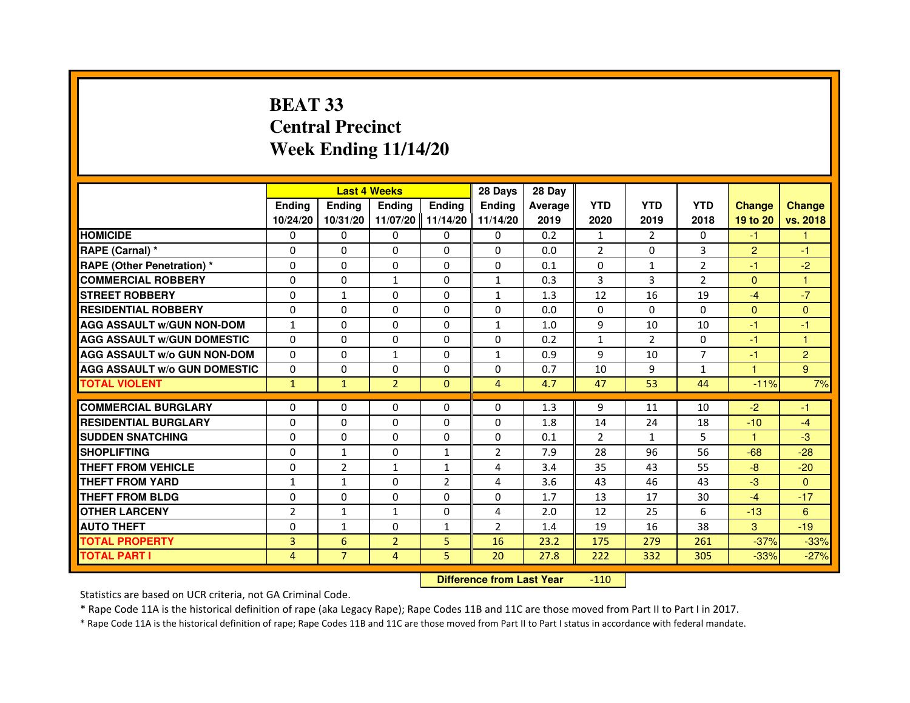# BEAT 33
# Central Precinct
# Week Ending 11/14/20

| | Last 4 Weeks | | | | 28 Days | 28 Day | | | | | |
|---|---|---|---|---|---|---|---|---|---|---|---|
| | Ending 10/24/20 | Ending 10/31/20 | Ending 11/07/20 | Ending 11/14/20 | Ending 11/14/20 | Average 2019 | YTD 2020 | YTD 2019 | YTD 2018 | Change 19 to 20 | Change vs. 2018 |
| HOMICIDE | 0 | 0 | 0 | 0 | 0 | 0.2 | 1 | 2 | 0 | -1 | 1 |
| RAPE (Carnal) * | 0 | 0 | 0 | 0 | 0 | 0.0 | 2 | 0 | 3 | 2 | -1 |
| RAPE (Other Penetration) * | 0 | 0 | 0 | 0 | 0 | 0.1 | 0 | 1 | 2 | -1 | -2 |
| COMMERCIAL ROBBERY | 0 | 0 | 1 | 0 | 1 | 0.3 | 3 | 3 | 2 | 0 | 1 |
| STREET ROBBERY | 0 | 1 | 0 | 0 | 1 | 1.3 | 12 | 16 | 19 | -4 | -7 |
| RESIDENTIAL ROBBERY | 0 | 0 | 0 | 0 | 0 | 0.0 | 0 | 0 | 0 | 0 | 0 |
| AGG ASSAULT w/GUN NON-DOM | 1 | 0 | 0 | 0 | 1 | 1.0 | 9 | 10 | 10 | -1 | -1 |
| AGG ASSAULT w/GUN DOMESTIC | 0 | 0 | 0 | 0 | 0 | 0.2 | 1 | 2 | 0 | -1 | 1 |
| AGG ASSAULT w/o GUN NON-DOM | 0 | 0 | 1 | 0 | 1 | 0.9 | 9 | 10 | 7 | -1 | 2 |
| AGG ASSAULT w/o GUN DOMESTIC | 0 | 0 | 0 | 0 | 0 | 0.7 | 10 | 9 | 1 | 1 | 9 |
| TOTAL VIOLENT | 1 | 1 | 2 | 0 | 4 | 4.7 | 47 | 53 | 44 | -11% | 7% |
| COMMERCIAL BURGLARY | 0 | 0 | 0 | 0 | 0 | 1.3 | 9 | 11 | 10 | -2 | -1 |
| RESIDENTIAL BURGLARY | 0 | 0 | 0 | 0 | 0 | 1.8 | 14 | 24 | 18 | -10 | -4 |
| SUDDEN SNATCHING | 0 | 0 | 0 | 0 | 0 | 0.1 | 2 | 1 | 5 | 1 | -3 |
| SHOPLIFTING | 0 | 1 | 0 | 1 | 2 | 7.9 | 28 | 96 | 56 | -68 | -28 |
| THEFT FROM VEHICLE | 0 | 2 | 1 | 1 | 4 | 3.4 | 35 | 43 | 55 | -8 | -20 |
| THEFT FROM YARD | 1 | 1 | 0 | 2 | 4 | 3.6 | 43 | 46 | 43 | -3 | 0 |
| THEFT FROM BLDG | 0 | 0 | 0 | 0 | 0 | 1.7 | 13 | 17 | 30 | -4 | -17 |
| OTHER LARCENY | 2 | 1 | 1 | 0 | 4 | 2.0 | 12 | 25 | 6 | -13 | 6 |
| AUTO THEFT | 0 | 1 | 0 | 1 | 2 | 1.4 | 19 | 16 | 38 | 3 | -19 |
| TOTAL PROPERTY | 3 | 6 | 2 | 5 | 16 | 23.2 | 175 | 279 | 261 | -37% | -33% |
| TOTAL PART I | 4 | 7 | 4 | 5 | 20 | 27.8 | 222 | 332 | 305 | -33% | -27% |

**Difference from Last Year** -110

Statistics are based on UCR criteria, not GA Criminal Code.

* Rape Code 11A is the historical definition of rape (aka Legacy Rape); Rape Codes 11B and 11C are those moved from Part II to Part I in 2017.

* Rape Code 11A is the historical definition of rape; Rape Codes 11B and 11C are those moved from Part II to Part I status in accordance with federal mandate.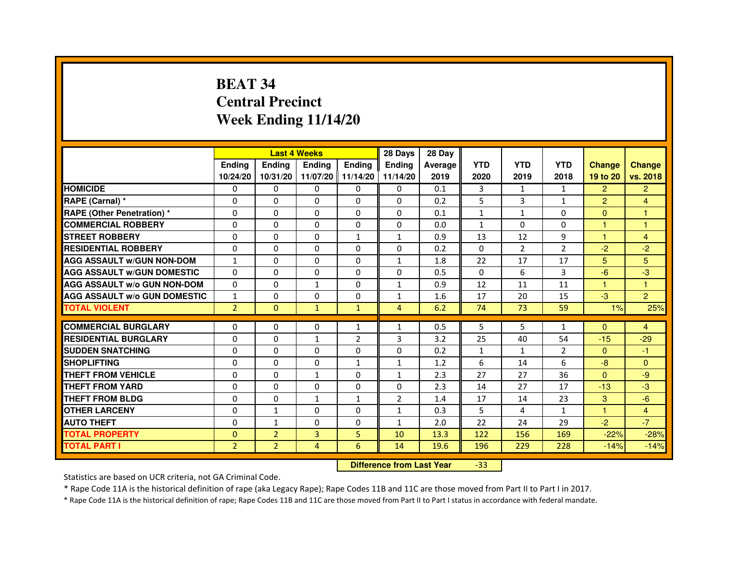# BEAT 34
# Central Precinct
# Week Ending 11/14/20

| | Last 4 Weeks | | | | 28 Days | 28 Day | | | | | |
|---|---|---|---|---|---|---|---|---|---|---|---|
| | Ending 10/24/20 | Ending 10/31/20 | Ending 11/07/20 | Ending 11/14/20 | Ending 11/14/20 | Average 2019 | YTD 2020 | YTD 2019 | YTD 2018 | Change 19 to 20 | Change vs. 2018 |
| HOMICIDE | 0 | 0 | 0 | 0 | 0 | 0.1 | 3 | 1 | 1 | 2 | 2 |
| RAPE (Carnal) * | 0 | 0 | 0 | 0 | 0 | 0.2 | 5 | 3 | 1 | 2 | 4 |
| RAPE (Other Penetration) * | 0 | 0 | 0 | 0 | 0 | 0.1 | 1 | 1 | 0 | 0 | 1 |
| COMMERCIAL ROBBERY | 0 | 0 | 0 | 0 | 0 | 0.0 | 1 | 0 | 0 | 1 | 1 |
| STREET ROBBERY | 0 | 0 | 0 | 1 | 1 | 0.9 | 13 | 12 | 9 | 1 | 4 |
| RESIDENTIAL ROBBERY | 0 | 0 | 0 | 0 | 0 | 0.2 | 0 | 2 | 2 | -2 | -2 |
| AGG ASSAULT w/GUN NON-DOM | 1 | 0 | 0 | 0 | 1 | 1.8 | 22 | 17 | 17 | 5 | 5 |
| AGG ASSAULT w/GUN DOMESTIC | 0 | 0 | 0 | 0 | 0 | 0.5 | 0 | 6 | 3 | -6 | -3 |
| AGG ASSAULT w/o GUN NON-DOM | 0 | 0 | 1 | 0 | 1 | 0.9 | 12 | 11 | 11 | 1 | 1 |
| AGG ASSAULT w/o GUN DOMESTIC | 1 | 0 | 0 | 0 | 1 | 1.6 | 17 | 20 | 15 | -3 | 2 |
| TOTAL VIOLENT | 2 | 0 | 1 | 1 | 4 | 6.2 | 74 | 73 | 59 | 1% | 25% |
| COMMERCIAL BURGLARY | 0 | 0 | 0 | 1 | 1 | 0.5 | 5 | 5 | 1 | 0 | 4 |
| RESIDENTIAL BURGLARY | 0 | 0 | 1 | 2 | 3 | 3.2 | 25 | 40 | 54 | -15 | -29 |
| SUDDEN SNATCHING | 0 | 0 | 0 | 0 | 0 | 0.2 | 1 | 1 | 2 | 0 | -1 |
| SHOPLIFTING | 0 | 0 | 0 | 1 | 1 | 1.2 | 6 | 14 | 6 | -8 | 0 |
| THEFT FROM VEHICLE | 0 | 0 | 1 | 0 | 1 | 2.3 | 27 | 27 | 36 | 0 | -9 |
| THEFT FROM YARD | 0 | 0 | 0 | 0 | 0 | 2.3 | 14 | 27 | 17 | -13 | -3 |
| THEFT FROM BLDG | 0 | 0 | 1 | 1 | 2 | 1.4 | 17 | 14 | 23 | 3 | -6 |
| OTHER LARCENY | 0 | 1 | 0 | 0 | 1 | 0.3 | 5 | 4 | 1 | 1 | 4 |
| AUTO THEFT | 0 | 1 | 0 | 0 | 1 | 2.0 | 22 | 24 | 29 | -2 | -7 |
| TOTAL PROPERTY | 0 | 2 | 3 | 5 | 10 | 13.3 | 122 | 156 | 169 | -22% | -28% |
| TOTAL PART I | 2 | 2 | 4 | 6 | 14 | 19.6 | 196 | 229 | 228 | -14% | -14% |

**Difference from Last Year** -33

Statistics are based on UCR criteria, not GA Criminal Code.

* Rape Code 11A is the historical definition of rape (aka Legacy Rape); Rape Codes 11B and 11C are those moved from Part II to Part I in 2017.

* Rape Code 11A is the historical definition of rape; Rape Codes 11B and 11C are those moved from Part II to Part I status in accordance with federal mandate.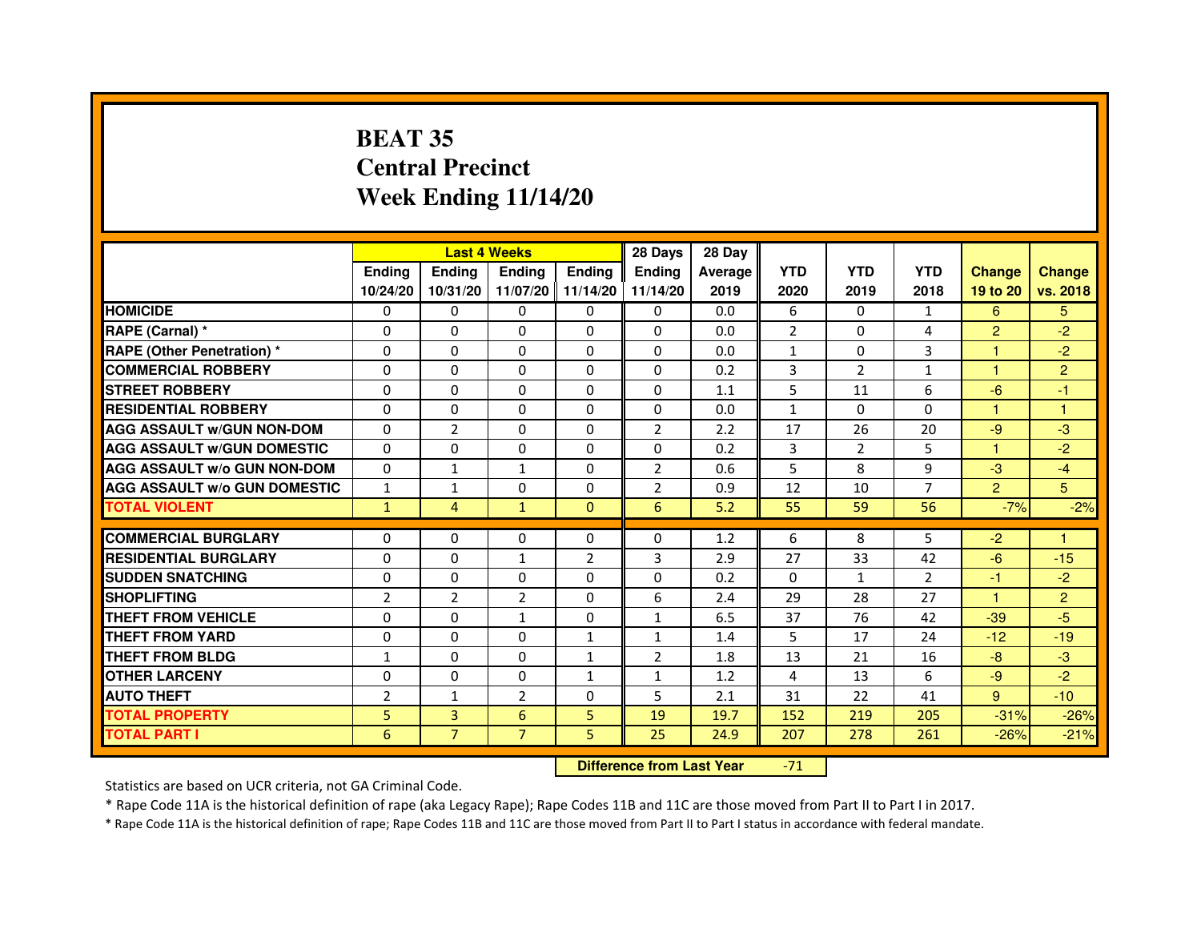# BEAT 35
# Central Precinct
# Week Ending 11/14/20

| | Last 4 Weeks | | | | 28 Days | 28 Day | | | | | |
|---|---|---|---|---|---|---|---|---|---|---|---|
| | Ending 10/24/20 | Ending 10/31/20 | Ending 11/07/20 | Ending 11/14/20 | Ending 11/14/20 | Average 2019 | YTD 2020 | YTD 2019 | YTD 2018 | Change 19 to 20 | Change vs. 2018 |
| HOMICIDE | 0 | 0 | 0 | 0 | 0 | 0.0 | 6 | 0 | 1 | 6 | 5 |
| RAPE (Carnal) * | 0 | 0 | 0 | 0 | 0 | 0.0 | 2 | 0 | 4 | 2 | -2 |
| RAPE (Other Penetration) * | 0 | 0 | 0 | 0 | 0 | 0.0 | 1 | 0 | 3 | 1 | -2 |
| COMMERCIAL ROBBERY | 0 | 0 | 0 | 0 | 0 | 0.2 | 3 | 2 | 1 | 1 | 2 |
| STREET ROBBERY | 0 | 0 | 0 | 0 | 0 | 1.1 | 5 | 11 | 6 | -6 | -1 |
| RESIDENTIAL ROBBERY | 0 | 0 | 0 | 0 | 0 | 0.0 | 1 | 0 | 0 | 1 | 1 |
| AGG ASSAULT w/GUN NON-DOM | 0 | 2 | 0 | 0 | 2 | 2.2 | 17 | 26 | 20 | -9 | -3 |
| AGG ASSAULT w/GUN DOMESTIC | 0 | 0 | 0 | 0 | 0 | 0.2 | 3 | 2 | 5 | 1 | -2 |
| AGG ASSAULT w/o GUN NON-DOM | 0 | 1 | 1 | 0 | 2 | 0.6 | 5 | 8 | 9 | -3 | -4 |
| AGG ASSAULT w/o GUN DOMESTIC | 1 | 1 | 0 | 0 | 2 | 0.9 | 12 | 10 | 7 | 2 | 5 |
| TOTAL VIOLENT | 1 | 4 | 1 | 0 | 6 | 5.2 | 55 | 59 | 56 | -7% | -2% |
| COMMERCIAL BURGLARY | 0 | 0 | 0 | 0 | 0 | 1.2 | 6 | 8 | 5 | -2 | 1 |
| RESIDENTIAL BURGLARY | 0 | 0 | 1 | 2 | 3 | 2.9 | 27 | 33 | 42 | -6 | -15 |
| SUDDEN SNATCHING | 0 | 0 | 0 | 0 | 0 | 0.2 | 0 | 1 | 2 | -1 | -2 |
| SHOPLIFTING | 2 | 2 | 2 | 0 | 6 | 2.4 | 29 | 28 | 27 | 1 | 2 |
| THEFT FROM VEHICLE | 0 | 0 | 1 | 0 | 1 | 6.5 | 37 | 76 | 42 | -39 | -5 |
| THEFT FROM YARD | 0 | 0 | 0 | 1 | 1 | 1.4 | 5 | 17 | 24 | -12 | -19 |
| THEFT FROM BLDG | 1 | 0 | 0 | 1 | 2 | 1.8 | 13 | 21 | 16 | -8 | -3 |
| OTHER LARCENY | 0 | 0 | 0 | 1 | 1 | 1.2 | 4 | 13 | 6 | -9 | -2 |
| AUTO THEFT | 2 | 1 | 2 | 0 | 5 | 2.1 | 31 | 22 | 41 | 9 | -10 |
| TOTAL PROPERTY | 5 | 3 | 6 | 5 | 19 | 19.7 | 152 | 219 | 205 | -31% | -26% |
| TOTAL PART I | 6 | 7 | 7 | 5 | 25 | 24.9 | 207 | 278 | 261 | -26% | -21% |

**Difference from Last Year** -71

Statistics are based on UCR criteria, not GA Criminal Code.

* Rape Code 11A is the historical definition of rape (aka Legacy Rape); Rape Codes 11B and 11C are those moved from Part II to Part I in 2017.

* Rape Code 11A is the historical definition of rape; Rape Codes 11B and 11C are those moved from Part II to Part I status in accordance with federal mandate.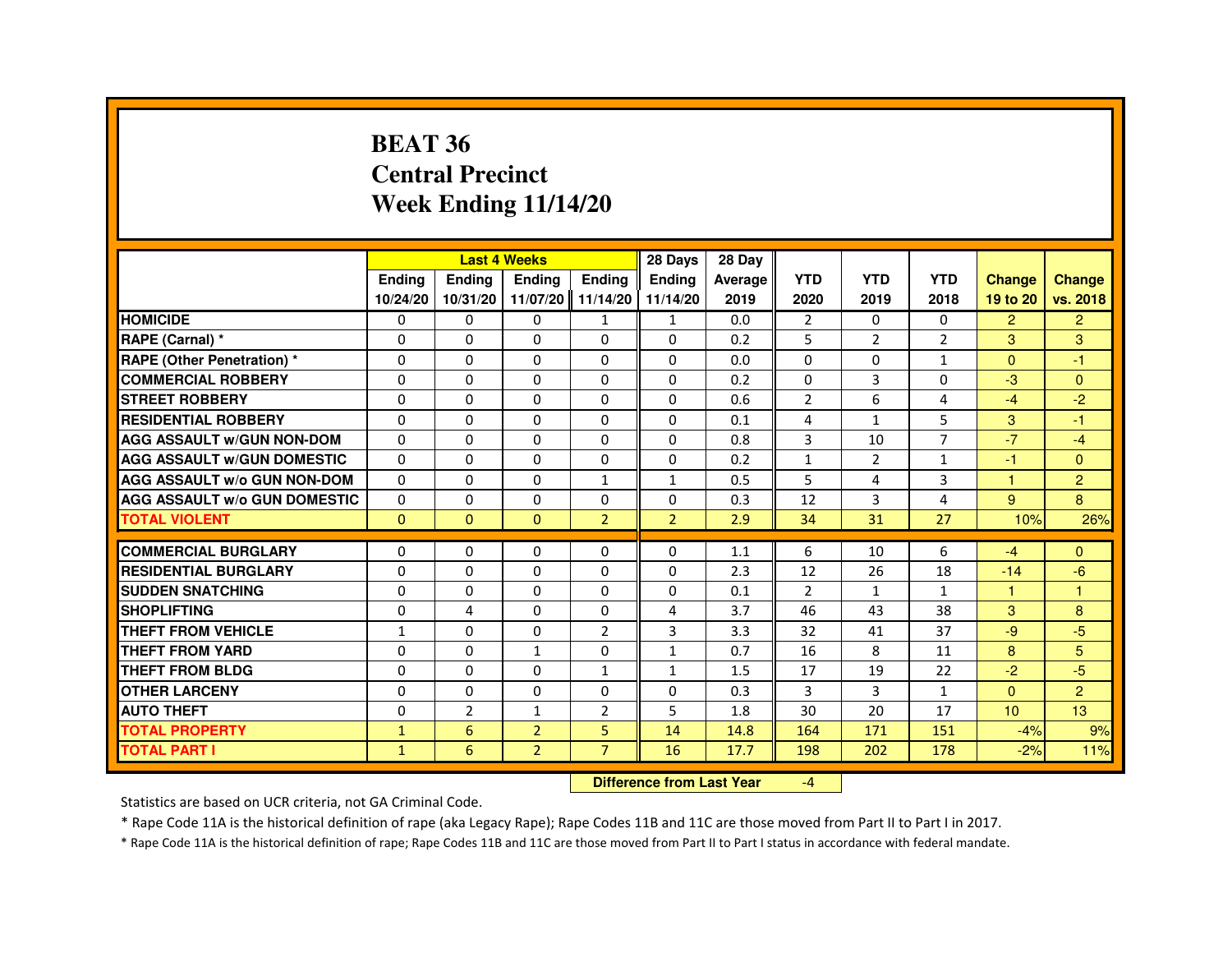# BEAT 36
# Central Precinct
# Week Ending 11/14/20

| | Last 4 Weeks | | | | 28 Days | 28 Day | | | | | |
|---|---|---|---|---|---|---|---|---|---|---|---|
| | Ending 10/24/20 | Ending 10/31/20 | Ending 11/07/20 | Ending 11/14/20 | Ending 11/14/20 | Average 2019 | YTD 2020 | YTD 2019 | YTD 2018 | Change 19 to 20 | Change vs. 2018 |
| **HOMICIDE** | 0 | 0 | 0 | 1 | 1 | 0.0 | 2 | 0 | 0 | 2 | 2 |
| **RAPE (Carnal) *** | 0 | 0 | 0 | 0 | 0 | 0.2 | 5 | 2 | 2 | 3 | 3 |
| **RAPE (Other Penetration) *** | 0 | 0 | 0 | 0 | 0 | 0.0 | 0 | 0 | 1 | 0 | -1 |
| **COMMERCIAL ROBBERY** | 0 | 0 | 0 | 0 | 0 | 0.2 | 0 | 3 | 0 | -3 | 0 |
| **STREET ROBBERY** | 0 | 0 | 0 | 0 | 0 | 0.6 | 2 | 6 | 4 | -4 | -2 |
| **RESIDENTIAL ROBBERY** | 0 | 0 | 0 | 0 | 0 | 0.1 | 4 | 1 | 5 | 3 | -1 |
| **AGG ASSAULT w/GUN NON-DOM** | 0 | 0 | 0 | 0 | 0 | 0.8 | 3 | 10 | 7 | -7 | -4 |
| **AGG ASSAULT w/GUN DOMESTIC** | 0 | 0 | 0 | 0 | 0 | 0.2 | 1 | 2 | 1 | -1 | 0 |
| **AGG ASSAULT w/o GUN NON-DOM** | 0 | 0 | 0 | 1 | 1 | 0.5 | 5 | 4 | 3 | 1 | 2 |
| **AGG ASSAULT w/o GUN DOMESTIC** | 0 | 0 | 0 | 0 | 0 | 0.3 | 12 | 3 | 4 | 9 | 8 |
| **TOTAL VIOLENT** | 0 | 0 | 0 | 2 | 2 | 2.9 | 34 | 31 | 27 | 10% | 26% |
| **COMMERCIAL BURGLARY** | 0 | 0 | 0 | 0 | 0 | 1.1 | 6 | 10 | 6 | -4 | 0 |
| **RESIDENTIAL BURGLARY** | 0 | 0 | 0 | 0 | 0 | 2.3 | 12 | 26 | 18 | -14 | -6 |
| **SUDDEN SNATCHING** | 0 | 0 | 0 | 0 | 0 | 0.1 | 2 | 1 | 1 | 1 | 1 |
| **SHOPLIFTING** | 0 | 4 | 0 | 0 | 4 | 3.7 | 46 | 43 | 38 | 3 | 8 |
| **THEFT FROM VEHICLE** | 1 | 0 | 0 | 2 | 3 | 3.3 | 32 | 41 | 37 | -9 | -5 |
| **THEFT FROM YARD** | 0 | 0 | 1 | 0 | 1 | 0.7 | 16 | 8 | 11 | 8 | 5 |
| **THEFT FROM BLDG** | 0 | 0 | 0 | 1 | 1 | 1.5 | 17 | 19 | 22 | -2 | -5 |
| **OTHER LARCENY** | 0 | 0 | 0 | 0 | 0 | 0.3 | 3 | 3 | 1 | 0 | 2 |
| **AUTO THEFT** | 0 | 2 | 1 | 2 | 5 | 1.8 | 30 | 20 | 17 | 10 | 13 |
| **TOTAL PROPERTY** | 1 | 6 | 2 | 5 | 14 | 14.8 | 164 | 171 | 151 | -4% | 9% |
| **TOTAL PART I** | 1 | 6 | 2 | 7 | 16 | 17.7 | 198 | 202 | 178 | -2% | 11% |

**Difference from Last Year** -4

Statistics are based on UCR criteria, not GA Criminal Code.

* Rape Code 11A is the historical definition of rape (aka Legacy Rape); Rape Codes 11B and 11C are those moved from Part II to Part I in 2017.

* Rape Code 11A is the historical definition of rape; Rape Codes 11B and 11C are those moved from Part II to Part I status in accordance with federal mandate.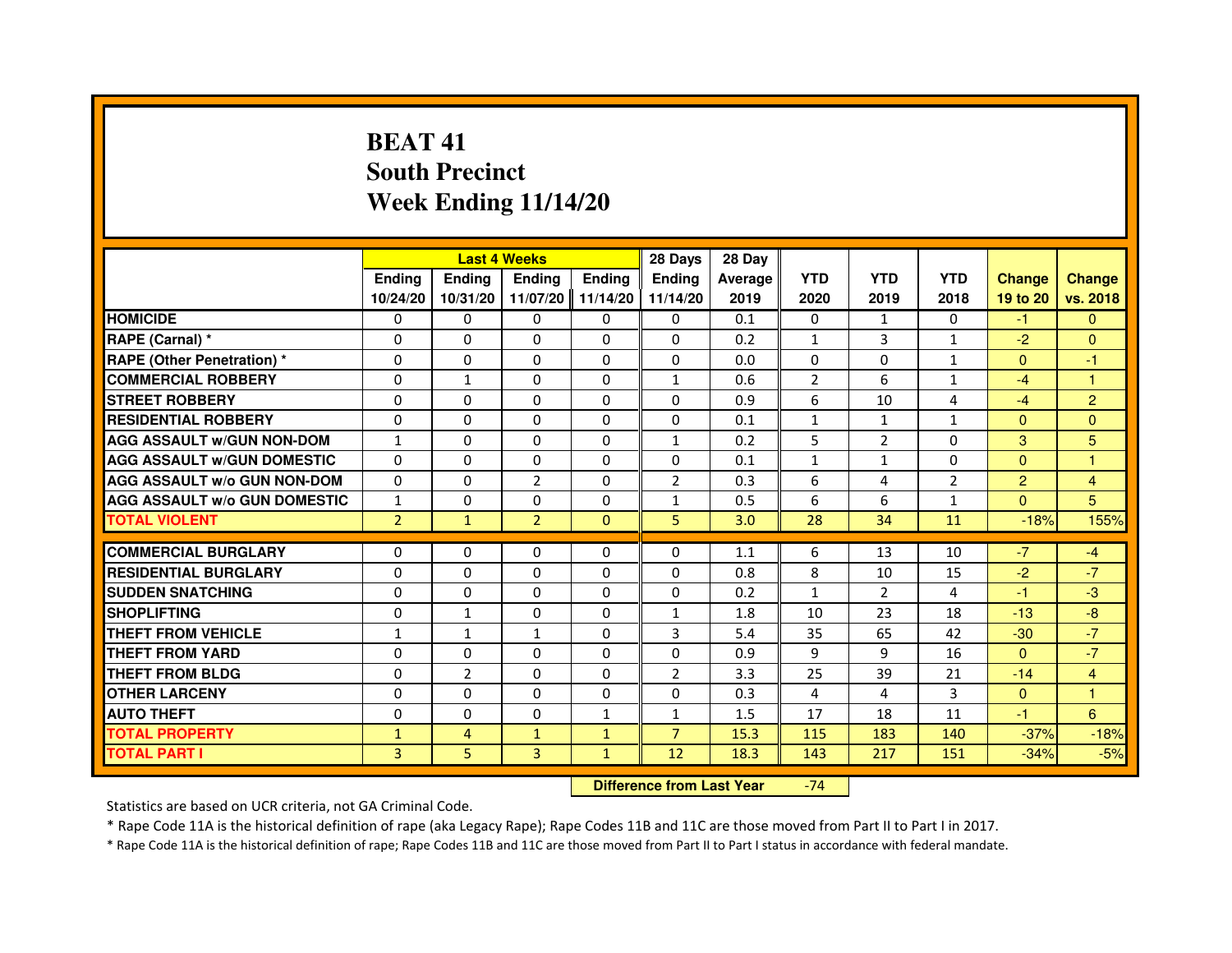# BEAT 41
## South Precinct
## Week Ending 11/14/20

| | Last 4 Weeks | | | | 28 Days | 28 Day | | | | | |
|---|---|---|---|---|---|---|---|---|---|---|---|
| | Ending 10/24/20 | Ending 10/31/20 | Ending 11/07/20 | Ending 11/14/20 | Ending 11/14/20 | Average 2019 | YTD 2020 | YTD 2019 | YTD 2018 | Change 19 to 20 | Change vs. 2018 |
| HOMICIDE | 0 | 0 | 0 | 0 | 0 | 0.1 | 0 | 1 | 0 | -1 | 0 |
| RAPE (Carnal) * | 0 | 0 | 0 | 0 | 0 | 0.2 | 1 | 3 | 1 | -2 | 0 |
| RAPE (Other Penetration) * | 0 | 0 | 0 | 0 | 0 | 0.0 | 0 | 0 | 1 | 0 | -1 |
| COMMERCIAL ROBBERY | 0 | 1 | 0 | 0 | 1 | 0.6 | 2 | 6 | 1 | -4 | 1 |
| STREET ROBBERY | 0 | 0 | 0 | 0 | 0 | 0.9 | 6 | 10 | 4 | -4 | 2 |
| RESIDENTIAL ROBBERY | 0 | 0 | 0 | 0 | 0 | 0.1 | 1 | 1 | 1 | 0 | 0 |
| AGG ASSAULT w/GUN NON-DOM | 1 | 0 | 0 | 0 | 1 | 0.2 | 5 | 2 | 0 | 3 | 5 |
| AGG ASSAULT w/GUN DOMESTIC | 0 | 0 | 0 | 0 | 0 | 0.1 | 1 | 1 | 0 | 0 | 1 |
| AGG ASSAULT w/o GUN NON-DOM | 0 | 0 | 2 | 0 | 2 | 0.3 | 6 | 4 | 2 | 2 | 4 |
| AGG ASSAULT w/o GUN DOMESTIC | 1 | 0 | 0 | 0 | 1 | 0.5 | 6 | 6 | 1 | 0 | 5 |
| TOTAL VIOLENT | 2 | 1 | 2 | 0 | 5 | 3.0 | 28 | 34 | 11 | -18% | 155% |
| COMMERCIAL BURGLARY | 0 | 0 | 0 | 0 | 0 | 1.1 | 6 | 13 | 10 | -7 | -4 |
| RESIDENTIAL BURGLARY | 0 | 0 | 0 | 0 | 0 | 0.8 | 8 | 10 | 15 | -2 | -7 |
| SUDDEN SNATCHING | 0 | 0 | 0 | 0 | 0 | 0.2 | 1 | 2 | 4 | -1 | -3 |
| SHOPLIFTING | 0 | 1 | 0 | 0 | 1 | 1.8 | 10 | 23 | 18 | -13 | -8 |
| THEFT FROM VEHICLE | 1 | 1 | 1 | 0 | 3 | 5.4 | 35 | 65 | 42 | -30 | -7 |
| THEFT FROM YARD | 0 | 0 | 0 | 0 | 0 | 0.9 | 9 | 9 | 16 | 0 | -7 |
| THEFT FROM BLDG | 0 | 2 | 0 | 0 | 2 | 3.3 | 25 | 39 | 21 | -14 | 4 |
| OTHER LARCENY | 0 | 0 | 0 | 0 | 0 | 0.3 | 4 | 4 | 3 | 0 | 1 |
| AUTO THEFT | 0 | 0 | 0 | 1 | 1 | 1.5 | 17 | 18 | 11 | -1 | 6 |
| TOTAL PROPERTY | 1 | 4 | 1 | 1 | 7 | 15.3 | 115 | 183 | 140 | -37% | -18% |
| TOTAL PART I | 3 | 5 | 3 | 1 | 12 | 18.3 | 143 | 217 | 151 | -34% | -5% |

**Difference from Last Year** -74

Statistics are based on UCR criteria, not GA Criminal Code.

* Rape Code 11A is the historical definition of rape (aka Legacy Rape); Rape Codes 11B and 11C are those moved from Part II to Part I in 2017.

* Rape Code 11A is the historical definition of rape; Rape Codes 11B and 11C are those moved from Part II to Part I status in accordance with federal mandate.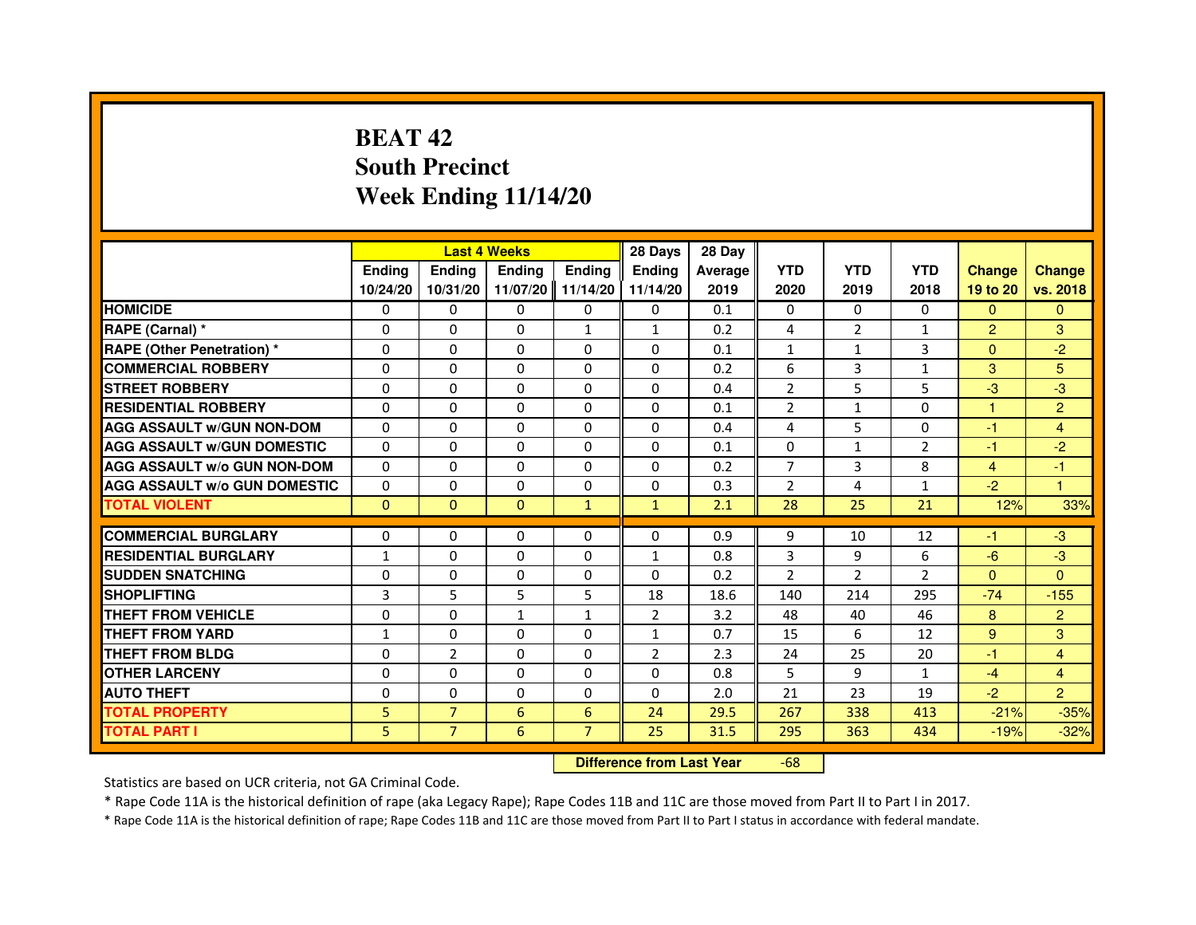# BEAT 42
## South Precinct
## Week Ending 11/14/20

| | Last 4 Weeks | | | | 28 Days | 28 Day | | | | | |
|---|---|---|---|---|---|---|---|---|---|---|---|
| | Ending 10/24/20 | Ending 10/31/20 | Ending 11/07/20 | Ending 11/14/20 | Ending 11/14/20 | Average 2019 | YTD 2020 | YTD 2019 | YTD 2018 | Change 19 to 20 | Change vs. 2018 |
| HOMICIDE | 0 | 0 | 0 | 0 | 0 | 0.1 | 0 | 0 | 0 | 0 | 0 |
| RAPE (Carnal) * | 0 | 0 | 0 | 1 | 1 | 0.2 | 4 | 2 | 1 | 2 | 3 |
| RAPE (Other Penetration) * | 0 | 0 | 0 | 0 | 0 | 0.1 | 1 | 1 | 3 | 0 | -2 |
| COMMERCIAL ROBBERY | 0 | 0 | 0 | 0 | 0 | 0.2 | 6 | 3 | 1 | 3 | 5 |
| STREET ROBBERY | 0 | 0 | 0 | 0 | 0 | 0.4 | 2 | 5 | 5 | -3 | -3 |
| RESIDENTIAL ROBBERY | 0 | 0 | 0 | 0 | 0 | 0.1 | 2 | 1 | 0 | 1 | 2 |
| AGG ASSAULT w/GUN NON-DOM | 0 | 0 | 0 | 0 | 0 | 0.4 | 4 | 5 | 0 | -1 | 4 |
| AGG ASSAULT w/GUN DOMESTIC | 0 | 0 | 0 | 0 | 0 | 0.1 | 0 | 1 | 2 | -1 | -2 |
| AGG ASSAULT w/o GUN NON-DOM | 0 | 0 | 0 | 0 | 0 | 0.2 | 7 | 3 | 8 | 4 | -1 |
| AGG ASSAULT w/o GUN DOMESTIC | 0 | 0 | 0 | 0 | 0 | 0.3 | 2 | 4 | 1 | -2 | 1 |
| TOTAL VIOLENT | 0 | 0 | 0 | 1 | 1 | 2.1 | 28 | 25 | 21 | 12% | 33% |
| COMMERCIAL BURGLARY | 0 | 0 | 0 | 0 | 0 | 0.9 | 9 | 10 | 12 | -1 | -3 |
| RESIDENTIAL BURGLARY | 1 | 0 | 0 | 0 | 1 | 0.8 | 3 | 9 | 6 | -6 | -3 |
| SUDDEN SNATCHING | 0 | 0 | 0 | 0 | 0 | 0.2 | 2 | 2 | 2 | 0 | 0 |
| SHOPLIFTING | 3 | 5 | 5 | 5 | 18 | 18.6 | 140 | 214 | 295 | -74 | -155 |
| THEFT FROM VEHICLE | 0 | 0 | 1 | 1 | 2 | 3.2 | 48 | 40 | 46 | 8 | 2 |
| THEFT FROM YARD | 1 | 0 | 0 | 0 | 1 | 0.7 | 15 | 6 | 12 | 9 | 3 |
| THEFT FROM BLDG | 0 | 2 | 0 | 0 | 2 | 2.3 | 24 | 25 | 20 | -1 | 4 |
| OTHER LARCENY | 0 | 0 | 0 | 0 | 0 | 0.8 | 5 | 9 | 1 | -4 | 4 |
| AUTO THEFT | 0 | 0 | 0 | 0 | 0 | 2.0 | 21 | 23 | 19 | -2 | 2 |
| TOTAL PROPERTY | 5 | 7 | 6 | 6 | 24 | 29.5 | 267 | 338 | 413 | -21% | -35% |
| TOTAL PART I | 5 | 7 | 6 | 7 | 25 | 31.5 | 295 | 363 | 434 | -19% | -32% |

| Difference from Last Year | -68 |
|---|---|

Statistics are based on UCR criteria, not GA Criminal Code.

* Rape Code 11A is the historical definition of rape (aka Legacy Rape); Rape Codes 11B and 11C are those moved from Part II to Part I in 2017.

* Rape Code 11A is the historical definition of rape; Rape Codes 11B and 11C are those moved from Part II to Part I status in accordance with federal mandate.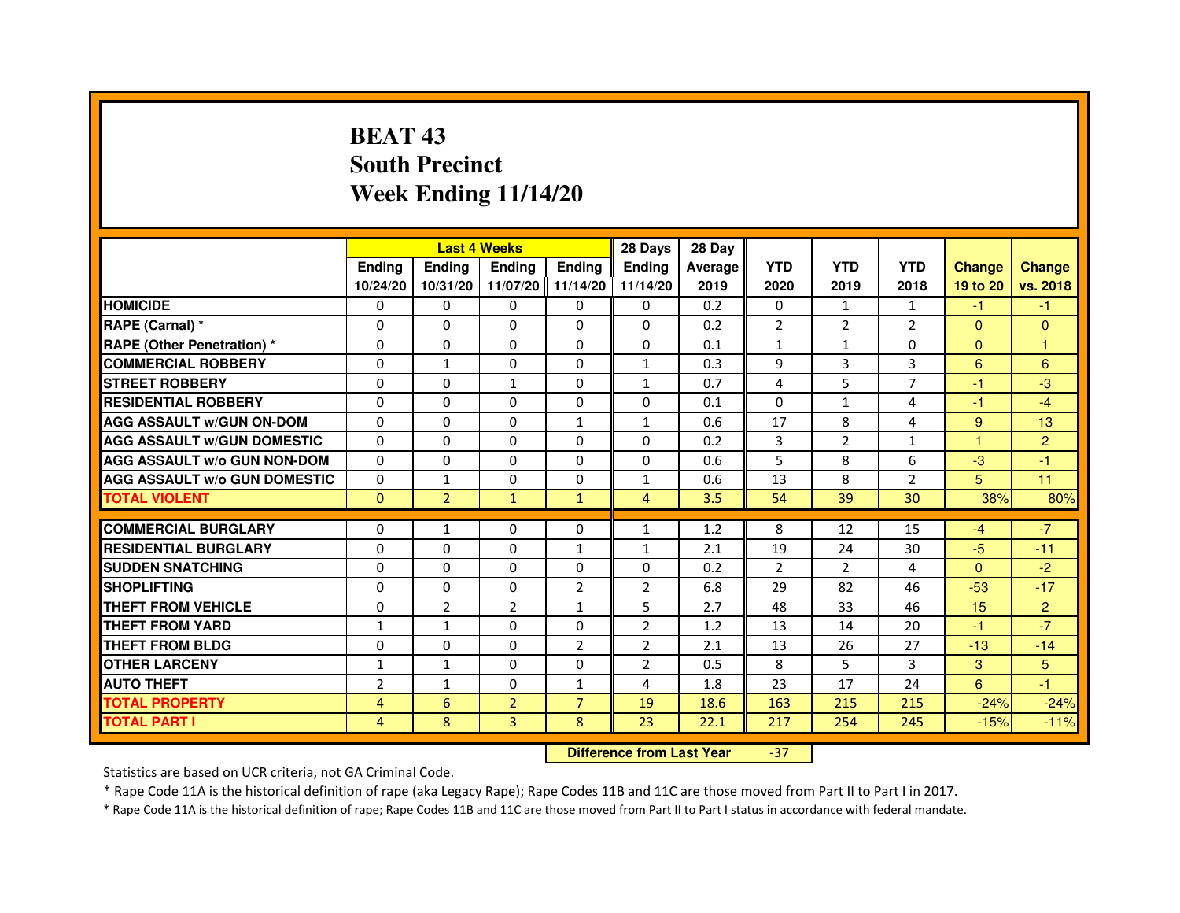# BEAT 43
# South Precinct
# Week Ending 11/14/20

| | Last 4 Weeks | | | | 28 Days | 28 Day | | | | | |
|---|---|---|---|---|---|---|---|---|---|---|---|
| | Ending 10/24/20 | Ending 10/31/20 | Ending 11/07/20 | Ending 11/14/20 | Ending 11/14/20 | Average 2019 | YTD 2020 | YTD 2019 | YTD 2018 | Change 19 to 20 | Change vs. 2018 |
| HOMICIDE | 0 | 0 | 0 | 0 | 0 | 0.2 | 0 | 1 | 1 | -1 | -1 |
| RAPE (Carnal) * | 0 | 0 | 0 | 0 | 0 | 0.2 | 2 | 2 | 2 | 0 | 0 |
| RAPE (Other Penetration) * | 0 | 0 | 0 | 0 | 0 | 0.1 | 1 | 1 | 0 | 0 | 1 |
| COMMERCIAL ROBBERY | 0 | 1 | 0 | 0 | 1 | 0.3 | 9 | 3 | 3 | 6 | 6 |
| STREET ROBBERY | 0 | 0 | 1 | 0 | 1 | 0.7 | 4 | 5 | 7 | -1 | -3 |
| RESIDENTIAL ROBBERY | 0 | 0 | 0 | 0 | 0 | 0.1 | 0 | 1 | 4 | -1 | -4 |
| AGG ASSAULT w/GUN ON-DOM | 0 | 0 | 0 | 1 | 1 | 0.6 | 17 | 8 | 4 | 9 | 13 |
| AGG ASSAULT w/GUN DOMESTIC | 0 | 0 | 0 | 0 | 0 | 0.2 | 3 | 2 | 1 | 1 | 2 |
| AGG ASSAULT w/o GUN NON-DOM | 0 | 0 | 0 | 0 | 0 | 0.6 | 5 | 8 | 6 | -3 | -1 |
| AGG ASSAULT w/o GUN DOMESTIC | 0 | 1 | 0 | 0 | 1 | 0.6 | 13 | 8 | 2 | 5 | 11 |
| TOTAL VIOLENT | 0 | 2 | 1 | 1 | 4 | 3.5 | 54 | 39 | 30 | 38% | 80% |
| COMMERCIAL BURGLARY | 0 | 1 | 0 | 0 | 1 | 1.2 | 8 | 12 | 15 | -4 | -7 |
| RESIDENTIAL BURGLARY | 0 | 0 | 0 | 1 | 1 | 2.1 | 19 | 24 | 30 | -5 | -11 |
| SUDDEN SNATCHING | 0 | 0 | 0 | 0 | 0 | 0.2 | 2 | 2 | 4 | 0 | -2 |
| SHOPLIFTING | 0 | 0 | 0 | 2 | 2 | 6.8 | 29 | 82 | 46 | -53 | -17 |
| THEFT FROM VEHICLE | 0 | 2 | 2 | 1 | 5 | 2.7 | 48 | 33 | 46 | 15 | 2 |
| THEFT FROM YARD | 1 | 1 | 0 | 0 | 2 | 1.2 | 13 | 14 | 20 | -1 | -7 |
| THEFT FROM BLDG | 0 | 0 | 0 | 2 | 2 | 2.1 | 13 | 26 | 27 | -13 | -14 |
| OTHER LARCENY | 1 | 1 | 0 | 0 | 2 | 0.5 | 8 | 5 | 3 | 3 | 5 |
| AUTO THEFT | 2 | 1 | 0 | 1 | 4 | 1.8 | 23 | 17 | 24 | 6 | -1 |
| TOTAL PROPERTY | 4 | 6 | 2 | 7 | 19 | 18.6 | 163 | 215 | 215 | -24% | -24% |
| TOTAL PART I | 4 | 8 | 3 | 8 | 23 | 22.1 | 217 | 254 | 245 | -15% | -11% |

**Difference from Last Year** -37

Statistics are based on UCR criteria, not GA Criminal Code.

* Rape Code 11A is the historical definition of rape (aka Legacy Rape); Rape Codes 11B and 11C are those moved from Part II to Part I in 2017.

* Rape Code 11A is the historical definition of rape; Rape Codes 11B and 11C are those moved from Part II to Part I status in accordance with federal mandate.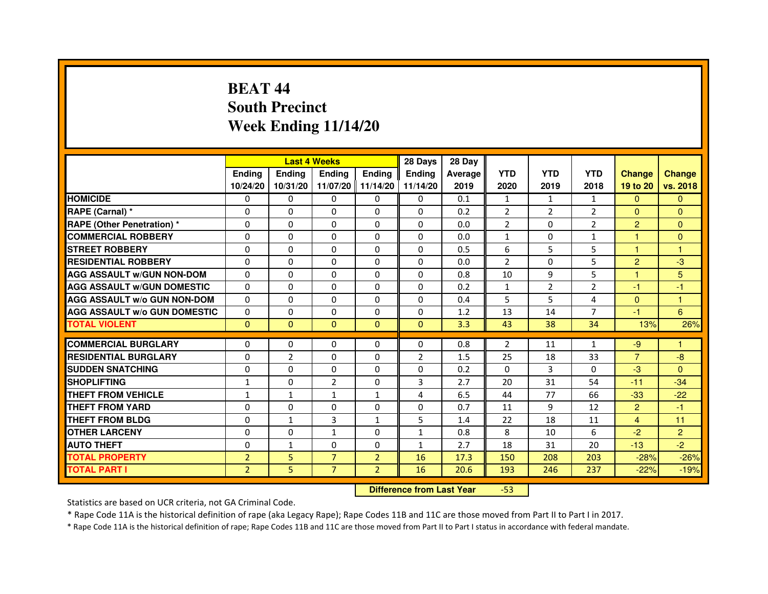# BEAT 44
## South Precinct
## Week Ending 11/14/20

| | Last 4 Weeks | | | | 28 Days | 28 Day | | | | | |
|---|---|---|---|---|---|---|---|---|---|---|---|
| | Ending 10/24/20 | Ending 10/31/20 | Ending 11/07/20 | Ending 11/14/20 | Ending 11/14/20 | Average 2019 | YTD 2020 | YTD 2019 | YTD 2018 | Change 19 to 20 | Change vs. 2018 |
| **HOMICIDE** | 0 | 0 | 0 | 0 | 0 | 0.1 | 1 | 1 | 1 | 0 | 0 |
| **RAPE (Carnal) *** | 0 | 0 | 0 | 0 | 0 | 0.2 | 2 | 2 | 2 | 0 | 0 |
| **RAPE (Other Penetration) *** | 0 | 0 | 0 | 0 | 0 | 0.0 | 2 | 0 | 2 | 2 | 0 |
| **COMMERCIAL ROBBERY** | 0 | 0 | 0 | 0 | 0 | 0.0 | 1 | 0 | 1 | 1 | 0 |
| **STREET ROBBERY** | 0 | 0 | 0 | 0 | 0 | 0.5 | 6 | 5 | 5 | 1 | 1 |
| **RESIDENTIAL ROBBERY** | 0 | 0 | 0 | 0 | 0 | 0.0 | 2 | 0 | 5 | 2 | -3 |
| **AGG ASSAULT w/GUN NON-DOM** | 0 | 0 | 0 | 0 | 0 | 0.8 | 10 | 9 | 5 | 1 | 5 |
| **AGG ASSAULT w/GUN DOMESTIC** | 0 | 0 | 0 | 0 | 0 | 0.2 | 1 | 2 | 2 | -1 | -1 |
| **AGG ASSAULT w/o GUN NON-DOM** | 0 | 0 | 0 | 0 | 0 | 0.4 | 5 | 5 | 4 | 0 | 1 |
| **AGG ASSAULT w/o GUN DOMESTIC** | 0 | 0 | 0 | 0 | 0 | 1.2 | 13 | 14 | 7 | -1 | 6 |
| **TOTAL VIOLENT** | 0 | 0 | 0 | 0 | 0 | 3.3 | 43 | 38 | 34 | 13% | 26% |
| **COMMERCIAL BURGLARY** | 0 | 0 | 0 | 0 | 0 | 0.8 | 2 | 11 | 1 | -9 | 1 |
| **RESIDENTIAL BURGLARY** | 0 | 2 | 0 | 0 | 2 | 1.5 | 25 | 18 | 33 | 7 | -8 |
| **SUDDEN SNATCHING** | 0 | 0 | 0 | 0 | 0 | 0.2 | 0 | 3 | 0 | -3 | 0 |
| **SHOPLIFTING** | 1 | 0 | 2 | 0 | 3 | 2.7 | 20 | 31 | 54 | -11 | -34 |
| **THEFT FROM VEHICLE** | 1 | 1 | 1 | 1 | 4 | 6.5 | 44 | 77 | 66 | -33 | -22 |
| **THEFT FROM YARD** | 0 | 0 | 0 | 0 | 0 | 0.7 | 11 | 9 | 12 | 2 | -1 |
| **THEFT FROM BLDG** | 0 | 1 | 3 | 1 | 5 | 1.4 | 22 | 18 | 11 | 4 | 11 |
| **OTHER LARCENY** | 0 | 0 | 1 | 0 | 1 | 0.8 | 8 | 10 | 6 | -2 | 2 |
| **AUTO THEFT** | 0 | 1 | 0 | 0 | 1 | 2.7 | 18 | 31 | 20 | -13 | -2 |
| **TOTAL PROPERTY** | 2 | 5 | 7 | 2 | 16 | 17.3 | 150 | 208 | 203 | -28% | -26% |
| **TOTAL PART I** | 2 | 5 | 7 | 2 | 16 | 20.6 | 193 | 246 | 237 | -22% | -19% |

**Difference from Last Year** -53

Statistics are based on UCR criteria, not GA Criminal Code.

* Rape Code 11A is the historical definition of rape (aka Legacy Rape); Rape Codes 11B and 11C are those moved from Part II to Part I in 2017.

* Rape Code 11A is the historical definition of rape; Rape Codes 11B and 11C are those moved from Part II to Part I status in accordance with federal mandate.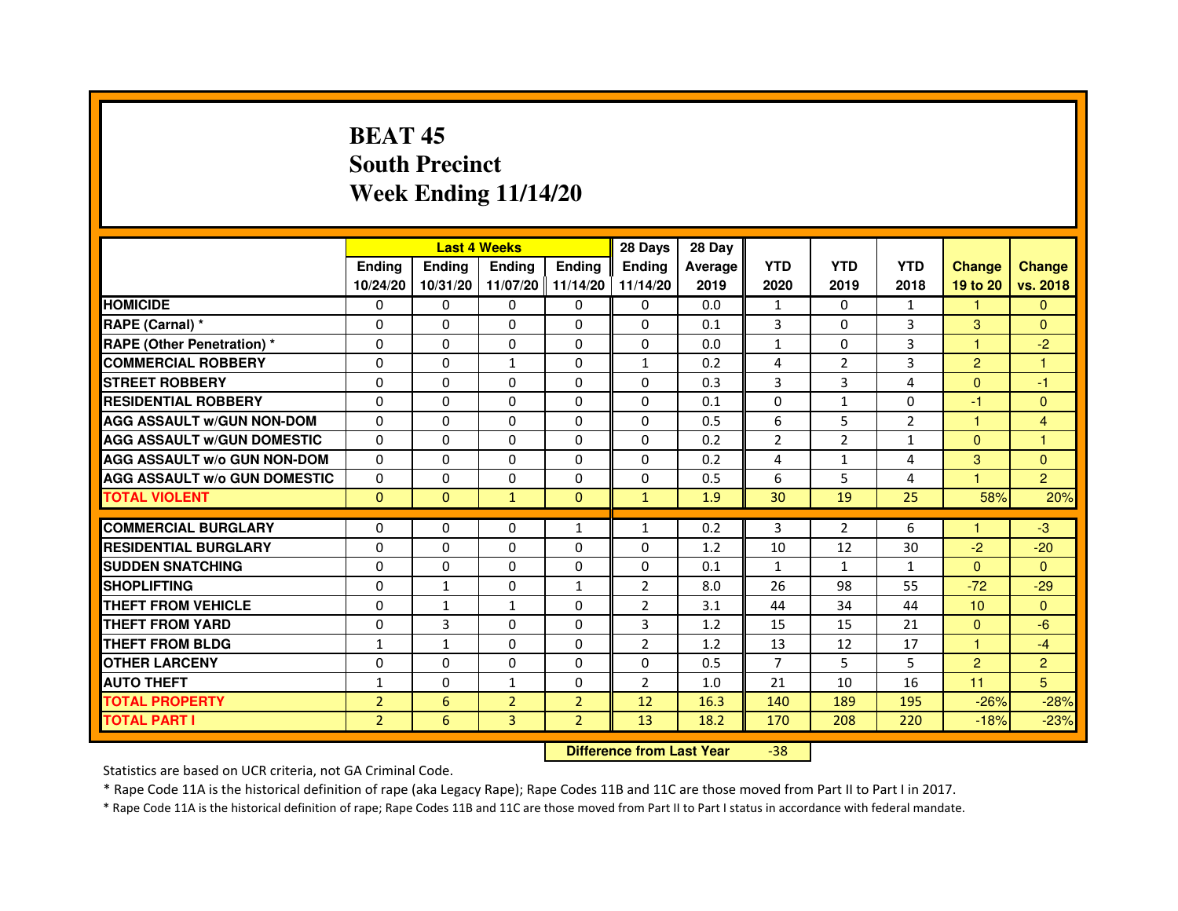# BEAT 45
## South Precinct
## Week Ending 11/14/20

| | Last 4 Weeks | | | | 28 Days | 28 Day | | | | | |
|---|---|---|---|---|---|---|---|---|---|---|---|
| | Ending 10/24/20 | Ending 10/31/20 | Ending 11/07/20 | Ending 11/14/20 | Ending 11/14/20 | Average 2019 | YTD 2020 | YTD 2019 | YTD 2018 | Change 19 to 20 | Change vs. 2018 |
| **HOMICIDE** | 0 | 0 | 0 | 0 | 0 | 0.0 | 1 | 0 | 1 | 1 | 0 |
| **RAPE (Carnal) *** | 0 | 0 | 0 | 0 | 0 | 0.1 | 3 | 0 | 3 | 3 | 0 |
| **RAPE (Other Penetration) *** | 0 | 0 | 0 | 0 | 0 | 0.0 | 1 | 0 | 3 | 1 | -2 |
| **COMMERCIAL ROBBERY** | 0 | 0 | 1 | 0 | 1 | 0.2 | 4 | 2 | 3 | 2 | 1 |
| **STREET ROBBERY** | 0 | 0 | 0 | 0 | 0 | 0.3 | 3 | 3 | 4 | 0 | -1 |
| **RESIDENTIAL ROBBERY** | 0 | 0 | 0 | 0 | 0 | 0.1 | 0 | 1 | 0 | -1 | 0 |
| **AGG ASSAULT w/GUN NON-DOM** | 0 | 0 | 0 | 0 | 0 | 0.5 | 6 | 5 | 2 | 1 | 4 |
| **AGG ASSAULT w/GUN DOMESTIC** | 0 | 0 | 0 | 0 | 0 | 0.2 | 2 | 2 | 1 | 0 | 1 |
| **AGG ASSAULT w/o GUN NON-DOM** | 0 | 0 | 0 | 0 | 0 | 0.2 | 4 | 1 | 4 | 3 | 0 |
| **AGG ASSAULT w/o GUN DOMESTIC** | 0 | 0 | 0 | 0 | 0 | 0.5 | 6 | 5 | 4 | 1 | 2 |
| **TOTAL VIOLENT** | 0 | 0 | 1 | 0 | 1 | 1.9 | 30 | 19 | 25 | 58% | 20% |
| **COMMERCIAL BURGLARY** | 0 | 0 | 0 | 1 | 1 | 0.2 | 3 | 2 | 6 | 1 | -3 |
| **RESIDENTIAL BURGLARY** | 0 | 0 | 0 | 0 | 0 | 1.2 | 10 | 12 | 30 | -2 | -20 |
| **SUDDEN SNATCHING** | 0 | 0 | 0 | 0 | 0 | 0.1 | 1 | 1 | 1 | 0 | 0 |
| **SHOPLIFTING** | 0 | 1 | 0 | 1 | 2 | 8.0 | 26 | 98 | 55 | -72 | -29 |
| **THEFT FROM VEHICLE** | 0 | 1 | 1 | 0 | 2 | 3.1 | 44 | 34 | 44 | 10 | 0 |
| **THEFT FROM YARD** | 0 | 3 | 0 | 0 | 3 | 1.2 | 15 | 15 | 21 | 0 | -6 |
| **THEFT FROM BLDG** | 1 | 1 | 0 | 0 | 2 | 1.2 | 13 | 12 | 17 | 1 | -4 |
| **OTHER LARCENY** | 0 | 0 | 0 | 0 | 0 | 0.5 | 7 | 5 | 5 | 2 | 2 |
| **AUTO THEFT** | 1 | 0 | 1 | 0 | 2 | 1.0 | 21 | 10 | 16 | 11 | 5 |
| **TOTAL PROPERTY** | 2 | 6 | 2 | 2 | 12 | 16.3 | 140 | 189 | 195 | -26% | -28% |
| **TOTAL PART I** | 2 | 6 | 3 | 2 | 13 | 18.2 | 170 | 208 | 220 | -18% | -23% |

**Difference from Last Year** -38

Statistics are based on UCR criteria, not GA Criminal Code.

* Rape Code 11A is the historical definition of rape (aka Legacy Rape); Rape Codes 11B and 11C are those moved from Part II to Part I in 2017.

* Rape Code 11A is the historical definition of rape; Rape Codes 11B and 11C are those moved from Part II to Part I status in accordance with federal mandate.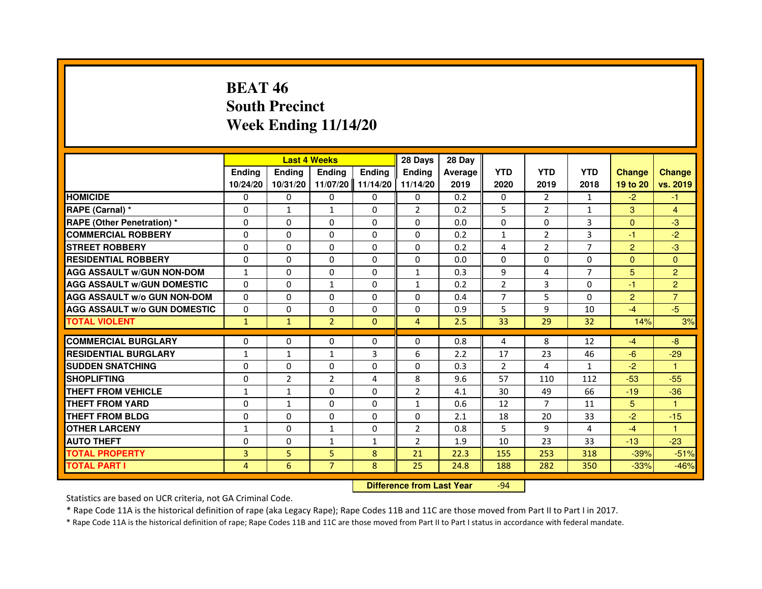# BEAT 46
# South Precinct
# Week Ending 11/14/20

| | Last 4 Weeks | | | | 28 Days | 28 Day | | | | | |
|---|---|---|---|---|---|---|---|---|---|---|---|
| | Ending 10/24/20 | Ending 10/31/20 | Ending 11/07/20 | Ending 11/14/20 | Ending 11/14/20 | Average 2019 | YTD 2020 | YTD 2019 | YTD 2018 | Change 19 to 20 | Change vs. 2019 |
| HOMICIDE | 0 | 0 | 0 | 0 | 0 | 0.2 | 0 | 2 | 1 | -2 | -1 |
| RAPE (Carnal) * | 0 | 1 | 1 | 0 | 2 | 0.2 | 5 | 2 | 1 | 3 | 4 |
| RAPE (Other Penetration) * | 0 | 0 | 0 | 0 | 0 | 0.0 | 0 | 0 | 3 | 0 | -3 |
| COMMERCIAL ROBBERY | 0 | 0 | 0 | 0 | 0 | 0.2 | 1 | 2 | 3 | -1 | -2 |
| STREET ROBBERY | 0 | 0 | 0 | 0 | 0 | 0.2 | 4 | 2 | 7 | 2 | -3 |
| RESIDENTIAL ROBBERY | 0 | 0 | 0 | 0 | 0 | 0.0 | 0 | 0 | 0 | 0 | 0 |
| AGG ASSAULT w/GUN NON-DOM | 1 | 0 | 0 | 0 | 1 | 0.3 | 9 | 4 | 7 | 5 | 2 |
| AGG ASSAULT w/GUN DOMESTIC | 0 | 0 | 1 | 0 | 1 | 0.2 | 2 | 3 | 0 | -1 | 2 |
| AGG ASSAULT w/o GUN NON-DOM | 0 | 0 | 0 | 0 | 0 | 0.4 | 7 | 5 | 0 | 2 | 7 |
| AGG ASSAULT w/o GUN DOMESTIC | 0 | 0 | 0 | 0 | 0 | 0.9 | 5 | 9 | 10 | -4 | -5 |
| TOTAL VIOLENT | 1 | 1 | 2 | 0 | 4 | 2.5 | 33 | 29 | 32 | 14% | 3% |
| COMMERCIAL BURGLARY | 0 | 0 | 0 | 0 | 0 | 0.8 | 4 | 8 | 12 | -4 | -8 |
| RESIDENTIAL BURGLARY | 1 | 1 | 1 | 3 | 6 | 2.2 | 17 | 23 | 46 | -6 | -29 |
| SUDDEN SNATCHING | 0 | 0 | 0 | 0 | 0 | 0.3 | 2 | 4 | 1 | -2 | 1 |
| SHOPLIFTING | 0 | 2 | 2 | 4 | 8 | 9.6 | 57 | 110 | 112 | -53 | -55 |
| THEFT FROM VEHICLE | 1 | 1 | 0 | 0 | 2 | 4.1 | 30 | 49 | 66 | -19 | -36 |
| THEFT FROM YARD | 0 | 1 | 0 | 0 | 1 | 0.6 | 12 | 7 | 11 | 5 | 1 |
| THEFT FROM BLDG | 0 | 0 | 0 | 0 | 0 | 2.1 | 18 | 20 | 33 | -2 | -15 |
| OTHER LARCENY | 1 | 0 | 1 | 0 | 2 | 0.8 | 5 | 9 | 4 | -4 | 1 |
| AUTO THEFT | 0 | 0 | 1 | 1 | 2 | 1.9 | 10 | 23 | 33 | -13 | -23 |
| TOTAL PROPERTY | 3 | 5 | 5 | 8 | 21 | 22.3 | 155 | 253 | 318 | -39% | -51% |
| TOTAL PART I | 4 | 6 | 7 | 8 | 25 | 24.8 | 188 | 282 | 350 | -33% | -46% |

**Difference from Last Year** -94

Statistics are based on UCR criteria, not GA Criminal Code.

* Rape Code 11A is the historical definition of rape (aka Legacy Rape); Rape Codes 11B and 11C are those moved from Part II to Part I in 2017.

* Rape Code 11A is the historical definition of rape; Rape Codes 11B and 11C are those moved from Part II to Part I status in accordance with federal mandate.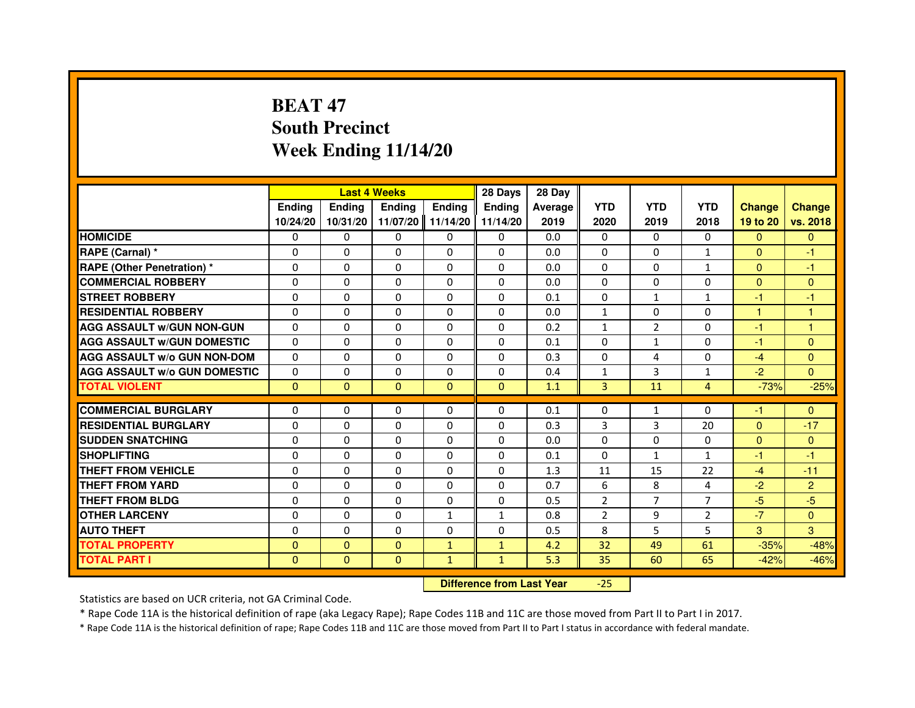# BEAT 47
## South Precinct
## Week Ending 11/14/20

| | Last 4 Weeks | | | | 28 Days | 28 Day | | | | | |
|---|---|---|---|---|---|---|---|---|---|---|---|
| | Ending 10/24/20 | Ending 10/31/20 | Ending 11/07/20 | Ending 11/14/20 | Ending 11/14/20 | Average 2019 | YTD 2020 | YTD 2019 | YTD 2018 | Change 19 to 20 | Change vs. 2018 |
| HOMICIDE | 0 | 0 | 0 | 0 | 0 | 0.0 | 0 | 0 | 0 | 0 | 0 |
| RAPE (Carnal) * | 0 | 0 | 0 | 0 | 0 | 0.0 | 0 | 0 | 1 | 0 | -1 |
| RAPE (Other Penetration) * | 0 | 0 | 0 | 0 | 0 | 0.0 | 0 | 0 | 1 | 0 | -1 |
| COMMERCIAL ROBBERY | 0 | 0 | 0 | 0 | 0 | 0.0 | 0 | 0 | 0 | 0 | 0 |
| STREET ROBBERY | 0 | 0 | 0 | 0 | 0 | 0.1 | 0 | 1 | 1 | -1 | -1 |
| RESIDENTIAL ROBBERY | 0 | 0 | 0 | 0 | 0 | 0.0 | 1 | 0 | 0 | 1 | 1 |
| AGG ASSAULT w/GUN NON-GUN | 0 | 0 | 0 | 0 | 0 | 0.2 | 1 | 2 | 0 | -1 | 1 |
| AGG ASSAULT w/GUN DOMESTIC | 0 | 0 | 0 | 0 | 0 | 0.1 | 0 | 1 | 0 | -1 | 0 |
| AGG ASSAULT w/o GUN NON-DOM | 0 | 0 | 0 | 0 | 0 | 0.3 | 0 | 4 | 0 | -4 | 0 |
| AGG ASSAULT w/o GUN DOMESTIC | 0 | 0 | 0 | 0 | 0 | 0.4 | 1 | 3 | 1 | -2 | 0 |
| TOTAL VIOLENT | 0 | 0 | 0 | 0 | 0 | 1.1 | 3 | 11 | 4 | -73% | -25% |
| COMMERCIAL BURGLARY | 0 | 0 | 0 | 0 | 0 | 0.1 | 0 | 1 | 0 | -1 | 0 |
| RESIDENTIAL BURGLARY | 0 | 0 | 0 | 0 | 0 | 0.3 | 3 | 3 | 20 | 0 | -17 |
| SUDDEN SNATCHING | 0 | 0 | 0 | 0 | 0 | 0.0 | 0 | 0 | 0 | 0 | 0 |
| SHOPLIFTING | 0 | 0 | 0 | 0 | 0 | 0.1 | 0 | 1 | 1 | -1 | -1 |
| THEFT FROM VEHICLE | 0 | 0 | 0 | 0 | 0 | 1.3 | 11 | 15 | 22 | -4 | -11 |
| THEFT FROM YARD | 0 | 0 | 0 | 0 | 0 | 0.7 | 6 | 8 | 4 | -2 | 2 |
| THEFT FROM BLDG | 0 | 0 | 0 | 0 | 0 | 0.5 | 2 | 7 | 7 | -5 | -5 |
| OTHER LARCENY | 0 | 0 | 0 | 1 | 1 | 0.8 | 2 | 9 | 2 | -7 | 0 |
| AUTO THEFT | 0 | 0 | 0 | 0 | 0 | 0.5 | 8 | 5 | 5 | 3 | 3 |
| TOTAL PROPERTY | 0 | 0 | 0 | 1 | 1 | 4.2 | 32 | 49 | 61 | -35% | -48% |
| TOTAL PART I | 0 | 0 | 0 | 1 | 1 | 5.3 | 35 | 60 | 65 | -42% | -46% |

**Difference from Last Year** -25

Statistics are based on UCR criteria, not GA Criminal Code.

* Rape Code 11A is the historical definition of rape (aka Legacy Rape); Rape Codes 11B and 11C are those moved from Part II to Part I in 2017.

* Rape Code 11A is the historical definition of rape; Rape Codes 11B and 11C are those moved from Part II to Part I status in accordance with federal mandate.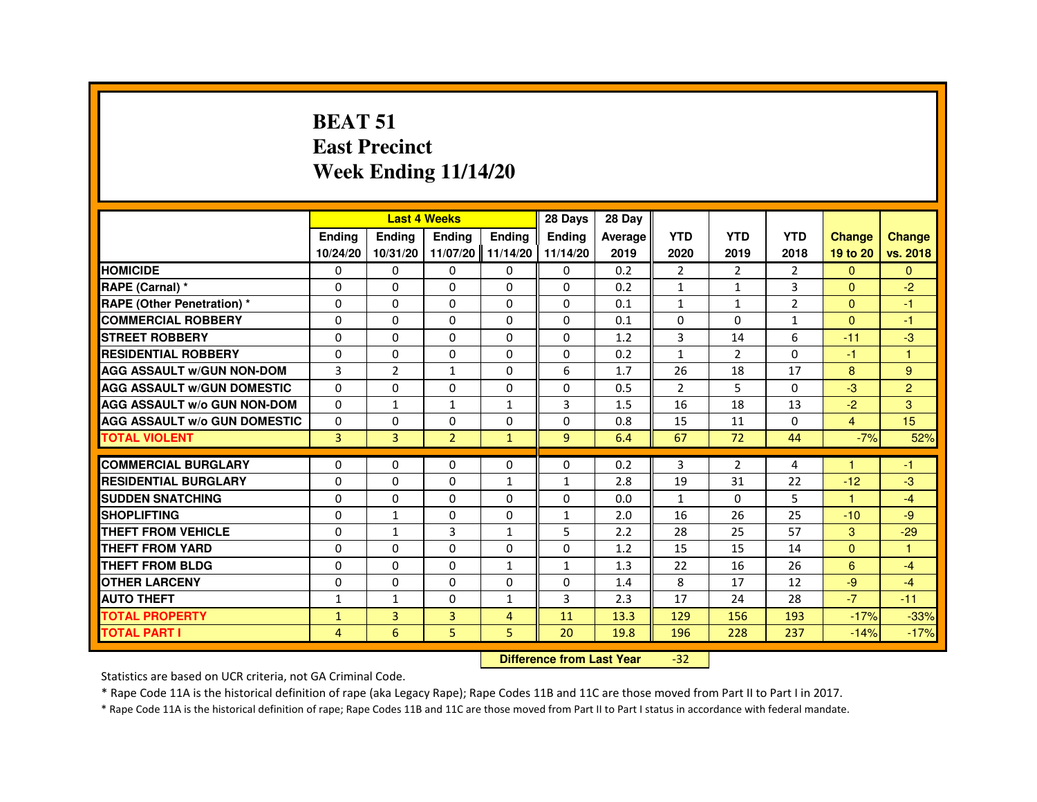# BEAT 51
# East Precinct
# Week Ending 11/14/20

| | Last 4 Weeks | | | | 28 Days | 28 Day | | | | | |
|---|---|---|---|---|---|---|---|---|---|---|---|
| | Ending 10/24/20 | Ending 10/31/20 | Ending 11/07/20 | Ending 11/14/20 | Ending 11/14/20 | Average 2019 | YTD 2020 | YTD 2019 | YTD 2018 | Change 19 to 20 | Change vs. 2018 |
| HOMICIDE | 0 | 0 | 0 | 0 | 0 | 0.2 | 2 | 2 | 2 | 0 | 0 |
| RAPE (Carnal) * | 0 | 0 | 0 | 0 | 0 | 0.2 | 1 | 1 | 3 | 0 | -2 |
| RAPE (Other Penetration) * | 0 | 0 | 0 | 0 | 0 | 0.1 | 1 | 1 | 2 | 0 | -1 |
| COMMERCIAL ROBBERY | 0 | 0 | 0 | 0 | 0 | 0.1 | 0 | 0 | 1 | 0 | -1 |
| STREET ROBBERY | 0 | 0 | 0 | 0 | 0 | 1.2 | 3 | 14 | 6 | -11 | -3 |
| RESIDENTIAL ROBBERY | 0 | 0 | 0 | 0 | 0 | 0.2 | 1 | 2 | 0 | -1 | 1 |
| AGG ASSAULT w/GUN NON-DOM | 3 | 2 | 1 | 0 | 6 | 1.7 | 26 | 18 | 17 | 8 | 9 |
| AGG ASSAULT w/GUN DOMESTIC | 0 | 0 | 0 | 0 | 0 | 0.5 | 2 | 5 | 0 | -3 | 2 |
| AGG ASSAULT w/o GUN NON-DOM | 0 | 1 | 1 | 1 | 3 | 1.5 | 16 | 18 | 13 | -2 | 3 |
| AGG ASSAULT w/o GUN DOMESTIC | 0 | 0 | 0 | 0 | 0 | 0.8 | 15 | 11 | 0 | 4 | 15 |
| TOTAL VIOLENT | 3 | 3 | 2 | 1 | 9 | 6.4 | 67 | 72 | 44 | -7% | 52% |
| COMMERCIAL BURGLARY | 0 | 0 | 0 | 0 | 0 | 0.2 | 3 | 2 | 4 | 1 | -1 |
| RESIDENTIAL BURGLARY | 0 | 0 | 0 | 1 | 1 | 2.8 | 19 | 31 | 22 | -12 | -3 |
| SUDDEN SNATCHING | 0 | 0 | 0 | 0 | 0 | 0.0 | 1 | 0 | 5 | 1 | -4 |
| SHOPLIFTING | 0 | 1 | 0 | 0 | 1 | 2.0 | 16 | 26 | 25 | -10 | -9 |
| THEFT FROM VEHICLE | 0 | 1 | 3 | 1 | 5 | 2.2 | 28 | 25 | 57 | 3 | -29 |
| THEFT FROM YARD | 0 | 0 | 0 | 0 | 0 | 1.2 | 15 | 15 | 14 | 0 | 1 |
| THEFT FROM BLDG | 0 | 0 | 0 | 1 | 1 | 1.3 | 22 | 16 | 26 | 6 | -4 |
| OTHER LARCENY | 0 | 0 | 0 | 0 | 0 | 1.4 | 8 | 17 | 12 | -9 | -4 |
| AUTO THEFT | 1 | 1 | 0 | 1 | 3 | 2.3 | 17 | 24 | 28 | -7 | -11 |
| TOTAL PROPERTY | 1 | 3 | 3 | 4 | 11 | 13.3 | 129 | 156 | 193 | -17% | -33% |
| TOTAL PART I | 4 | 6 | 5 | 5 | 20 | 19.8 | 196 | 228 | 237 | -14% | -17% |

**Difference from Last Year** -32

Statistics are based on UCR criteria, not GA Criminal Code.

* Rape Code 11A is the historical definition of rape (aka Legacy Rape); Rape Codes 11B and 11C are those moved from Part II to Part I in 2017.

* Rape Code 11A is the historical definition of rape; Rape Codes 11B and 11C are those moved from Part II to Part I status in accordance with federal mandate.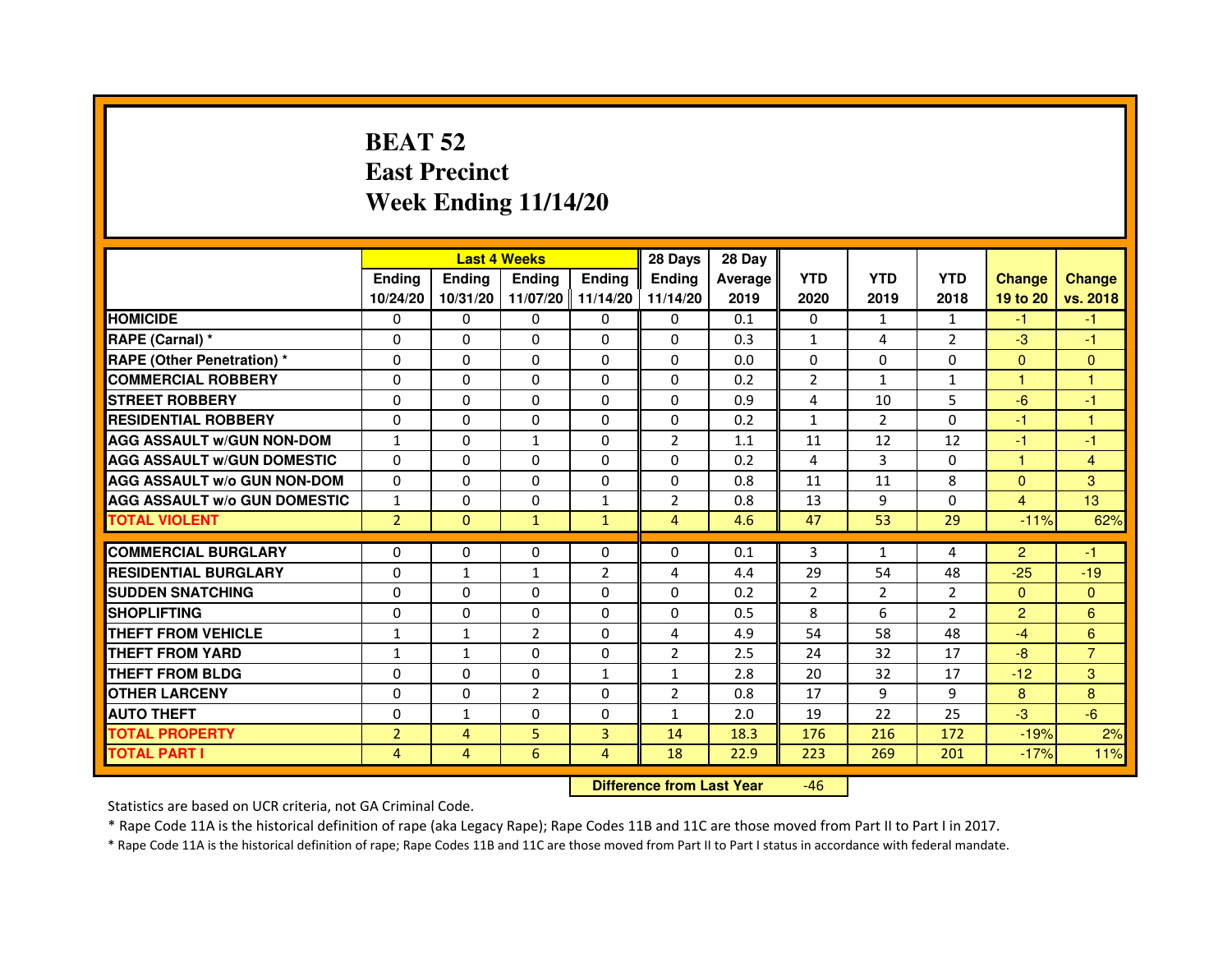# BEAT 52
# East Precinct
# Week Ending 11/14/20

| | Last 4 Weeks | | | | 28 Days | 28 Day | | | | | |
|---|---|---|---|---|---|---|---|---|---|---|---|
| | Ending 10/24/20 | Ending 10/31/20 | Ending 11/07/20 | Ending 11/14/20 | Ending 11/14/20 | Average 2019 | YTD 2020 | YTD 2019 | YTD 2018 | Change 19 to 20 | Change vs. 2018 |
| HOMICIDE | 0 | 0 | 0 | 0 | 0 | 0.1 | 0 | 1 | 1 | -1 | -1 |
| RAPE (Carnal) * | 0 | 0 | 0 | 0 | 0 | 0.3 | 1 | 4 | 2 | -3 | -1 |
| RAPE (Other Penetration) * | 0 | 0 | 0 | 0 | 0 | 0.0 | 0 | 0 | 0 | 0 | 0 |
| COMMERCIAL ROBBERY | 0 | 0 | 0 | 0 | 0 | 0.2 | 2 | 1 | 1 | 1 | 1 |
| STREET ROBBERY | 0 | 0 | 0 | 0 | 0 | 0.9 | 4 | 10 | 5 | -6 | -1 |
| RESIDENTIAL ROBBERY | 0 | 0 | 0 | 0 | 0 | 0.2 | 1 | 2 | 0 | -1 | 1 |
| AGG ASSAULT w/GUN NON-DOM | 1 | 0 | 1 | 0 | 2 | 1.1 | 11 | 12 | 12 | -1 | -1 |
| AGG ASSAULT w/GUN DOMESTIC | 0 | 0 | 0 | 0 | 0 | 0.2 | 4 | 3 | 0 | 1 | 4 |
| AGG ASSAULT w/o GUN NON-DOM | 0 | 0 | 0 | 0 | 0 | 0.8 | 11 | 11 | 8 | 0 | 3 |
| AGG ASSAULT w/o GUN DOMESTIC | 1 | 0 | 0 | 1 | 2 | 0.8 | 13 | 9 | 0 | 4 | 13 |
| TOTAL VIOLENT | 2 | 0 | 1 | 1 | 4 | 4.6 | 47 | 53 | 29 | -11% | 62% |
| COMMERCIAL BURGLARY | 0 | 0 | 0 | 0 | 0 | 0.1 | 3 | 1 | 4 | 2 | -1 |
| RESIDENTIAL BURGLARY | 0 | 1 | 1 | 2 | 4 | 4.4 | 29 | 54 | 48 | -25 | -19 |
| SUDDEN SNATCHING | 0 | 0 | 0 | 0 | 0 | 0.2 | 2 | 2 | 2 | 0 | 0 |
| SHOPLIFTING | 0 | 0 | 0 | 0 | 0 | 0.5 | 8 | 6 | 2 | 2 | 6 |
| THEFT FROM VEHICLE | 1 | 1 | 2 | 0 | 4 | 4.9 | 54 | 58 | 48 | -4 | 6 |
| THEFT FROM YARD | 1 | 1 | 0 | 0 | 2 | 2.5 | 24 | 32 | 17 | -8 | 7 |
| THEFT FROM BLDG | 0 | 0 | 0 | 1 | 1 | 2.8 | 20 | 32 | 17 | -12 | 3 |
| OTHER LARCENY | 0 | 0 | 2 | 0 | 2 | 0.8 | 17 | 9 | 9 | 8 | 8 |
| AUTO THEFT | 0 | 1 | 0 | 0 | 1 | 2.0 | 19 | 22 | 25 | -3 | -6 |
| TOTAL PROPERTY | 2 | 4 | 5 | 3 | 14 | 18.3 | 176 | 216 | 172 | -19% | 2% |
| TOTAL PART I | 4 | 4 | 6 | 4 | 18 | 22.9 | 223 | 269 | 201 | -17% | 11% |

**Difference from Last Year** -46

Statistics are based on UCR criteria, not GA Criminal Code.

* Rape Code 11A is the historical definition of rape (aka Legacy Rape); Rape Codes 11B and 11C are those moved from Part II to Part I in 2017.

* Rape Code 11A is the historical definition of rape; Rape Codes 11B and 11C are those moved from Part II to Part I status in accordance with federal mandate.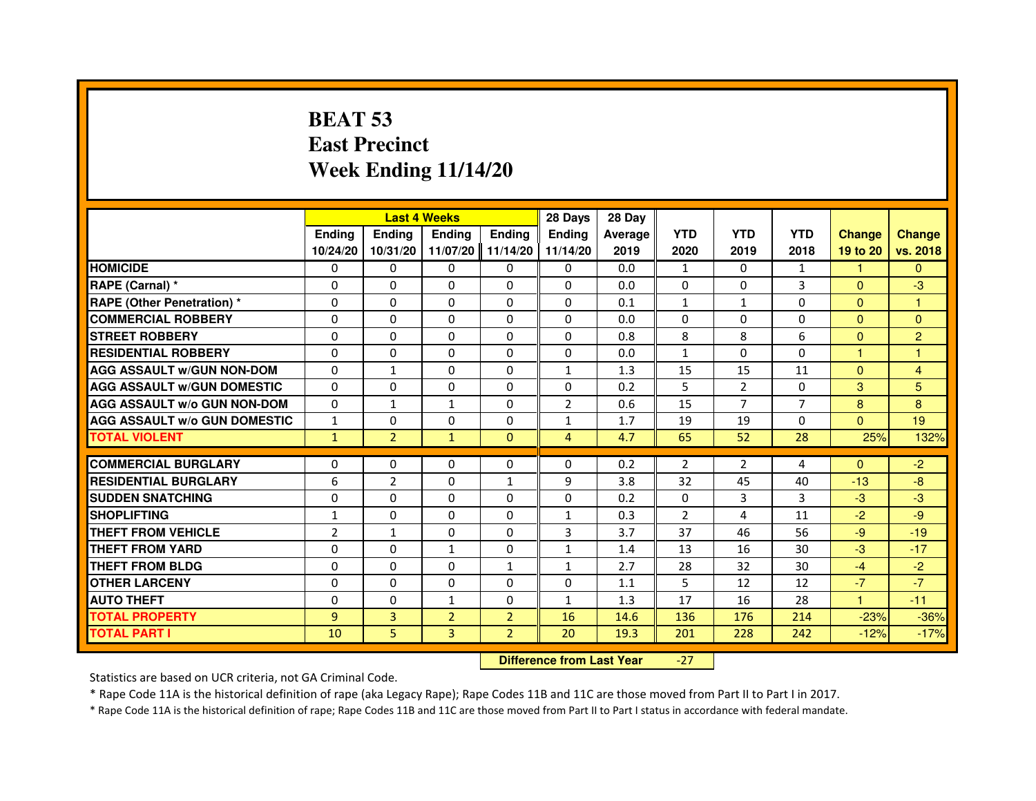# BEAT 53
# East Precinct
# Week Ending 11/14/20

| | Last 4 Weeks | | | | 28 Days | 28 Day | | | | | |
|---|---|---|---|---|---|---|---|---|---|---|---|
| | Ending 10/24/20 | Ending 10/31/20 | Ending 11/07/20 | Ending 11/14/20 | Ending 11/14/20 | Average 2019 | YTD 2020 | YTD 2019 | YTD 2018 | Change 19 to 20 | Change vs. 2018 |
| HOMICIDE | 0 | 0 | 0 | 0 | 0 | 0.0 | 1 | 0 | 1 | 1 | 0 |
| RAPE (Carnal) * | 0 | 0 | 0 | 0 | 0 | 0.0 | 0 | 0 | 3 | 0 | -3 |
| RAPE (Other Penetration) * | 0 | 0 | 0 | 0 | 0 | 0.1 | 1 | 1 | 0 | 0 | 1 |
| COMMERCIAL ROBBERY | 0 | 0 | 0 | 0 | 0 | 0.0 | 0 | 0 | 0 | 0 | 0 |
| STREET ROBBERY | 0 | 0 | 0 | 0 | 0 | 0.8 | 8 | 8 | 6 | 0 | 2 |
| RESIDENTIAL ROBBERY | 0 | 0 | 0 | 0 | 0 | 0.0 | 1 | 0 | 0 | 1 | 1 |
| AGG ASSAULT w/GUN NON-DOM | 0 | 1 | 0 | 0 | 1 | 1.3 | 15 | 15 | 11 | 0 | 4 |
| AGG ASSAULT w/GUN DOMESTIC | 0 | 0 | 0 | 0 | 0 | 0.2 | 5 | 2 | 0 | 3 | 5 |
| AGG ASSAULT w/o GUN NON-DOM | 0 | 1 | 1 | 0 | 2 | 0.6 | 15 | 7 | 7 | 8 | 8 |
| AGG ASSAULT w/o GUN DOMESTIC | 1 | 0 | 0 | 0 | 1 | 1.7 | 19 | 19 | 0 | 0 | 19 |
| TOTAL VIOLENT | 1 | 2 | 1 | 0 | 4 | 4.7 | 65 | 52 | 28 | 25% | 132% |
| COMMERCIAL BURGLARY | 0 | 0 | 0 | 0 | 0 | 0.2 | 2 | 2 | 4 | 0 | -2 |
| RESIDENTIAL BURGLARY | 6 | 2 | 0 | 1 | 9 | 3.8 | 32 | 45 | 40 | -13 | -8 |
| SUDDEN SNATCHING | 0 | 0 | 0 | 0 | 0 | 0.2 | 0 | 3 | 3 | -3 | -3 |
| SHOPLIFTING | 1 | 0 | 0 | 0 | 1 | 0.3 | 2 | 4 | 11 | -2 | -9 |
| THEFT FROM VEHICLE | 2 | 1 | 0 | 0 | 3 | 3.7 | 37 | 46 | 56 | -9 | -19 |
| THEFT FROM YARD | 0 | 0 | 1 | 0 | 1 | 1.4 | 13 | 16 | 30 | -3 | -17 |
| THEFT FROM BLDG | 0 | 0 | 0 | 1 | 1 | 2.7 | 28 | 32 | 30 | -4 | -2 |
| OTHER LARCENY | 0 | 0 | 0 | 0 | 0 | 1.1 | 5 | 12 | 12 | -7 | -7 |
| AUTO THEFT | 0 | 0 | 1 | 0 | 1 | 1.3 | 17 | 16 | 28 | 1 | -11 |
| TOTAL PROPERTY | 9 | 3 | 2 | 2 | 16 | 14.6 | 136 | 176 | 214 | -23% | -36% |
| TOTAL PART I | 10 | 5 | 3 | 2 | 20 | 19.3 | 201 | 228 | 242 | -12% | -17% |

**Difference from Last Year** -27

Statistics are based on UCR criteria, not GA Criminal Code.

* Rape Code 11A is the historical definition of rape (aka Legacy Rape); Rape Codes 11B and 11C are those moved from Part II to Part I in 2017.

* Rape Code 11A is the historical definition of rape; Rape Codes 11B and 11C are those moved from Part II to Part I status in accordance with federal mandate.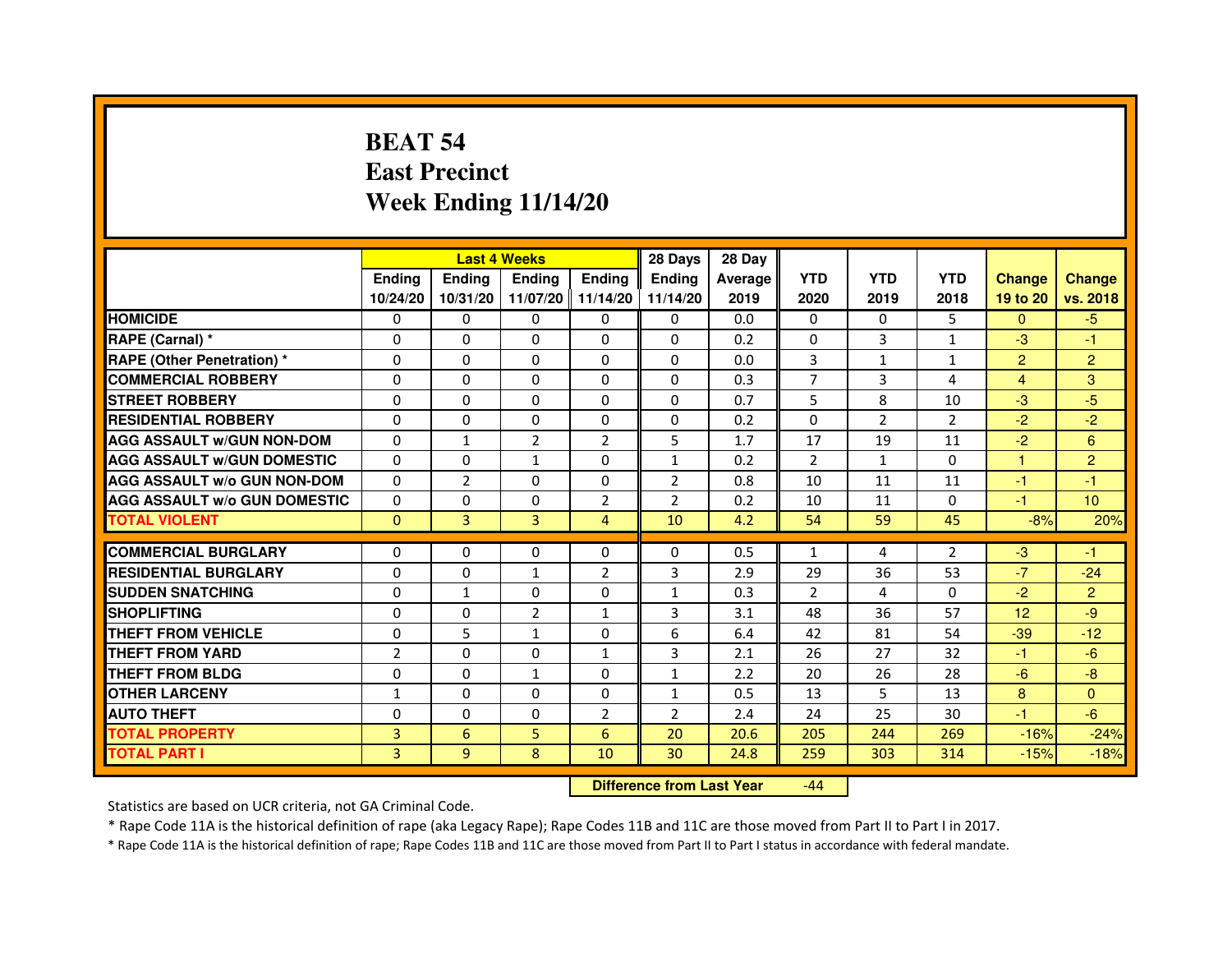# BEAT 54
# East Precinct
# Week Ending 11/14/20

| | Last 4 Weeks | | | | 28 Days | 28 Day | | | | | |
|---|---|---|---|---|---|---|---|---|---|---|---|
| | Ending 10/24/20 | Ending 10/31/20 | Ending 11/07/20 | Ending 11/14/20 | Ending 11/14/20 | Average 2019 | YTD 2020 | YTD 2019 | YTD 2018 | Change 19 to 20 | Change vs. 2018 |
| HOMICIDE | 0 | 0 | 0 | 0 | 0 | 0.0 | 0 | 0 | 5 | 0 | -5 |
| RAPE (Carnal) * | 0 | 0 | 0 | 0 | 0 | 0.2 | 0 | 3 | 1 | -3 | -1 |
| RAPE (Other Penetration) * | 0 | 0 | 0 | 0 | 0 | 0.0 | 3 | 1 | 1 | 2 | 2 |
| COMMERCIAL ROBBERY | 0 | 0 | 0 | 0 | 0 | 0.3 | 7 | 3 | 4 | 4 | 3 |
| STREET ROBBERY | 0 | 0 | 0 | 0 | 0 | 0.7 | 5 | 8 | 10 | -3 | -5 |
| RESIDENTIAL ROBBERY | 0 | 0 | 0 | 0 | 0 | 0.2 | 0 | 2 | 2 | -2 | -2 |
| AGG ASSAULT w/GUN NON-DOM | 0 | 1 | 2 | 2 | 5 | 1.7 | 17 | 19 | 11 | -2 | 6 |
| AGG ASSAULT w/GUN DOMESTIC | 0 | 0 | 1 | 0 | 1 | 0.2 | 2 | 1 | 0 | 1 | 2 |
| AGG ASSAULT w/o GUN NON-DOM | 0 | 2 | 0 | 0 | 2 | 0.8 | 10 | 11 | 11 | -1 | -1 |
| AGG ASSAULT w/o GUN DOMESTIC | 0 | 0 | 0 | 2 | 2 | 0.2 | 10 | 11 | 0 | -1 | 10 |
| TOTAL VIOLENT | 0 | 3 | 3 | 4 | 10 | 4.2 | 54 | 59 | 45 | -8% | 20% |
| COMMERCIAL BURGLARY | 0 | 0 | 0 | 0 | 0 | 0.5 | 1 | 4 | 2 | -3 | -1 |
| RESIDENTIAL BURGLARY | 0 | 0 | 1 | 2 | 3 | 2.9 | 29 | 36 | 53 | -7 | -24 |
| SUDDEN SNATCHING | 0 | 1 | 0 | 0 | 1 | 0.3 | 2 | 4 | 0 | -2 | 2 |
| SHOPLIFTING | 0 | 0 | 2 | 1 | 3 | 3.1 | 48 | 36 | 57 | 12 | -9 |
| THEFT FROM VEHICLE | 0 | 5 | 1 | 0 | 6 | 6.4 | 42 | 81 | 54 | -39 | -12 |
| THEFT FROM YARD | 2 | 0 | 0 | 1 | 3 | 2.1 | 26 | 27 | 32 | -1 | -6 |
| THEFT FROM BLDG | 0 | 0 | 1 | 0 | 1 | 2.2 | 20 | 26 | 28 | -6 | -8 |
| OTHER LARCENY | 1 | 0 | 0 | 0 | 1 | 0.5 | 13 | 5 | 13 | 8 | 0 |
| AUTO THEFT | 0 | 0 | 0 | 2 | 2 | 2.4 | 24 | 25 | 30 | -1 | -6 |
| TOTAL PROPERTY | 3 | 6 | 5 | 6 | 20 | 20.6 | 205 | 244 | 269 | -16% | -24% |
| TOTAL PART I | 3 | 9 | 8 | 10 | 30 | 24.8 | 259 | 303 | 314 | -15% | -18% |

**Difference from Last Year** -44

Statistics are based on UCR criteria, not GA Criminal Code.

* Rape Code 11A is the historical definition of rape (aka Legacy Rape); Rape Codes 11B and 11C are those moved from Part II to Part I in 2017.

* Rape Code 11A is the historical definition of rape; Rape Codes 11B and 11C are those moved from Part II to Part I status in accordance with federal mandate.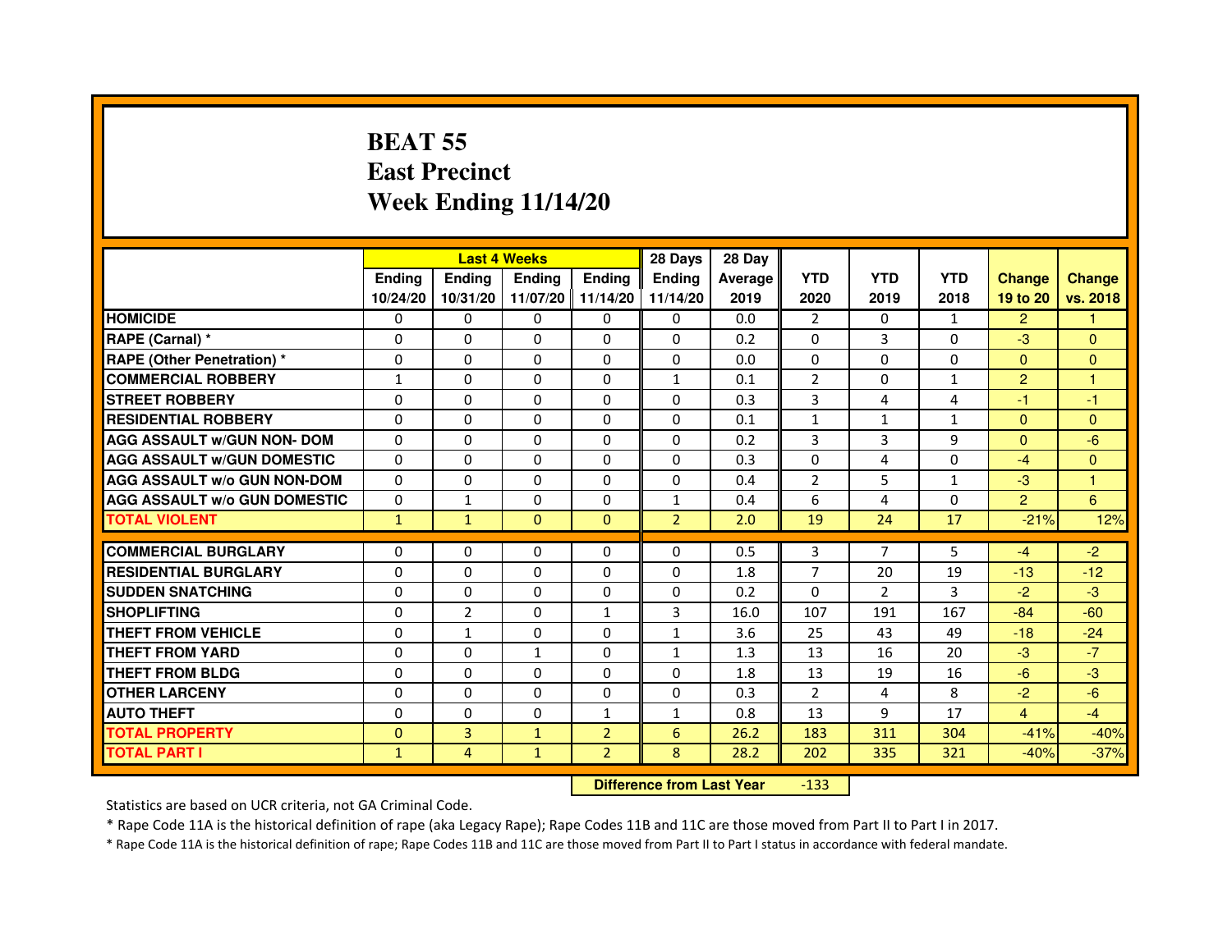# BEAT 55
# East Precinct
# Week Ending 11/14/20

| | Last 4 Weeks | | | | 28 Days | 28 Day | | | | | |
|---|---|---|---|---|---|---|---|---|---|---|---|
| | Ending 10/24/20 | Ending 10/31/20 | Ending 11/07/20 | Ending 11/14/20 | Ending 11/14/20 | Average 2019 | YTD 2020 | YTD 2019 | YTD 2018 | Change 19 to 20 | Change vs. 2018 |
| HOMICIDE | 0 | 0 | 0 | 0 | 0 | 0.0 | 2 | 0 | 1 | 2 | 1 |
| RAPE (Carnal) * | 0 | 0 | 0 | 0 | 0 | 0.2 | 0 | 3 | 0 | -3 | 0 |
| RAPE (Other Penetration) * | 0 | 0 | 0 | 0 | 0 | 0.0 | 0 | 0 | 0 | 0 | 0 |
| COMMERCIAL ROBBERY | 1 | 0 | 0 | 0 | 1 | 0.1 | 2 | 0 | 1 | 2 | 1 |
| STREET ROBBERY | 0 | 0 | 0 | 0 | 0 | 0.3 | 3 | 4 | 4 | -1 | -1 |
| RESIDENTIAL ROBBERY | 0 | 0 | 0 | 0 | 0 | 0.1 | 1 | 1 | 1 | 0 | 0 |
| AGG ASSAULT w/GUN NON- DOM | 0 | 0 | 0 | 0 | 0 | 0.2 | 3 | 3 | 9 | 0 | -6 |
| AGG ASSAULT w/GUN DOMESTIC | 0 | 0 | 0 | 0 | 0 | 0.3 | 0 | 4 | 0 | -4 | 0 |
| AGG ASSAULT w/o GUN NON-DOM | 0 | 0 | 0 | 0 | 0 | 0.4 | 2 | 5 | 1 | -3 | 1 |
| AGG ASSAULT w/o GUN DOMESTIC | 0 | 1 | 0 | 0 | 1 | 0.4 | 6 | 4 | 0 | 2 | 6 |
| TOTAL VIOLENT | 1 | 1 | 0 | 0 | 2 | 2.0 | 19 | 24 | 17 | -21% | 12% |
| COMMERCIAL BURGLARY | 0 | 0 | 0 | 0 | 0 | 0.5 | 3 | 7 | 5 | -4 | -2 |
| RESIDENTIAL BURGLARY | 0 | 0 | 0 | 0 | 0 | 1.8 | 7 | 20 | 19 | -13 | -12 |
| SUDDEN SNATCHING | 0 | 0 | 0 | 0 | 0 | 0.2 | 0 | 2 | 3 | -2 | -3 |
| SHOPLIFTING | 0 | 2 | 0 | 1 | 3 | 16.0 | 107 | 191 | 167 | -84 | -60 |
| THEFT FROM VEHICLE | 0 | 1 | 0 | 0 | 1 | 3.6 | 25 | 43 | 49 | -18 | -24 |
| THEFT FROM YARD | 0 | 0 | 1 | 0 | 1 | 1.3 | 13 | 16 | 20 | -3 | -7 |
| THEFT FROM BLDG | 0 | 0 | 0 | 0 | 0 | 1.8 | 13 | 19 | 16 | -6 | -3 |
| OTHER LARCENY | 0 | 0 | 0 | 0 | 0 | 0.3 | 2 | 4 | 8 | -2 | -6 |
| AUTO THEFT | 0 | 0 | 0 | 1 | 1 | 0.8 | 13 | 9 | 17 | 4 | -4 |
| TOTAL PROPERTY | 0 | 3 | 1 | 2 | 6 | 26.2 | 183 | 311 | 304 | -41% | -40% |
| TOTAL PART I | 1 | 4 | 1 | 2 | 8 | 28.2 | 202 | 335 | 321 | -40% | -37% |

**Difference from Last Year** -133

Statistics are based on UCR criteria, not GA Criminal Code.

* Rape Code 11A is the historical definition of rape (aka Legacy Rape); Rape Codes 11B and 11C are those moved from Part II to Part I in 2017.

* Rape Code 11A is the historical definition of rape; Rape Codes 11B and 11C are those moved from Part II to Part I status in accordance with federal mandate.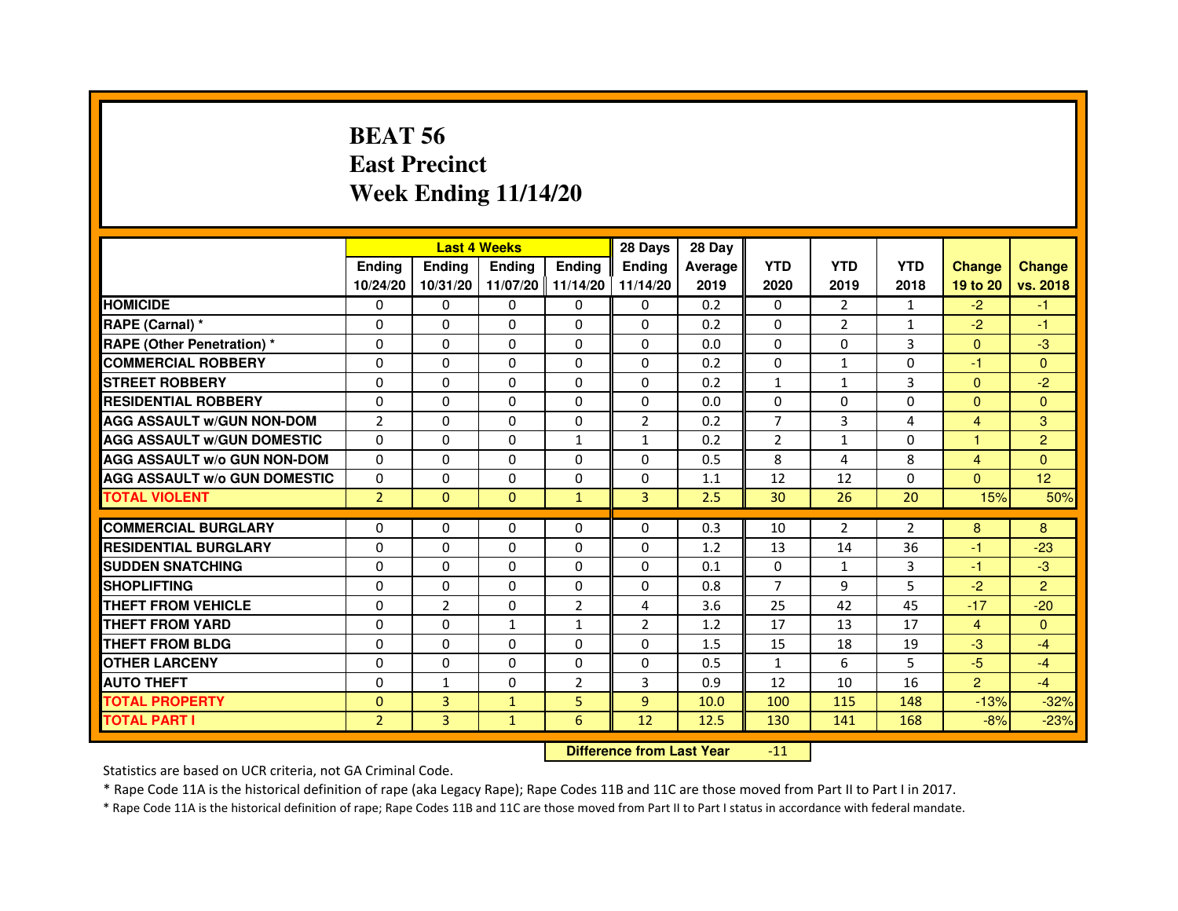# BEAT 56
# East Precinct
# Week Ending 11/14/20

| | Last 4 Weeks | | | | 28 Days | 28 Day | | | | | |
|---|---|---|---|---|---|---|---|---|---|---|---|
| | Ending 10/24/20 | Ending 10/31/20 | Ending 11/07/20 | Ending 11/14/20 | Ending 11/14/20 | Average 2019 | YTD 2020 | YTD 2019 | YTD 2018 | Change 19 to 20 | Change vs. 2018 |
| HOMICIDE | 0 | 0 | 0 | 0 | 0 | 0.2 | 0 | 2 | 1 | -2 | -1 |
| RAPE (Carnal) * | 0 | 0 | 0 | 0 | 0 | 0.2 | 0 | 2 | 1 | -2 | -1 |
| RAPE (Other Penetration) * | 0 | 0 | 0 | 0 | 0 | 0.0 | 0 | 0 | 3 | 0 | -3 |
| COMMERCIAL ROBBERY | 0 | 0 | 0 | 0 | 0 | 0.2 | 0 | 1 | 0 | -1 | 0 |
| STREET ROBBERY | 0 | 0 | 0 | 0 | 0 | 0.2 | 1 | 1 | 3 | 0 | -2 |
| RESIDENTIAL ROBBERY | 0 | 0 | 0 | 0 | 0 | 0.0 | 0 | 0 | 0 | 0 | 0 |
| AGG ASSAULT w/GUN NON-DOM | 2 | 0 | 0 | 0 | 2 | 0.2 | 7 | 3 | 4 | 4 | 3 |
| AGG ASSAULT w/GUN DOMESTIC | 0 | 0 | 0 | 1 | 1 | 0.2 | 2 | 1 | 0 | 1 | 2 |
| AGG ASSAULT w/o GUN NON-DOM | 0 | 0 | 0 | 0 | 0 | 0.5 | 8 | 4 | 8 | 4 | 0 |
| AGG ASSAULT w/o GUN DOMESTIC | 0 | 0 | 0 | 0 | 0 | 1.1 | 12 | 12 | 0 | 0 | 12 |
| TOTAL VIOLENT | 2 | 0 | 0 | 1 | 3 | 2.5 | 30 | 26 | 20 | 15% | 50% |
| COMMERCIAL BURGLARY | 0 | 0 | 0 | 0 | 0 | 0.3 | 10 | 2 | 2 | 8 | 8 |
| RESIDENTIAL BURGLARY | 0 | 0 | 0 | 0 | 0 | 1.2 | 13 | 14 | 36 | -1 | -23 |
| SUDDEN SNATCHING | 0 | 0 | 0 | 0 | 0 | 0.1 | 0 | 1 | 3 | -1 | -3 |
| SHOPLIFTING | 0 | 0 | 0 | 0 | 0 | 0.8 | 7 | 9 | 5 | -2 | 2 |
| THEFT FROM VEHICLE | 0 | 2 | 0 | 2 | 4 | 3.6 | 25 | 42 | 45 | -17 | -20 |
| THEFT FROM YARD | 0 | 0 | 1 | 1 | 2 | 1.2 | 17 | 13 | 17 | 4 | 0 |
| THEFT FROM BLDG | 0 | 0 | 0 | 0 | 0 | 1.5 | 15 | 18 | 19 | -3 | -4 |
| OTHER LARCENY | 0 | 0 | 0 | 0 | 0 | 0.5 | 1 | 6 | 5 | -5 | -4 |
| AUTO THEFT | 0 | 1 | 0 | 2 | 3 | 0.9 | 12 | 10 | 16 | 2 | -4 |
| TOTAL PROPERTY | 0 | 3 | 1 | 5 | 9 | 10.0 | 100 | 115 | 148 | -13% | -32% |
| TOTAL PART I | 2 | 3 | 1 | 6 | 12 | 12.5 | 130 | 141 | 168 | -8% | -23% |

**Difference from Last Year** -11

Statistics are based on UCR criteria, not GA Criminal Code.

* Rape Code 11A is the historical definition of rape (aka Legacy Rape); Rape Codes 11B and 11C are those moved from Part II to Part I in 2017.

* Rape Code 11A is the historical definition of rape; Rape Codes 11B and 11C are those moved from Part II to Part I status in accordance with federal mandate.